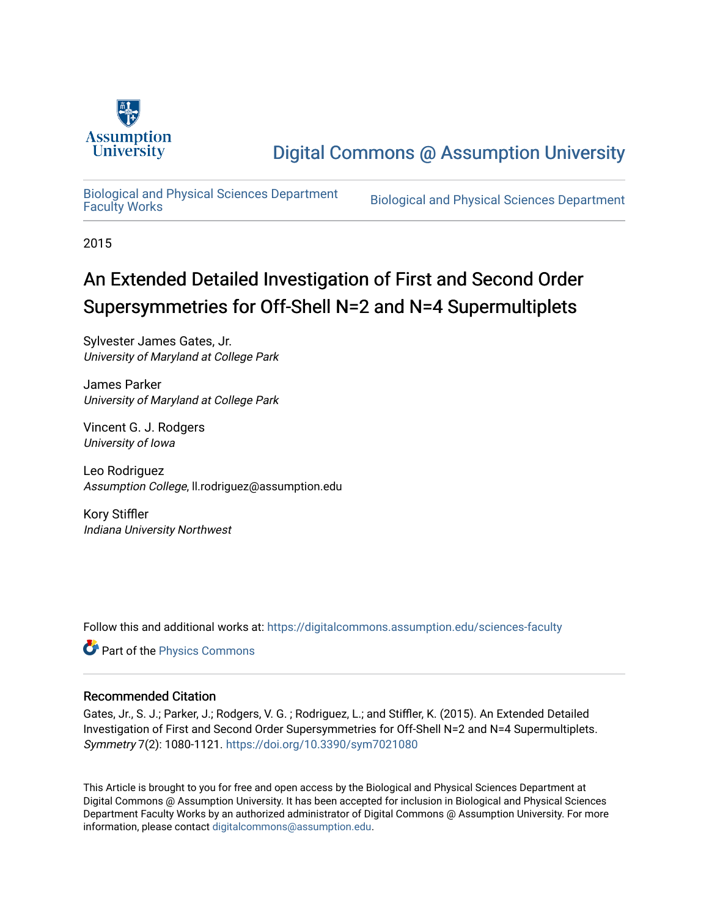Digital Commons @ Assumption University

Biological and Physical Sciences Department Faculty Works

Biological and Physical Sciences Department

2015

# An Extended Detailed Investigation of First and Second Order Supersymmetries for Off-Shell N=2 and N=4 Supermultiplets

Sylvester James Gates, Jr.
*University of Maryland at College Park*

James Parker
*University of Maryland at College Park*

Vincent G. J. Rodgers
*University of Iowa*

Leo Rodriguez
*Assumption College*, ll.rodriguez@assumption.edu

Kory Stiffler
*Indiana University Northwest*

Follow this and additional works at: https://digitalcommons.assumption.edu/sciences-faculty

Part of the Physics Commons

## Recommended Citation

Gates, Jr., S. J.; Parker, J.; Rodgers, V. G. ; Rodriguez, L.; and Stiffler, K. (2015). An Extended Detailed Investigation of First and Second Order Supersymmetries for Off-Shell N=2 and N=4 Supermultiplets. *Symmetry* 7(2): 1080-1121. https://doi.org/10.3390/sym7021080

This Article is brought to you for free and open access by the Biological and Physical Sciences Department at Digital Commons @ Assumption University. It has been accepted for inclusion in Biological and Physical Sciences Department Faculty Works by an authorized administrator of Digital Commons @ Assumption University. For more information, please contact digitalcommons@assumption.edu.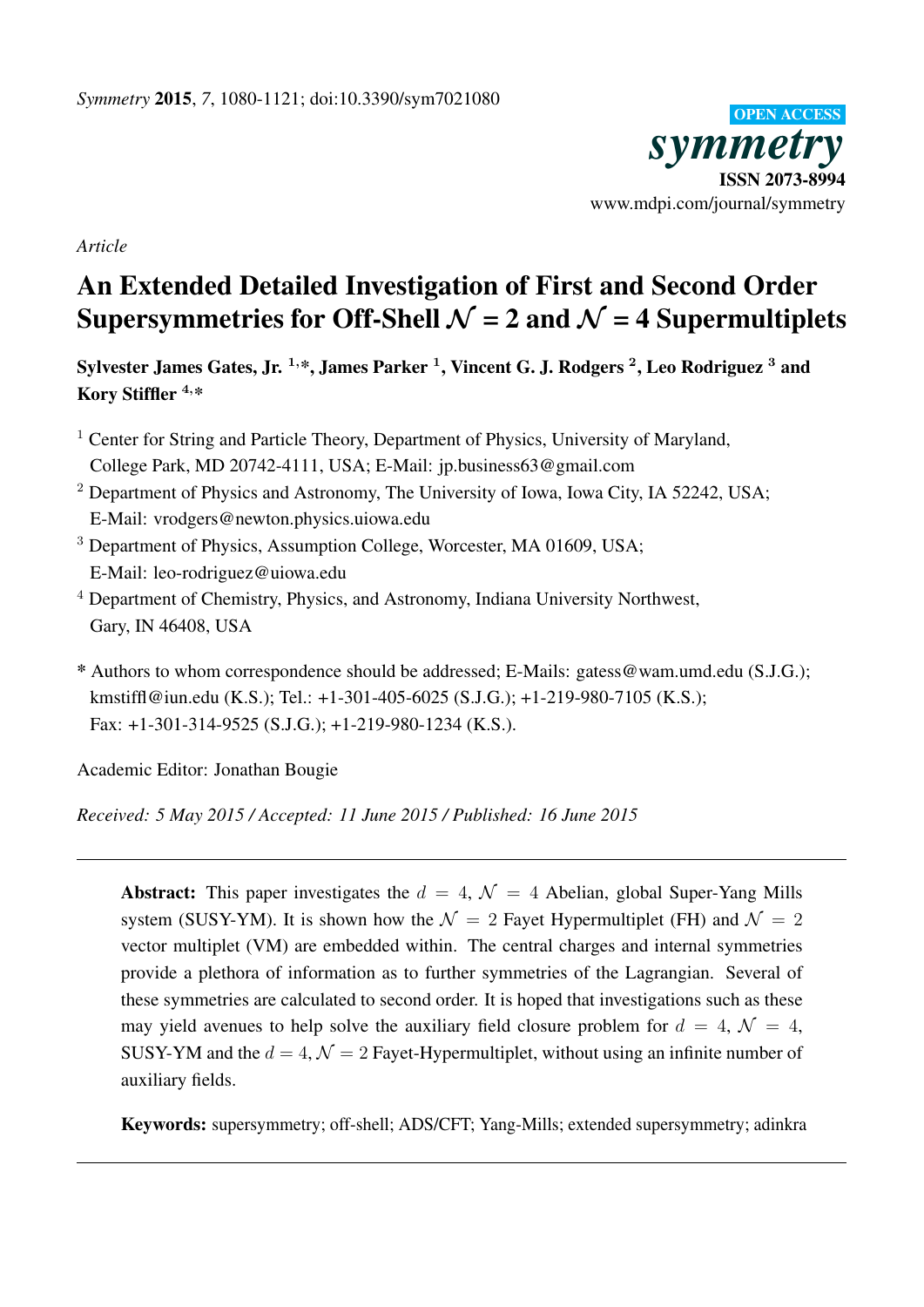*Article*

# An Extended Detailed Investigation of First and Second Order Supersymmetries for Off-Shell $\mathcal{N}$ = 2 and $\mathcal{N}$ = 4 Supermultiplets

**Sylvester James Gates, Jr. [1,*], James Parker [1], Vincent G. J. Rodgers [2], Leo Rodriguez [3] and Kory Stiffler [4,*]**

[1] Center for String and Particle Theory, Department of Physics, University of Maryland, College Park, MD 20742-4111, USA; E-Mail: jp.business63@gmail.com

[2] Department of Physics and Astronomy, The University of Iowa, Iowa City, IA 52242, USA; E-Mail: vrodgers@newton.physics.uiowa.edu

[3] Department of Physics, Assumption College, Worcester, MA 01609, USA; E-Mail: leo-rodriguez@uiowa.edu

[4] Department of Chemistry, Physics, and Astronomy, Indiana University Northwest, Gary, IN 46408, USA

\* Authors to whom correspondence should be addressed; E-Mails: gatess@wam.umd.edu (S.J.G.); kmstiffl@iun.edu (K.S.); Tel.: +1-301-405-6025 (S.J.G.); +1-219-980-7105 (K.S.); Fax: +1-301-314-9525 (S.J.G.); +1-219-980-1234 (K.S.).

Academic Editor: Jonathan Bougie

*Received: 5 May 2015 / Accepted: 11 June 2015 / Published: 16 June 2015*

---

**Abstract:** This paper investigates the $d = 4$, $\mathcal{N} = 4$ Abelian, global Super-Yang Mills system (SUSY-YM). It is shown how the $\mathcal{N} = 2$ Fayet Hypermultiplet (FH) and $\mathcal{N} = 2$ vector multiplet (VM) are embedded within. The central charges and internal symmetries provide a plethora of information as to further symmetries of the Lagrangian. Several of these symmetries are calculated to second order. It is hoped that investigations such as these may yield avenues to help solve the auxiliary field closure problem for $d = 4$, $\mathcal{N} = 4$, SUSY-YM and the $d = 4, \mathcal{N} = 2$ Fayet-Hypermultiplet, without using an infinite number of auxiliary fields.

**Keywords:** supersymmetry; off-shell; ADS/CFT; Yang-Mills; extended supersymmetry; adinkra

---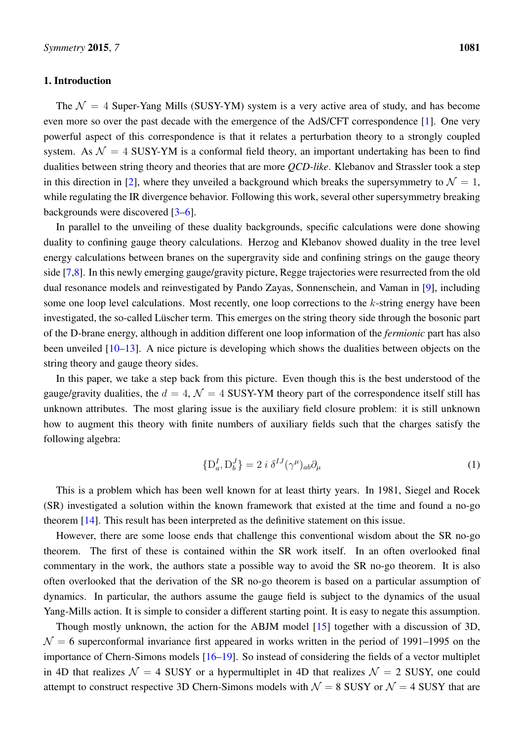## 1. Introduction

The $\mathcal{N} = 4$ Super-Yang Mills (SUSY-YM) system is a very active area of study, and has become even more so over the past decade with the emergence of the AdS/CFT correspondence [1]. One very powerful aspect of this correspondence is that it relates a perturbation theory to a strongly coupled system. As $\mathcal{N} = 4$ SUSY-YM is a conformal field theory, an important undertaking has been to find dualities between string theory and theories that are more *QCD-like*. Klebanov and Strassler took a step in this direction in [2], where they unveiled a background which breaks the supersymmetry to $\mathcal{N} = 1$, while regulating the IR divergence behavior. Following this work, several other supersymmetry breaking backgrounds were discovered [3–6].

In parallel to the unveiling of these duality backgrounds, specific calculations were done showing duality to confining gauge theory calculations. Herzog and Klebanov showed duality in the tree level energy calculations between branes on the supergravity side and confining strings on the gauge theory side [7,8]. In this newly emerging gauge/gravity picture, Regge trajectories were resurrected from the old dual resonance models and reinvestigated by Pando Zayas, Sonnenschein, and Vaman in [9], including some one loop level calculations. Most recently, one loop corrections to the $k$-string energy have been investigated, the so-called Lüscher term. This emerges on the string theory side through the bosonic part of the D-brane energy, although in addition different one loop information of the *fermionic* part has also been unveiled [10–13]. A nice picture is developing which shows the dualities between objects on the string theory and gauge theory sides.

In this paper, we take a step back from this picture. Even though this is the best understood of the gauge/gravity dualities, the $d = 4$, $\mathcal{N} = 4$ SUSY-YM theory part of the correspondence itself still has unknown attributes. The most glaring issue is the auxiliary field closure problem: it is still unknown how to augment this theory with finite numbers of auxiliary fields such that the charges satisfy the following algebra:

$$\{\mathrm{D}_a^I, \mathrm{D}_b^J\} = 2\, i\, \delta^{IJ} (\gamma^\mu)_{ab} \partial_\mu \tag{1}$$

This is a problem which has been well known for at least thirty years. In 1981, Siegel and Rocek (SR) investigated a solution within the known framework that existed at the time and found a no-go theorem [14]. This result has been interpreted as the definitive statement on this issue.

However, there are some loose ends that challenge this conventional wisdom about the SR no-go theorem. The first of these is contained within the SR work itself. In an often overlooked final commentary in the work, the authors state a possible way to avoid the SR no-go theorem. It is also often overlooked that the derivation of the SR no-go theorem is based on a particular assumption of dynamics. In particular, the authors assume the gauge field is subject to the dynamics of the usual Yang-Mills action. It is simple to consider a different starting point. It is easy to negate this assumption.

Though mostly unknown, the action for the ABJM model [15] together with a discussion of 3D, $\mathcal{N} = 6$ superconformal invariance first appeared in works written in the period of 1991–1995 on the importance of Chern-Simons models [16–19]. So instead of considering the fields of a vector multiplet in 4D that realizes $\mathcal{N} = 4$ SUSY or a hypermultiplet in 4D that realizes $\mathcal{N} = 2$ SUSY, one could attempt to construct respective 3D Chern-Simons models with $\mathcal{N} = 8$ SUSY or $\mathcal{N} = 4$ SUSY that are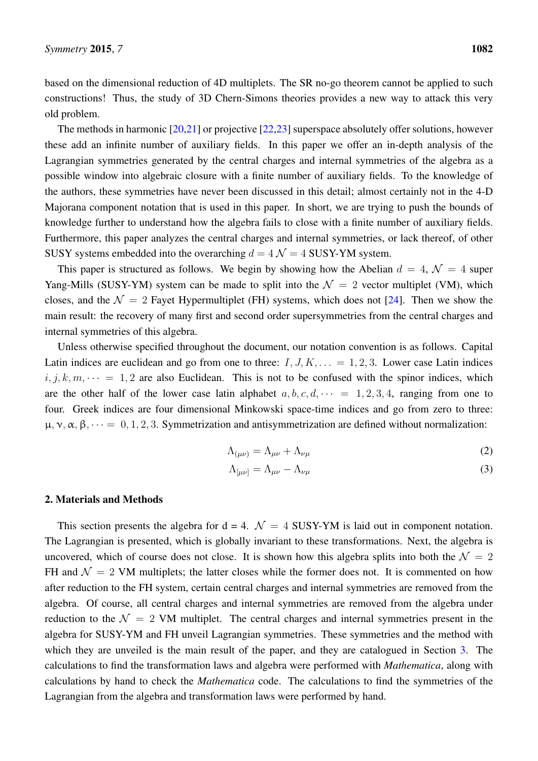based on the dimensional reduction of 4D multiplets. The SR no-go theorem cannot be applied to such constructions! Thus, the study of 3D Chern-Simons theories provides a new way to attack this very old problem.

The methods in harmonic [20,21] or projective [22,23] superspace absolutely offer solutions, however these add an infinite number of auxiliary fields. In this paper we offer an in-depth analysis of the Lagrangian symmetries generated by the central charges and internal symmetries of the algebra as a possible window into algebraic closure with a finite number of auxiliary fields. To the knowledge of the authors, these symmetries have never been discussed in this detail; almost certainly not in the 4-D Majorana component notation that is used in this paper. In short, we are trying to push the bounds of knowledge further to understand how the algebra fails to close with a finite number of auxiliary fields. Furthermore, this paper analyzes the central charges and internal symmetries, or lack thereof, of other SUSY systems embedded into the overarching $d = 4\,\mathcal{N} = 4$ SUSY-YM system.

This paper is structured as follows. We begin by showing how the Abelian $d = 4$, $\mathcal{N} = 4$ super Yang-Mills (SUSY-YM) system can be made to split into the $\mathcal{N} = 2$ vector multiplet (VM), which closes, and the $\mathcal{N} = 2$ Fayet Hypermultiplet (FH) systems, which does not [24]. Then we show the main result: the recovery of many first and second order supersymmetries from the central charges and internal symmetries of this algebra.

Unless otherwise specified throughout the document, our notation convention is as follows. Capital Latin indices are euclidean and go from one to three: $I, J, K, \ldots = 1, 2, 3$. Lower case Latin indices $i, j, k, m, \cdots = 1, 2$ are also Euclidean. This is not to be confused with the spinor indices, which are the other half of the lower case latin alphabet $a, b, c, d, \cdots = 1, 2, 3, 4$, ranging from one to four. Greek indices are four dimensional Minkowski space-time indices and go from zero to three: $\mu, \nu, \alpha, \beta, \cdots = 0, 1, 2, 3$. Symmetrization and antisymmetrization are defined without normalization:

$$\Lambda_{(\mu\nu)} = \Lambda_{\mu\nu} + \Lambda_{\nu\mu} \tag{2}$$

$$\Lambda_{[\mu\nu]} = \Lambda_{\mu\nu} - \Lambda_{\nu\mu} \tag{3}$$

## 2. Materials and Methods

This section presents the algebra for d = 4. $\mathcal{N} = 4$ SUSY-YM is laid out in component notation. The Lagrangian is presented, which is globally invariant to these transformations. Next, the algebra is uncovered, which of course does not close. It is shown how this algebra splits into both the $\mathcal{N} = 2$ FH and $\mathcal{N} = 2$ VM multiplets; the latter closes while the former does not. It is commented on how after reduction to the FH system, certain central charges and internal symmetries are removed from the algebra. Of course, all central charges and internal symmetries are removed from the algebra under reduction to the $\mathcal{N} = 2$ VM multiplet. The central charges and internal symmetries present in the algebra for SUSY-YM and FH unveil Lagrangian symmetries. These symmetries and the method with which they are unveiled is the main result of the paper, and they are catalogued in Section 3. The calculations to find the transformation laws and algebra were performed with *Mathematica*, along with calculations by hand to check the *Mathematica* code. The calculations to find the symmetries of the Lagrangian from the algebra and transformation laws were performed by hand.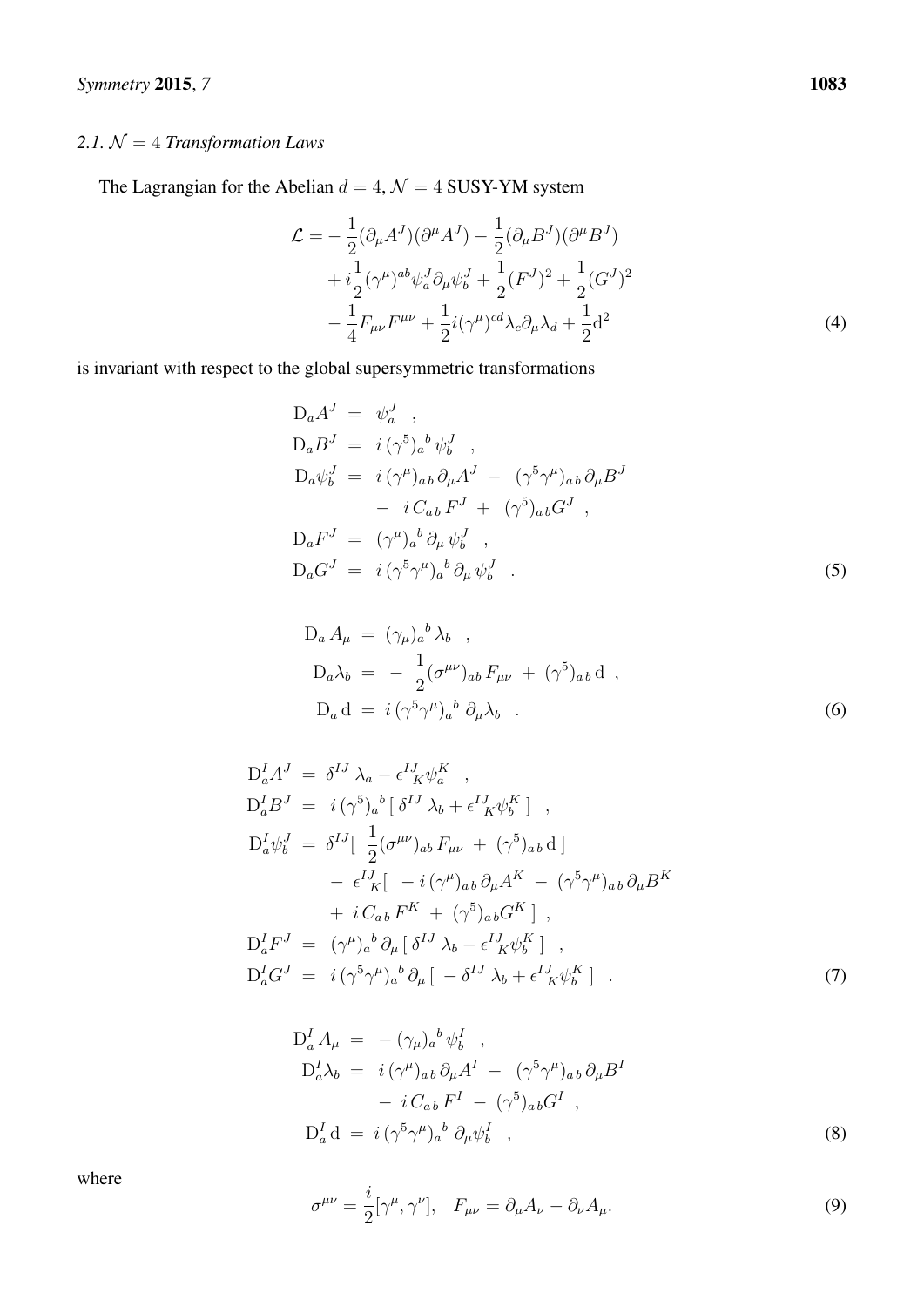### 2.1. $\mathcal{N} = 4$ Transformation Laws

The Lagrangian for the Abelian $d = 4, \mathcal{N} = 4$ SUSY-YM system

$$
\begin{aligned}
\mathcal{L} = & -\frac{1}{2}(\partial_\mu A^J)(\partial^\mu A^J) - \frac{1}{2}(\partial_\mu B^J)(\partial^\mu B^J) \\
& + i\frac{1}{2}(\gamma^\mu)^{ab}\psi_a^J \partial_\mu \psi_b^J + \frac{1}{2}(F^J)^2 + \frac{1}{2}(G^J)^2 \\
& - \frac{1}{4}F_{\mu\nu}F^{\mu\nu} + \frac{1}{2}i(\gamma^\mu)^{cd}\lambda_c \partial_\mu \lambda_d + \frac{1}{2}\mathrm{d}^2
\end{aligned} \tag{4}
$$

is invariant with respect to the global supersymmetric transformations

$$
\begin{aligned}
\mathrm{D}_a A^J &= \psi_a^J \quad , \\
\mathrm{D}_a B^J &= i\,(\gamma^5)_a{}^b\,\psi_b^J \quad , \\
\mathrm{D}_a \psi_b^J &= i\,(\gamma^\mu)_{a\,b}\,\partial_\mu A^J \;-\; (\gamma^5\gamma^\mu)_{a\,b}\,\partial_\mu B^J \\
& \quad -\; i\,C_{a\,b}\,F^J \;+\; (\gamma^5)_{a\,b} G^J \quad , \\
\mathrm{D}_a F^J &= (\gamma^\mu)_a{}^b\,\partial_\mu\,\psi_b^J \quad , \\
\mathrm{D}_a G^J &= i\,(\gamma^5\gamma^\mu)_a{}^b\,\partial_\mu\,\psi_b^J \quad .
\end{aligned} \tag{5}
$$

$$
\begin{aligned}
\mathrm{D}_a\,A_\mu &= (\gamma_\mu)_a{}^b\,\lambda_b \quad , \\
\mathrm{D}_a \lambda_b &= -\,\frac{1}{2}(\sigma^{\mu\nu})_{ab}\,F_{\mu\nu} \;+\; (\gamma^5)_{a\,b}\,\mathrm{d} \quad , \\
\mathrm{D}_a\,\mathrm{d} &= i\,(\gamma^5\gamma^\mu)_a{}^b\;\partial_\mu \lambda_b \quad .
\end{aligned} \tag{6}
$$

$$
\begin{aligned}
\mathrm{D}_a^I A^J &= \delta^{IJ}\,\lambda_a - \epsilon^{IJ}{}_K \psi_a^K \quad , \\
\mathrm{D}_a^I B^J &= i\,(\gamma^5)_a{}^b\,[\,\delta^{IJ}\,\lambda_b + \epsilon^{IJ}{}_K \psi_b^K\,] \quad , \\
\mathrm{D}_a^I \psi_b^J &= \delta^{IJ}[\;\frac{1}{2}(\sigma^{\mu\nu})_{ab}\,F_{\mu\nu} \;+\; (\gamma^5)_{a\,b}\,\mathrm{d}\,] \\
& \quad -\; \epsilon^{IJ}{}_K[\;-\,i\,(\gamma^\mu)_{a\,b}\,\partial_\mu A^K \;-\; (\gamma^5\gamma^\mu)_{a\,b}\,\partial_\mu B^K \\
& \quad +\; i\,C_{a\,b}\,F^K \;+\; (\gamma^5)_{a\,b} G^K\;] \;, \\
\mathrm{D}_a^I F^J &= (\gamma^\mu)_a{}^b\,\partial_\mu\,[\,\delta^{IJ}\,\lambda_b - \epsilon^{IJ}{}_K \psi_b^K\,] \quad , \\
\mathrm{D}_a^I G^J &= i\,(\gamma^5\gamma^\mu)_a{}^b\,\partial_\mu\,[\;-\,\delta^{IJ}\,\lambda_b + \epsilon^{IJ}{}_K \psi_b^K\,] \quad .
\end{aligned} \tag{7}
$$

$$
\begin{aligned}
\mathrm{D}_a^I\,A_\mu &= -\,(\gamma_\mu)_a{}^b\,\psi_b^I \quad , \\
\mathrm{D}_a^I \lambda_b &= i\,(\gamma^\mu)_{a\,b}\,\partial_\mu A^I \;-\; (\gamma^5\gamma^\mu)_{a\,b}\,\partial_\mu B^I \\
& \quad -\; i\,C_{a\,b}\,F^I \;-\; (\gamma^5)_{a\,b} G^I \quad , \\
\mathrm{D}_a^I\,\mathrm{d} &= i\,(\gamma^5\gamma^\mu)_a{}^b\;\partial_\mu \psi_b^I \quad ,
\end{aligned} \tag{8}
$$

where

$$
\sigma^{\mu\nu} = \frac{i}{2}[\gamma^\mu, \gamma^\nu], \quad F_{\mu\nu} = \partial_\mu A_\nu - \partial_\nu A_\mu. \tag{9}
$$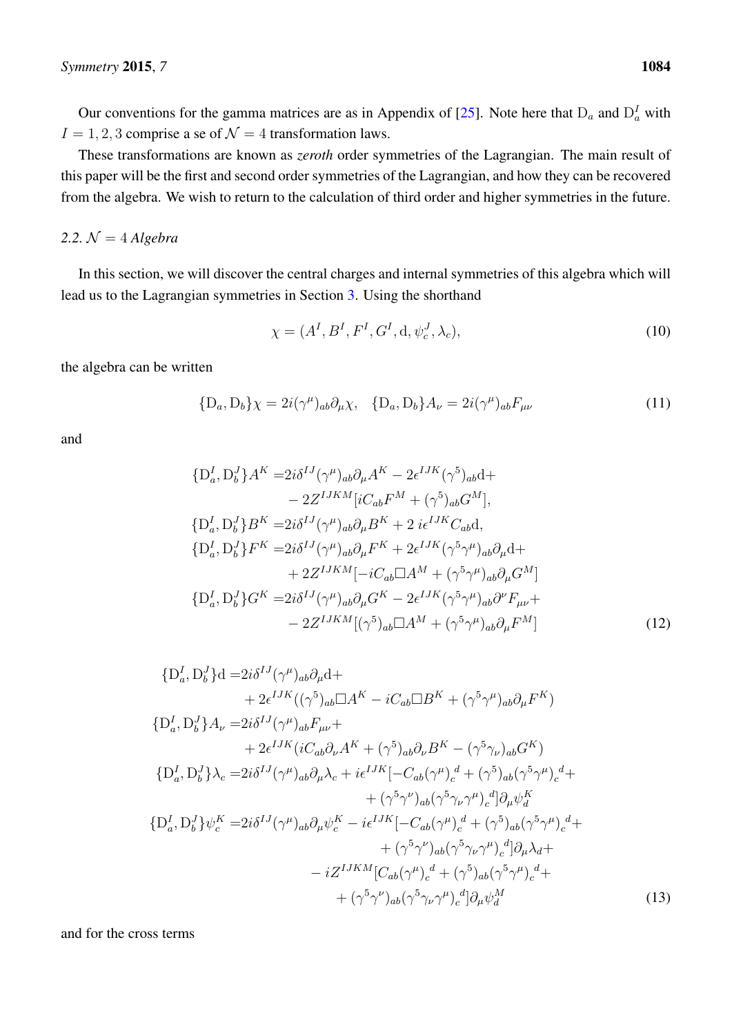Our conventions for the gamma matrices are as in Appendix of [25]. Note here that $\mathrm{D}_a$ and $\mathrm{D}_a^I$ with $I = 1, 2, 3$ comprise a se of $\mathcal{N} = 4$ transformation laws.

These transformations are known as *zeroth* order symmetries of the Lagrangian. The main result of this paper will be the first and second order symmetries of the Lagrangian, and how they can be recovered from the algebra. We wish to return to the calculation of third order and higher symmetries in the future.

### 2.2. $\mathcal{N} = 4$ *Algebra*

In this section, we will discover the central charges and internal symmetries of this algebra which will lead us to the Lagrangian symmetries in Section 3. Using the shorthand

$$\chi = (A^I, B^I, F^I, G^I, \mathrm{d}, \psi_c^J, \lambda_c), \tag{10}$$

the algebra can be written

$$\{\mathrm{D}_a, \mathrm{D}_b\}\chi = 2i(\gamma^\mu)_{ab}\partial_\mu \chi, \quad \{\mathrm{D}_a, \mathrm{D}_b\}A_\nu = 2i(\gamma^\mu)_{ab}F_{\mu\nu} \tag{11}$$

and

$$\begin{aligned}
\{\mathrm{D}_a^I, \mathrm{D}_b^J\}A^K =& 2i\delta^{IJ}(\gamma^\mu)_{ab}\partial_\mu A^K - 2\epsilon^{IJK}(\gamma^5)_{ab}\mathrm{d} + \\
& - 2Z^{IJKM}[iC_{ab}F^M + (\gamma^5)_{ab}G^M], \\
\{\mathrm{D}_a^I, \mathrm{D}_b^J\}B^K =& 2i\delta^{IJ}(\gamma^\mu)_{ab}\partial_\mu B^K + 2\, i\epsilon^{IJK}C_{ab}\mathrm{d}, \\
\{\mathrm{D}_a^I, \mathrm{D}_b^J\}F^K =& 2i\delta^{IJ}(\gamma^\mu)_{ab}\partial_\mu F^K + 2\epsilon^{IJK}(\gamma^5\gamma^\mu)_{ab}\partial_\mu \mathrm{d} + \\
& + 2Z^{IJKM}[-iC_{ab}\Box A^M + (\gamma^5\gamma^\mu)_{ab}\partial_\mu G^M] \\
\{\mathrm{D}_a^I, \mathrm{D}_b^J\}G^K =& 2i\delta^{IJ}(\gamma^\mu)_{ab}\partial_\mu G^K - 2\epsilon^{IJK}(\gamma^5\gamma^\mu)_{ab}\partial^\nu F_{\mu\nu} + \\
& - 2Z^{IJKM}[(\gamma^5)_{ab}\Box A^M + (\gamma^5\gamma^\mu)_{ab}\partial_\mu F^M]
\end{aligned} \tag{12}$$

$$\begin{aligned}
\{\mathrm{D}_a^I, \mathrm{D}_b^J\}\mathrm{d} =& 2i\delta^{IJ}(\gamma^\mu)_{ab}\partial_\mu \mathrm{d} + \\
& + 2\epsilon^{IJK}((\gamma^5)_{ab}\Box A^K - iC_{ab}\Box B^K + (\gamma^5\gamma^\mu)_{ab}\partial_\mu F^K) \\
\{\mathrm{D}_a^I, \mathrm{D}_b^J\}A_\nu =& 2i\delta^{IJ}(\gamma^\mu)_{ab}F_{\mu\nu} + \\
& + 2\epsilon^{IJK}(iC_{ab}\partial_\nu A^K + (\gamma^5)_{ab}\partial_\nu B^K - (\gamma^5\gamma_\nu)_{ab}G^K) \\
\{\mathrm{D}_a^I, \mathrm{D}_b^J\}\lambda_c =& 2i\delta^{IJ}(\gamma^\mu)_{ab}\partial_\mu \lambda_c + i\epsilon^{IJK}[-C_{ab}(\gamma^\mu)_c{}^d + (\gamma^5)_{ab}(\gamma^5\gamma^\mu)_c{}^d + \\
& + (\gamma^5\gamma^\nu)_{ab}(\gamma^5\gamma_\nu\gamma^\mu)_c{}^d]\partial_\mu \psi_d^K \\
\{\mathrm{D}_a^I, \mathrm{D}_b^J\}\psi_c^K =& 2i\delta^{IJ}(\gamma^\mu)_{ab}\partial_\mu \psi_c^K - i\epsilon^{IJK}[-C_{ab}(\gamma^\mu)_c{}^d + (\gamma^5)_{ab}(\gamma^5\gamma^\mu)_c{}^d + \\
& + (\gamma^5\gamma^\nu)_{ab}(\gamma^5\gamma_\nu\gamma^\mu)_c{}^d]\partial_\mu \lambda_d + \\
& - iZ^{IJKM}[C_{ab}(\gamma^\mu)_c{}^d + (\gamma^5)_{ab}(\gamma^5\gamma^\mu)_c{}^d + \\
& + (\gamma^5\gamma^\nu)_{ab}(\gamma^5\gamma_\nu\gamma^\mu)_c{}^d]\partial_\mu \psi_d^M
\end{aligned} \tag{13}$$

and for the cross terms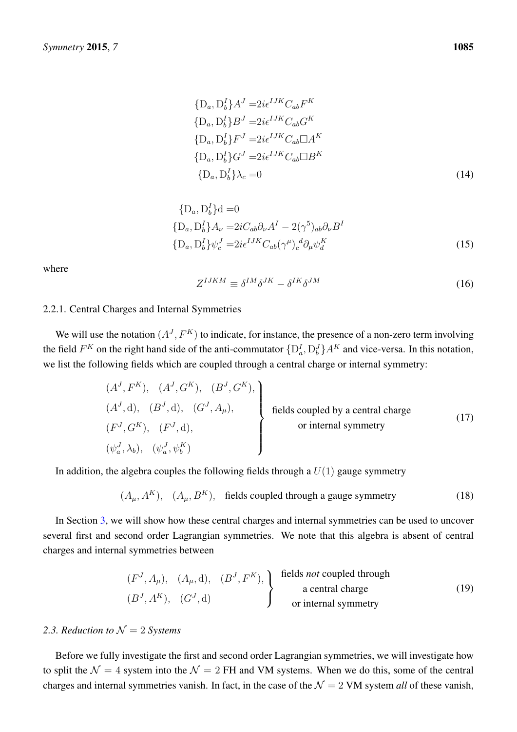$$
\begin{aligned}
\{\mathrm{D}_a, \mathrm{D}_b^I\} A^J =& 2i\epsilon^{IJK} C_{ab} F^K \\
\{\mathrm{D}_a, \mathrm{D}_b^I\} B^J =& 2i\epsilon^{IJK} C_{ab} G^K \\
\{\mathrm{D}_a, \mathrm{D}_b^I\} F^J =& 2i\epsilon^{IJK} C_{ab} \Box A^K \\
\{\mathrm{D}_a, \mathrm{D}_b^I\} G^J =& 2i\epsilon^{IJK} C_{ab} \Box B^K \\
\{\mathrm{D}_a, \mathrm{D}_b^I\} \lambda_c =& 0
\end{aligned}
\tag{14}
$$

$$
\begin{aligned}
\{\mathrm{D}_a, \mathrm{D}_b^I\} \mathrm{d} =& 0 \\
\{\mathrm{D}_a, \mathrm{D}_b^I\} A_\nu =& 2iC_{ab}\partial_\nu A^I - 2(\gamma^5)_{ab}\partial_\nu B^I \\
\{\mathrm{D}_a, \mathrm{D}_b^J\} \psi_c^J =& 2i\epsilon^{IJK} C_{ab} (\gamma^\mu)_c{}^d \partial_\mu \psi_d^K
\end{aligned}
\tag{15}
$$

where

$$
Z^{IJKM} \equiv \delta^{IM}\delta^{JK} - \delta^{IK}\delta^{JM} \tag{16}
$$

2.2.1. Central Charges and Internal Symmetries

We will use the notation $(A^J, F^K)$ to indicate, for instance, the presence of a non-zero term involving the field $F^K$ on the right hand side of the anti-commutator $\{\mathrm{D}_a^I, \mathrm{D}_b^J\}A^K$ and vice-versa. In this notation, we list the following fields which are coupled through a central charge or internal symmetry:

$$
\left.
\begin{aligned}
&(A^J, F^K), \quad (A^J, G^K), \quad (B^J, G^K), \\
&(A^J, \mathrm{d}), \quad (B^J, \mathrm{d}), \quad (G^J, A_\mu), \\
&(F^J, G^K), \quad (F^J, \mathrm{d}), \\
&(\psi_a^J, \lambda_b), \quad (\psi_a^J, \psi_b^K)
\end{aligned}
\right\} \begin{array}{c}\text{fields coupled by a central charge} \\ \text{or internal symmetry}\end{array}
\tag{17}
$$

In addition, the algebra couples the following fields through a $U(1)$ gauge symmetry

$$
(A_\mu, A^K), \quad (A_\mu, B^K), \quad \text{fields coupled through a gauge symmetry} \tag{18}
$$

In Section 3, we will show how these central charges and internal symmetries can be used to uncover several first and second order Lagrangian symmetries. We note that this algebra is absent of central charges and internal symmetries between

$$
\left.
\begin{aligned}
&(F^J, A_\mu), \quad (A_\mu, \mathrm{d}), \quad (B^J, F^K), \\
&(B^J, A^K), \quad (G^J, \mathrm{d})
\end{aligned}
\right\} \begin{array}{c}\text{fields } \textit{not} \text{ coupled through} \\ \text{a central charge} \\ \text{or internal symmetry}\end{array}
\tag{19}
$$

### 2.3. Reduction to $\mathcal{N} = 2$ Systems

Before we fully investigate the first and second order Lagrangian symmetries, we will investigate how to split the $\mathcal{N} = 4$ system into the $\mathcal{N} = 2$ FH and VM systems. When we do this, some of the central charges and internal symmetries vanish. In fact, in the case of the $\mathcal{N} = 2$ VM system *all* of these vanish,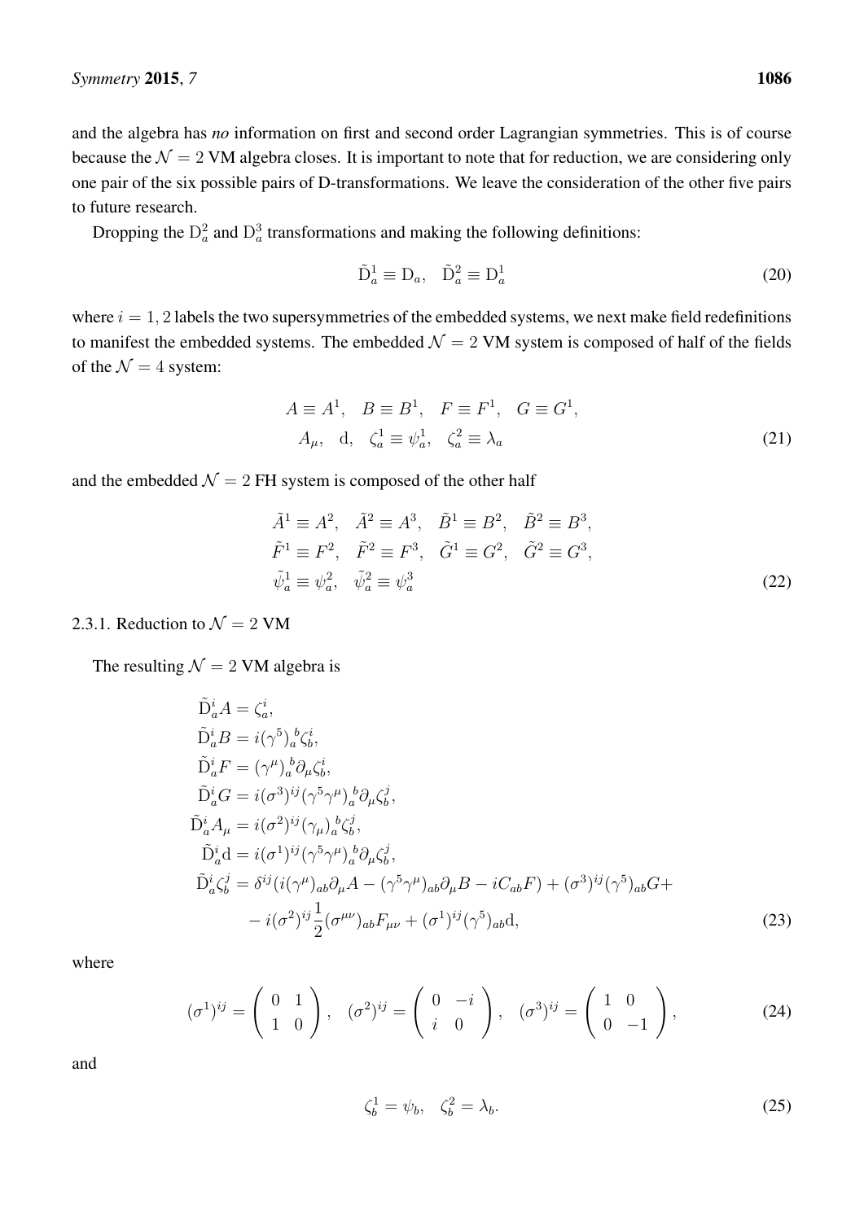and the algebra has *no* information on first and second order Lagrangian symmetries. This is of course because the $\mathcal{N}=2$ VM algebra closes. It is important to note that for reduction, we are considering only one pair of the six possible pairs of D-transformations. We leave the consideration of the other five pairs to future research.

Dropping the $\mathrm{D}_a^2$ and $\mathrm{D}_a^3$ transformations and making the following definitions:

$$\tilde{\mathrm{D}}_a^1 \equiv \mathrm{D}_a, \quad \tilde{\mathrm{D}}_a^2 \equiv \mathrm{D}_a^1 \tag{20}$$

where $i=1,2$ labels the two supersymmetries of the embedded systems, we next make field redefinitions to manifest the embedded systems. The embedded $\mathcal{N}=2$ VM system is composed of half of the fields of the $\mathcal{N}=4$ system:

$$\begin{aligned}
&A \equiv A^1, \quad B \equiv B^1, \quad F \equiv F^1, \quad G \equiv G^1, \\
&A_\mu, \quad \mathrm{d}, \quad \zeta_a^1 \equiv \psi_a^1, \quad \zeta_a^2 \equiv \lambda_a
\end{aligned} \tag{21}$$

and the embedded $\mathcal{N}=2$ FH system is composed of the other half

$$\begin{aligned}
&\tilde{A}^1 \equiv A^2, \quad \tilde{A}^2 \equiv A^3, \quad \tilde{B}^1 \equiv B^2, \quad \tilde{B}^2 \equiv B^3, \\
&\tilde{F}^1 \equiv F^2, \quad \tilde{F}^2 \equiv F^3, \quad \tilde{G}^1 \equiv G^2, \quad \tilde{G}^2 \equiv G^3, \\
&\tilde{\psi}_a^1 \equiv \psi_a^2, \quad \tilde{\psi}_a^2 \equiv \psi_a^3
\end{aligned} \tag{22}$$

### 2.3.1. Reduction to $\mathcal{N}=2$ VM

The resulting $\mathcal{N}=2$ VM algebra is

$$\begin{aligned}
\tilde{\mathrm{D}}_a^i A &= \zeta_a^i, \\
\tilde{\mathrm{D}}_a^i B &= i(\gamma^5)_a{}^b \zeta_b^i, \\
\tilde{\mathrm{D}}_a^i F &= (\gamma^\mu)_a{}^b \partial_\mu \zeta_b^i, \\
\tilde{\mathrm{D}}_a^i G &= i(\sigma^3)^{ij} (\gamma^5\gamma^\mu)_a{}^b \partial_\mu \zeta_b^j, \\
\tilde{\mathrm{D}}_a^i A_\mu &= i(\sigma^2)^{ij} (\gamma_\mu)_a{}^b \zeta_b^j, \\
\tilde{\mathrm{D}}_a^i \mathrm{d} &= i(\sigma^1)^{ij} (\gamma^5\gamma^\mu)_a{}^b \partial_\mu \zeta_b^j, \\
\tilde{\mathrm{D}}_a^i \zeta_b^j &= \delta^{ij}(i(\gamma^\mu)_{ab}\partial_\mu A - (\gamma^5\gamma^\mu)_{ab}\partial_\mu B - iC_{ab}F) + (\sigma^3)^{ij}(\gamma^5)_{ab} G + \\
&\quad - i(\sigma^2)^{ij}\frac{1}{2}(\sigma^{\mu\nu})_{ab}F_{\mu\nu} + (\sigma^1)^{ij}(\gamma^5)_{ab}\mathrm{d},
\end{aligned} \tag{23}$$

where

$$(\sigma^1)^{ij} = \begin{pmatrix} 0 & 1 \\ 1 & 0 \end{pmatrix}, \quad (\sigma^2)^{ij} = \begin{pmatrix} 0 & -i \\ i & 0 \end{pmatrix}, \quad (\sigma^3)^{ij} = \begin{pmatrix} 1 & 0 \\ 0 & -1 \end{pmatrix}, \tag{24}$$

and

$$\zeta_b^1 = \psi_b, \quad \zeta_b^2 = \lambda_b. \tag{25}$$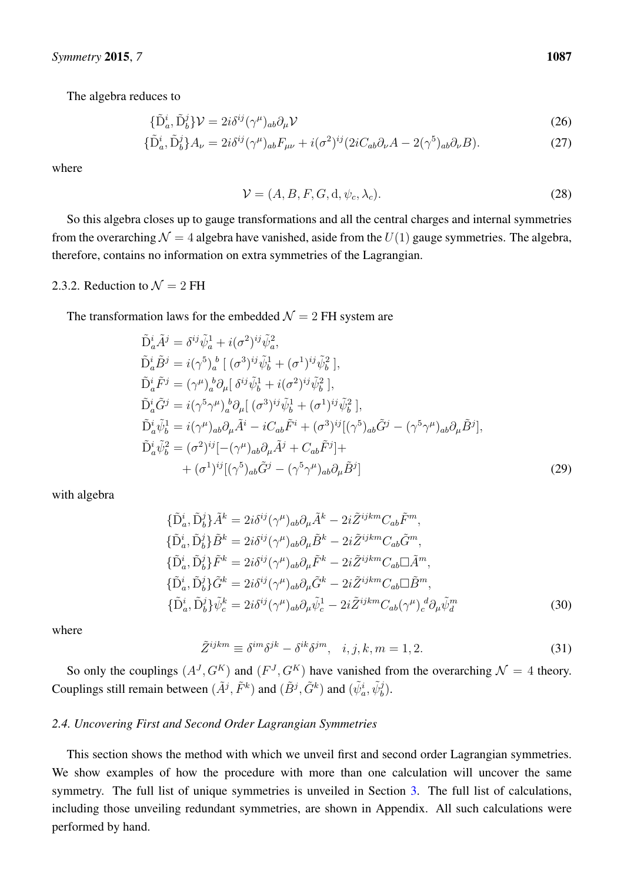The algebra reduces to

$$\{\tilde{\mathrm{D}}_a^i, \tilde{\mathrm{D}}_b^j\}\mathcal{V} = 2i\delta^{ij}(\gamma^\mu)_{ab}\partial_\mu \mathcal{V} \tag{26}$$

$$\{\tilde{\mathrm{D}}_a^i, \tilde{\mathrm{D}}_b^j\}A_\nu = 2i\delta^{ij}(\gamma^\mu)_{ab}F_{\mu\nu} + i(\sigma^2)^{ij}(2iC_{ab}\partial_\nu A - 2(\gamma^5)_{ab}\partial_\nu B). \tag{27}$$

where

$$\mathcal{V} = (A, B, F, G, \mathrm{d}, \psi_c, \lambda_c). \tag{28}$$

So this algebra closes up to gauge transformations and all the central charges and internal symmetries from the overarching $\mathcal{N} = 4$ algebra have vanished, aside from the $U(1)$ gauge symmetries. The algebra, therefore, contains no information on extra symmetries of the Lagrangian.

#### 2.3.2. Reduction to $\mathcal{N} = 2$ FH

The transformation laws for the embedded $\mathcal{N} = 2$ FH system are

$$\begin{aligned}
\tilde{\mathrm{D}}_a^i \tilde{A}^j &= \delta^{ij}\tilde{\psi}_a^1 + i(\sigma^2)^{ij}\tilde{\psi}_a^2, \\
\tilde{\mathrm{D}}_a^i \tilde{B}^j &= i(\gamma^5)_a{}^b\,[\,(\sigma^3)^{ij}\tilde{\psi}_b^1 + (\sigma^1)^{ij}\tilde{\psi}_b^2\,], \\
\tilde{\mathrm{D}}_a^i \tilde{F}^j &= (\gamma^\mu)_a{}^b\partial_\mu[\,\delta^{ij}\tilde{\psi}_b^1 + i(\sigma^2)^{ij}\tilde{\psi}_b^2\,], \\
\tilde{\mathrm{D}}_a^i \tilde{G}^j &= i(\gamma^5\gamma^\mu)_a{}^b\partial_\mu[\,(\sigma^3)^{ij}\tilde{\psi}_b^1 + (\sigma^1)^{ij}\tilde{\psi}_b^2\,], \\
\tilde{\mathrm{D}}_a^i \tilde{\psi}_b^1 &= i(\gamma^\mu)_{ab}\partial_\mu\tilde{A}^i - iC_{ab}\tilde{F}^i + (\sigma^3)^{ij}[(\gamma^5)_{ab}\tilde{G}^j - (\gamma^5\gamma^\mu)_{ab}\partial_\mu\tilde{B}^j], \\
\tilde{\mathrm{D}}_a^i \tilde{\psi}_b^2 &= (\sigma^2)^{ij}[-(\gamma^\mu)_{ab}\partial_\mu\tilde{A}^j + C_{ab}\tilde{F}^j] + \\
&\quad + (\sigma^1)^{ij}[(\gamma^5)_{ab}\tilde{G}^j - (\gamma^5\gamma^\mu)_{ab}\partial_\mu\tilde{B}^j]
\end{aligned} \tag{29}$$

with algebra

$$\begin{aligned}
\{\tilde{\mathrm{D}}_a^i, \tilde{\mathrm{D}}_b^j\}\tilde{A}^k &= 2i\delta^{ij}(\gamma^\mu)_{ab}\partial_\mu\tilde{A}^k - 2i\tilde{Z}^{ijkm}C_{ab}\tilde{F}^m, \\
\{\tilde{\mathrm{D}}_a^i, \tilde{\mathrm{D}}_b^j\}\tilde{B}^k &= 2i\delta^{ij}(\gamma^\mu)_{ab}\partial_\mu\tilde{B}^k - 2i\tilde{Z}^{ijkm}C_{ab}\tilde{G}^m, \\
\{\tilde{\mathrm{D}}_a^i, \tilde{\mathrm{D}}_b^j\}\tilde{F}^k &= 2i\delta^{ij}(\gamma^\mu)_{ab}\partial_\mu\tilde{F}^k - 2i\tilde{Z}^{ijkm}C_{ab}\Box\tilde{A}^m, \\
\{\tilde{\mathrm{D}}_a^i, \tilde{\mathrm{D}}_b^j\}\tilde{G}^k &= 2i\delta^{ij}(\gamma^\mu)_{ab}\partial_\mu\tilde{G}^k - 2i\tilde{Z}^{ijkm}C_{ab}\Box\tilde{B}^m, \\
\{\tilde{\mathrm{D}}_a^i, \tilde{\mathrm{D}}_b^j\}\tilde{\psi}_c^k &= 2i\delta^{ij}(\gamma^\mu)_{ab}\partial_\mu\tilde{\psi}_c^1 - 2i\tilde{Z}^{ijkm}C_{ab}(\gamma^\mu)_c{}^d\partial_\mu\tilde{\psi}_d^m
\end{aligned} \tag{30}$$

where

$$\tilde{Z}^{ijkm} \equiv \delta^{im}\delta^{jk} - \delta^{ik}\delta^{jm}, \quad i, j, k, m = 1, 2. \tag{31}$$

So only the couplings $(A^J, G^K)$ and $(F^J, G^K)$ have vanished from the overarching $\mathcal{N} = 4$ theory. Couplings still remain between $(\tilde{A}^j, \tilde{F}^k)$ and $(\tilde{B}^j, \tilde{G}^k)$ and $(\tilde{\psi}_a^i, \tilde{\psi}_b^j)$.

### *2.4. Uncovering First and Second Order Lagrangian Symmetries*

This section shows the method with which we unveil first and second order Lagrangian symmetries. We show examples of how the procedure with more than one calculation will uncover the same symmetry. The full list of unique symmetries is unveiled in Section 3. The full list of calculations, including those unveiling redundant symmetries, are shown in Appendix. All such calculations were performed by hand.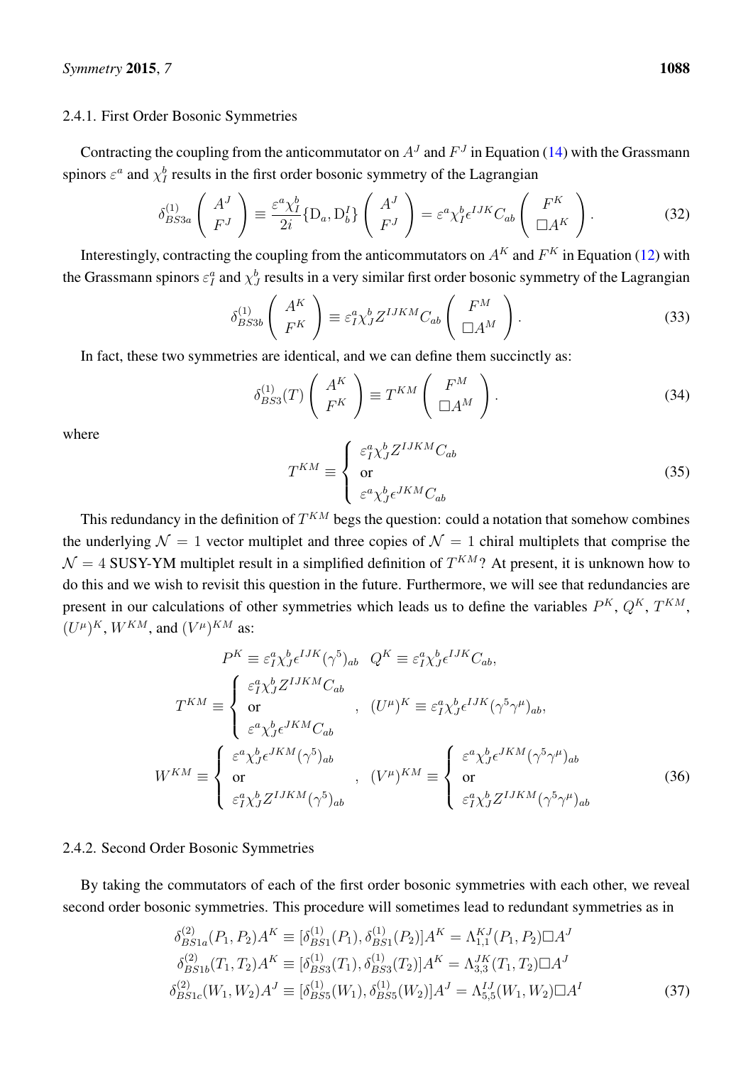#### 2.4.1. First Order Bosonic Symmetries

Contracting the coupling from the anticommutator on $A^J$ and $F^J$ in Equation (14) with the Grassmann spinors $\varepsilon^a$ and $\chi_I^b$ results in the first order bosonic symmetry of the Lagrangian

$$
\delta^{(1)}_{BS3a} \begin{pmatrix} A^J \\ F^J \end{pmatrix} \equiv \frac{\varepsilon^a \chi_I^b}{2i} \{ \mathrm{D}_a, \mathrm{D}_b^I \} \begin{pmatrix} A^J \\ F^J \end{pmatrix} = \varepsilon^a \chi_I^b \epsilon^{IJK} C_{ab} \begin{pmatrix} F^K \\ \Box A^K \end{pmatrix}. \tag{32}
$$

Interestingly, contracting the coupling from the anticommutators on $A^K$ and $F^K$ in Equation (12) with the Grassmann spinors $\varepsilon_I^a$ and $\chi_J^b$ results in a very similar first order bosonic symmetry of the Lagrangian

$$
\delta^{(1)}_{BS3b} \begin{pmatrix} A^K \\ F^K \end{pmatrix} \equiv \varepsilon_I^a \chi_J^b Z^{IJKM} C_{ab} \begin{pmatrix} F^M \\ \Box A^M \end{pmatrix}. \tag{33}
$$

In fact, these two symmetries are identical, and we can define them succinctly as:

$$
\delta^{(1)}_{BS3}(T) \begin{pmatrix} A^K \\ F^K \end{pmatrix} \equiv T^{KM} \begin{pmatrix} F^M \\ \Box A^M \end{pmatrix}. \tag{34}
$$

where

$$
T^{KM} \equiv \begin{cases} \varepsilon_I^a \chi_J^b Z^{IJKM} C_{ab} \\ \text{or} \\ \varepsilon^a \chi_J^b \epsilon^{JKM} C_{ab} \end{cases} \tag{35}
$$

This redundancy in the definition of $T^{KM}$ begs the question: could a notation that somehow combines the underlying $\mathcal{N} = 1$ vector multiplet and three copies of $\mathcal{N} = 1$ chiral multiplets that comprise the $\mathcal{N} = 4$ SUSY-YM multiplet result in a simplified definition of $T^{KM}$? At present, it is unknown how to do this and we wish to revisit this question in the future. Furthermore, we will see that redundancies are present in our calculations of other symmetries which leads us to define the variables $P^K$, $Q^K$, $T^{KM}$, $(U^\mu)^K$, $W^{KM}$, and $(V^\mu)^{KM}$ as:

$$
\begin{gathered}
P^K \equiv \varepsilon_I^a \chi_J^b \epsilon^{IJK} (\gamma^5)_{ab} \quad Q^K \equiv \varepsilon_I^a \chi_J^b \epsilon^{IJK} C_{ab}, \\
T^{KM} \equiv \begin{cases} \varepsilon_I^a \chi_J^b Z^{IJKM} C_{ab} \\ \text{or} \\ \varepsilon^a \chi_J^b \epsilon^{JKM} C_{ab} \end{cases}, \quad (U^\mu)^K \equiv \varepsilon_I^a \chi_J^b \epsilon^{IJK} (\gamma^5 \gamma^\mu)_{ab}, \\
W^{KM} \equiv \begin{cases} \varepsilon^a \chi_J^b \epsilon^{JKM} (\gamma^5)_{ab} \\ \text{or} \\ \varepsilon_I^a \chi_J^b Z^{IJKM} (\gamma^5)_{ab} \end{cases}, \quad (V^\mu)^{KM} \equiv \begin{cases} \varepsilon^a \chi_J^b \epsilon^{JKM} (\gamma^5 \gamma^\mu)_{ab} \\ \text{or} \\ \varepsilon_I^a \chi_J^b Z^{IJKM} (\gamma^5 \gamma^\mu)_{ab} \end{cases}
\end{gathered} \tag{36}
$$

#### 2.4.2. Second Order Bosonic Symmetries

By taking the commutators of each of the first order bosonic symmetries with each other, we reveal second order bosonic symmetries. This procedure will sometimes lead to redundant symmetries as in

$$
\begin{aligned}
\delta^{(2)}_{BS1a}(P_1, P_2) A^K &\equiv [\delta^{(1)}_{BS1}(P_1), \delta^{(1)}_{BS1}(P_2)] A^K = \Lambda^{KJ}_{1,1}(P_1, P_2) \Box A^J \\
\delta^{(2)}_{BS1b}(T_1, T_2) A^K &\equiv [\delta^{(1)}_{BS3}(T_1), \delta^{(1)}_{BS3}(T_2)] A^K = \Lambda^{JK}_{3,3}(T_1, T_2) \Box A^J \\
\delta^{(2)}_{BS1c}(W_1, W_2) A^J &\equiv [\delta^{(1)}_{BS5}(W_1), \delta^{(1)}_{BS5}(W_2)] A^J = \Lambda^{IJ}_{5,5}(W_1, W_2) \Box A^I
\end{aligned} \tag{37}
$$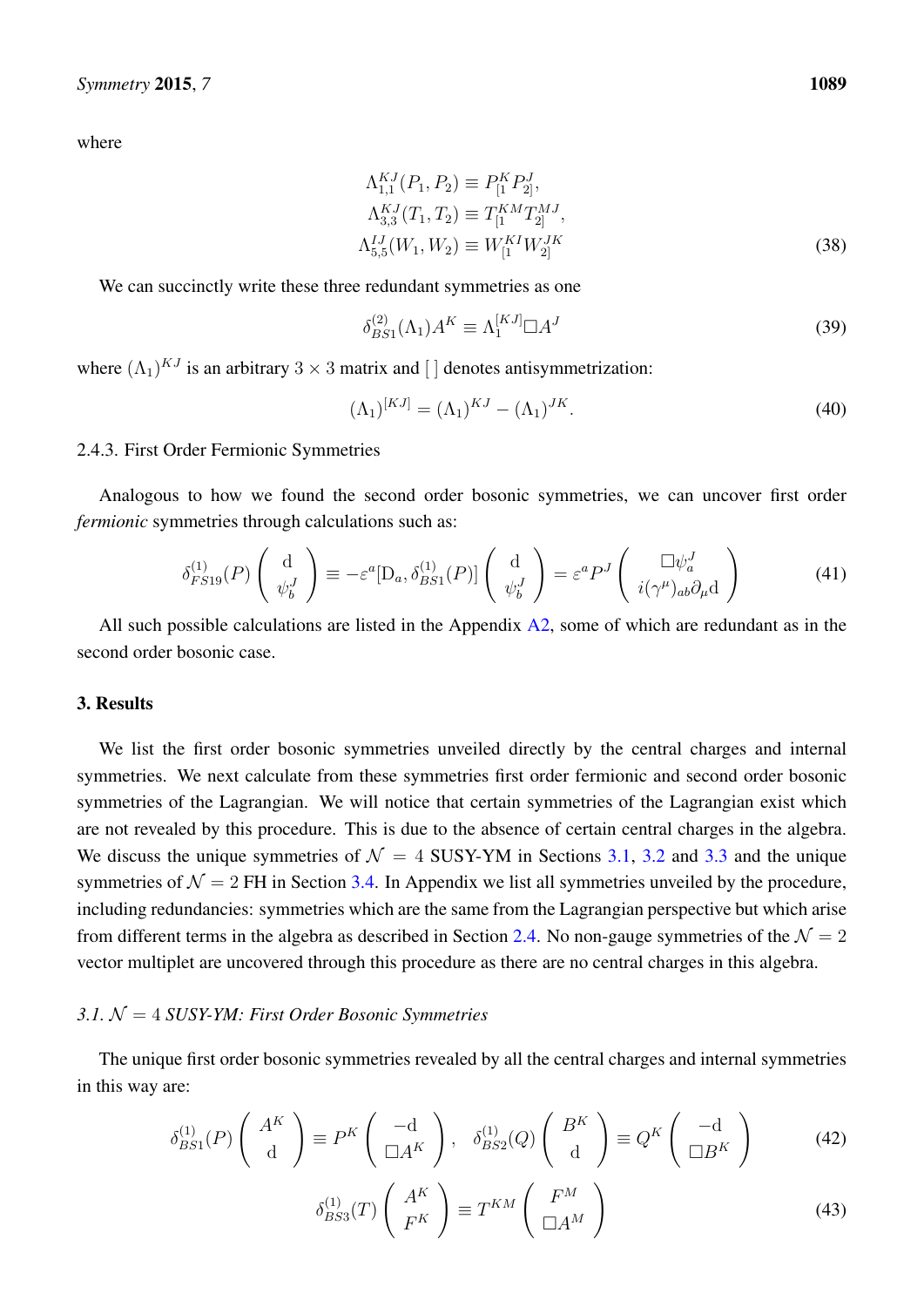where

$$
\begin{aligned}
\Lambda^{KJ}_{1,1}(P_1, P_2) &\equiv P^K_{[1} P^J_{2]}, \\
\Lambda^{KJ}_{3,3}(T_1, T_2) &\equiv T^{KM}_{[1} T^{MJ}_{2]}, \\
\Lambda^{IJ}_{5,5}(W_1, W_2) &\equiv W^{KI}_{[1} W^{JK}_{2]}
\end{aligned}
\tag{38}
$$

We can succinctly write these three redundant symmetries as one

$$
\delta^{(2)}_{BS1}(\Lambda_1) A^K \equiv \Lambda_1^{[KJ]} \Box A^J \tag{39}
$$

where $(\Lambda_1)^{KJ}$ is an arbitrary $3 \times 3$ matrix and [ ] denotes antisymmetrization:

$$
(\Lambda_1)^{[KJ]} = (\Lambda_1)^{KJ} - (\Lambda_1)^{JK}. \tag{40}
$$

### 2.4.3. First Order Fermionic Symmetries

Analogous to how we found the second order bosonic symmetries, we can uncover first order *fermionic* symmetries through calculations such as:

$$
\delta^{(1)}_{FS19}(P) \begin{pmatrix} \mathrm{d} \\ \psi^J_b \end{pmatrix} \equiv -\varepsilon^a [\mathrm{D}_a, \delta^{(1)}_{BS1}(P)] \begin{pmatrix} \mathrm{d} \\ \psi^J_b \end{pmatrix} = \varepsilon^a P^J \begin{pmatrix} \Box \psi^J_a \\ i(\gamma^\mu)_{ab} \partial_\mu \mathrm{d} \end{pmatrix} \tag{41}
$$

All such possible calculations are listed in the Appendix A2, some of which are redundant as in the second order bosonic case.

## 3. Results

We list the first order bosonic symmetries unveiled directly by the central charges and internal symmetries. We next calculate from these symmetries first order fermionic and second order bosonic symmetries of the Lagrangian. We will notice that certain symmetries of the Lagrangian exist which are not revealed by this procedure. This is due to the absence of certain central charges in the algebra. We discuss the unique symmetries of $\mathcal{N} = 4$ SUSY-YM in Sections 3.1, 3.2 and 3.3 and the unique symmetries of $\mathcal{N} = 2$ FH in Section 3.4. In Appendix we list all symmetries unveiled by the procedure, including redundancies: symmetries which are the same from the Lagrangian perspective but which arise from different terms in the algebra as described in Section 2.4. No non-gauge symmetries of the $\mathcal{N} = 2$ vector multiplet are uncovered through this procedure as there are no central charges in this algebra.

### 3.1. $\mathcal{N} = 4$ SUSY-YM: First Order Bosonic Symmetries

The unique first order bosonic symmetries revealed by all the central charges and internal symmetries in this way are:

$$
\delta^{(1)}_{BS1}(P) \begin{pmatrix} A^K \\ \mathrm{d} \end{pmatrix} \equiv P^K \begin{pmatrix} -\mathrm{d} \\ \Box A^K \end{pmatrix}, \quad \delta^{(1)}_{BS2}(Q) \begin{pmatrix} B^K \\ \mathrm{d} \end{pmatrix} \equiv Q^K \begin{pmatrix} -\mathrm{d} \\ \Box B^K \end{pmatrix} \tag{42}
$$

$$
\delta^{(1)}_{BS3}(T) \begin{pmatrix} A^K \\ F^K \end{pmatrix} \equiv T^{KM} \begin{pmatrix} F^M \\ \Box A^M \end{pmatrix} \tag{43}
$$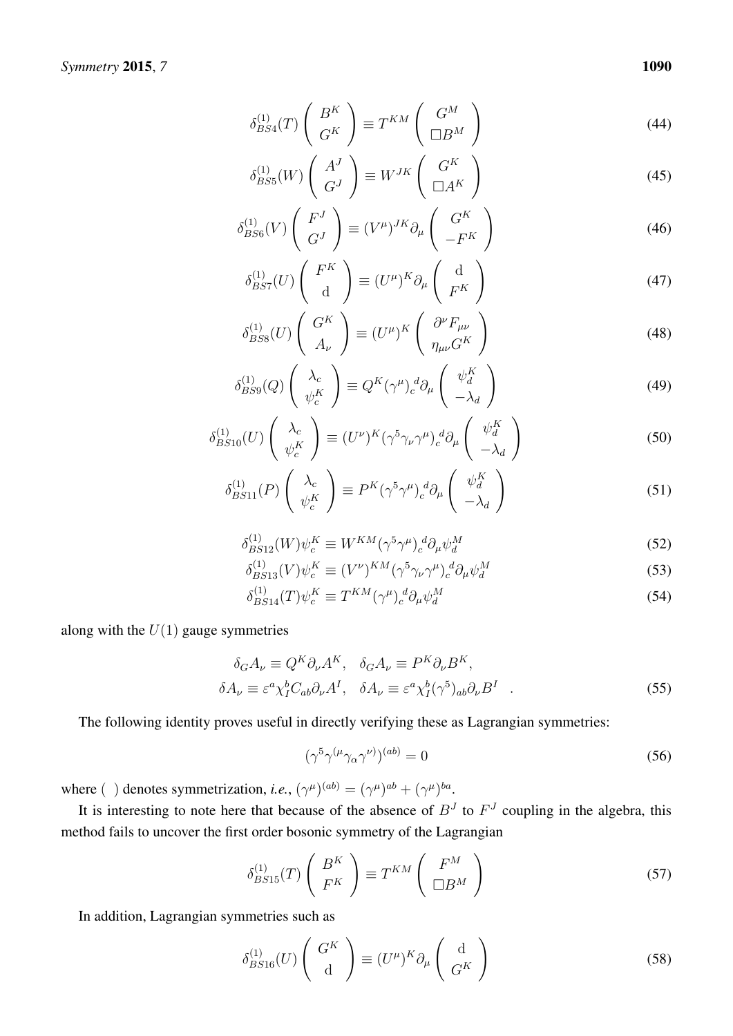$$\delta^{(1)}_{BS4}(T)\begin{pmatrix} B^K \\ G^K \end{pmatrix} \equiv T^{KM}\begin{pmatrix} G^M \\ \Box B^M \end{pmatrix} \tag{44}$$

$$\delta^{(1)}_{BS5}(W)\begin{pmatrix} A^J \\ G^J \end{pmatrix} \equiv W^{JK}\begin{pmatrix} G^K \\ \Box A^K \end{pmatrix} \tag{45}$$

$$\delta^{(1)}_{BS6}(V)\begin{pmatrix} F^J \\ G^J \end{pmatrix} \equiv (V^\mu)^{JK}\partial_\mu\begin{pmatrix} G^K \\ -F^K \end{pmatrix} \tag{46}$$

$$\delta^{(1)}_{BS7}(U)\begin{pmatrix} F^K \\ \mathrm{d} \end{pmatrix} \equiv (U^\mu)^{K}\partial_\mu\begin{pmatrix} \mathrm{d} \\ F^K \end{pmatrix} \tag{47}$$

$$\delta^{(1)}_{BS8}(U)\begin{pmatrix} G^K \\ A_\nu \end{pmatrix} \equiv (U^\mu)^{K}\begin{pmatrix} \partial^\nu F_{\mu\nu} \\ \eta_{\mu\nu}G^K \end{pmatrix} \tag{48}$$

$$\delta^{(1)}_{BS9}(Q)\begin{pmatrix} \lambda_c \\ \psi^K_c \end{pmatrix} \equiv Q^K(\gamma^\mu)_c{}^d\partial_\mu\begin{pmatrix} \psi^K_d \\ -\lambda_d \end{pmatrix} \tag{49}$$

$$\delta^{(1)}_{BS10}(U)\begin{pmatrix} \lambda_c \\ \psi^K_c \end{pmatrix} \equiv (U^\nu)^K(\gamma^5\gamma_\nu\gamma^\mu)_c{}^d\partial_\mu\begin{pmatrix} \psi^K_d \\ -\lambda_d \end{pmatrix} \tag{50}$$

$$\delta^{(1)}_{BS11}(P)\begin{pmatrix} \lambda_c \\ \psi^K_c \end{pmatrix} \equiv P^K(\gamma^5\gamma^\mu)_c{}^d\partial_\mu\begin{pmatrix} \psi^K_d \\ -\lambda_d \end{pmatrix} \tag{51}$$

$$\delta^{(1)}_{BS12}(W)\psi^K_c \equiv W^{KM}(\gamma^5\gamma^\mu)_c{}^d\partial_\mu\psi^M_d \tag{52}$$

$$\delta^{(1)}_{BS13}(V)\psi^K_c \equiv (V^\nu)^{KM}(\gamma^5\gamma_\nu\gamma^\mu)_c{}^d\partial_\mu\psi^M_d \tag{53}$$

$$\delta^{(1)}_{BS14}(T)\psi^K_c \equiv T^{KM}(\gamma^\mu)_c{}^d\partial_\mu\psi^M_d \tag{54}$$

along with the $U(1)$ gauge symmetries

$$\delta_G A_\nu \equiv Q^K\partial_\nu A^K, \quad \delta_G A_\nu \equiv P^K\partial_\nu B^K,$$
$$\delta A_\nu \equiv \varepsilon^a\chi^b_I C_{ab}\partial_\nu A^I, \quad \delta A_\nu \equiv \varepsilon^a\chi^b_I(\gamma^5)_{ab}\partial_\nu B^I \quad . \tag{55}$$

The following identity proves useful in directly verifying these as Lagrangian symmetries:

$$(\gamma^5\gamma^{(\mu}\gamma_\alpha\gamma^{\nu)})^{(ab)} = 0 \tag{56}$$

where ( ) denotes symmetrization, *i.e.*, $(\gamma^\mu)^{(ab)} = (\gamma^\mu)^{ab} + (\gamma^\mu)^{ba}$.

It is interesting to note here that because of the absence of $B^J$ to $F^J$ coupling in the algebra, this method fails to uncover the first order bosonic symmetry of the Lagrangian

$$\delta^{(1)}_{BS15}(T)\begin{pmatrix} B^K \\ F^K \end{pmatrix} \equiv T^{KM}\begin{pmatrix} F^M \\ \Box B^M \end{pmatrix} \tag{57}$$

In addition, Lagrangian symmetries such as

$$\delta^{(1)}_{BS16}(U)\begin{pmatrix} G^K \\ \mathrm{d} \end{pmatrix} \equiv (U^\mu)^{K}\partial_\mu\begin{pmatrix} \mathrm{d} \\ G^K \end{pmatrix} \tag{58}$$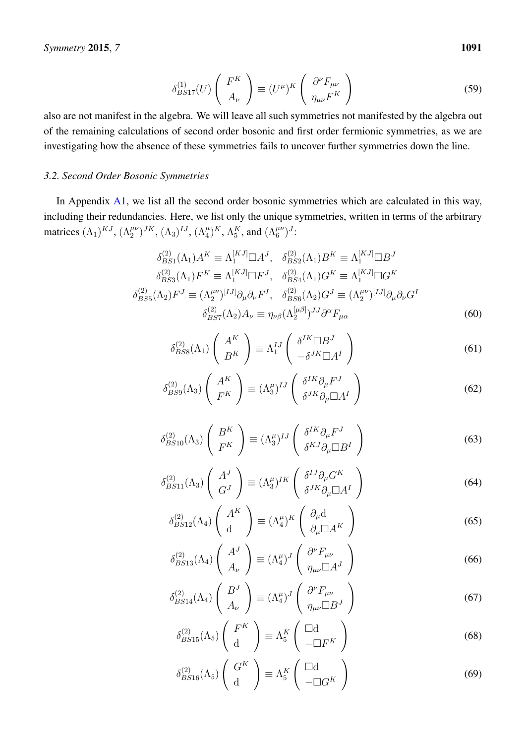$$\delta^{(1)}_{BS17}(U) \left( \begin{array}{c} F^K \\ A_\nu \end{array} \right) \equiv (U^\mu)^K \left( \begin{array}{c} \partial^\nu F_{\mu\nu} \\ \eta_{\mu\nu} F^K \end{array} \right) \tag{59}$$

also are not manifest in the algebra. We will leave all such symmetries not manifested by the algebra out of the remaining calculations of second order bosonic and first order fermionic symmetries, as we are investigating how the absence of these symmetries fails to uncover further symmetries down the line.

### 3.2. Second Order Bosonic Symmetries

In Appendix A1, we list all the second order bosonic symmetries which are calculated in this way, including their redundancies. Here, we list only the unique symmetries, written in terms of the arbitrary matrices $(\Lambda_1)^{KJ}$, $(\Lambda_2^{\mu\nu})^{JK}$, $(\Lambda_3)^{IJ}$, $(\Lambda_4^\mu)^K$, $\Lambda_5^K$, and $(\Lambda_6^{\mu\nu})^J$:

$$\begin{array}{c}
\delta^{(2)}_{BS1}(\Lambda_1) A^K \equiv \Lambda_1^{[KJ]} \Box A^J, \quad \delta^{(2)}_{BS2}(\Lambda_1) B^K \equiv \Lambda_1^{[KJ]} \Box B^J \\
\delta^{(2)}_{BS3}(\Lambda_1) F^K \equiv \Lambda_1^{[KJ]} \Box F^J, \quad \delta^{(2)}_{BS4}(\Lambda_1) G^K \equiv \Lambda_1^{[KJ]} \Box G^K \\
\delta^{(2)}_{BS5}(\Lambda_2) F^J \equiv (\Lambda_2^{\mu\nu})^{[IJ]} \partial_\mu \partial_\nu F^I, \quad \delta^{(2)}_{BS6}(\Lambda_2) G^J \equiv (\Lambda_2^{\mu\nu})^{[IJ]} \partial_\mu \partial_\nu G^I \\
\delta^{(2)}_{BS7}(\Lambda_2) A_\nu \equiv \eta_{\nu\beta} (\Lambda_2^{[\mu\beta]})^{JJ} \partial^\alpha F_{\mu\alpha}
\end{array} \tag{60}$$

$$\delta^{(2)}_{BS8}(\Lambda_1) \left( \begin{array}{c} A^K \\ B^K \end{array} \right) \equiv \Lambda_1^{IJ} \left( \begin{array}{c} \delta^{IK} \Box B^J \\ -\delta^{JK} \Box A^I \end{array} \right) \tag{61}$$

$$\delta^{(2)}_{BS9}(\Lambda_3) \left( \begin{array}{c} A^K \\ F^K \end{array} \right) \equiv (\Lambda_3^\mu)^{IJ} \left( \begin{array}{c} \delta^{IK} \partial_\mu F^J \\ \delta^{JK} \partial_\mu \Box A^I \end{array} \right) \tag{62}$$

$$\delta^{(2)}_{BS10}(\Lambda_3) \left( \begin{array}{c} B^K \\ F^K \end{array} \right) \equiv (\Lambda_3^\mu)^{IJ} \left( \begin{array}{c} \delta^{IK} \partial_\mu F^J \\ \delta^{KJ} \partial_\mu \Box B^I \end{array} \right) \tag{63}$$

$$\delta^{(2)}_{BS11}(\Lambda_3) \left( \begin{array}{c} A^J \\ G^J \end{array} \right) \equiv (\Lambda_3^\mu)^{IK} \left( \begin{array}{c} \delta^{IJ} \partial_\mu G^K \\ \delta^{JK} \partial_\mu \Box A^I \end{array} \right) \tag{64}$$

$$\delta^{(2)}_{BS12}(\Lambda_4) \left( \begin{array}{c} A^K \\ \mathrm{d} \end{array} \right) \equiv (\Lambda_4^\mu)^K \left( \begin{array}{c} \partial_\mu \mathrm{d} \\ \partial_\mu \Box A^K \end{array} \right) \tag{65}$$

$$\delta^{(2)}_{BS13}(\Lambda_4) \left( \begin{array}{c} A^J \\ A_\nu \end{array} \right) \equiv (\Lambda_4^\mu)^J \left( \begin{array}{c} \partial^\nu F_{\mu\nu} \\ \eta_{\mu\nu} \Box A^J \end{array} \right) \tag{66}$$

$$\delta^{(2)}_{BS14}(\Lambda_4) \left( \begin{array}{c} B^J \\ A_\nu \end{array} \right) \equiv (\Lambda_4^\mu)^J \left( \begin{array}{c} \partial^\nu F_{\mu\nu} \\ \eta_{\mu\nu} \Box B^J \end{array} \right) \tag{67}$$

$$\delta^{(2)}_{BS15}(\Lambda_5) \left( \begin{array}{c} F^K \\ \mathrm{d} \end{array} \right) \equiv \Lambda_5^K \left( \begin{array}{c} \Box \mathrm{d} \\ -\Box F^K \end{array} \right) \tag{68}$$

$$\delta^{(2)}_{BS16}(\Lambda_5) \left( \begin{array}{c} G^K \\ \mathrm{d} \end{array} \right) \equiv \Lambda_5^K \left( \begin{array}{c} \Box \mathrm{d} \\ -\Box G^K \end{array} \right) \tag{69}$$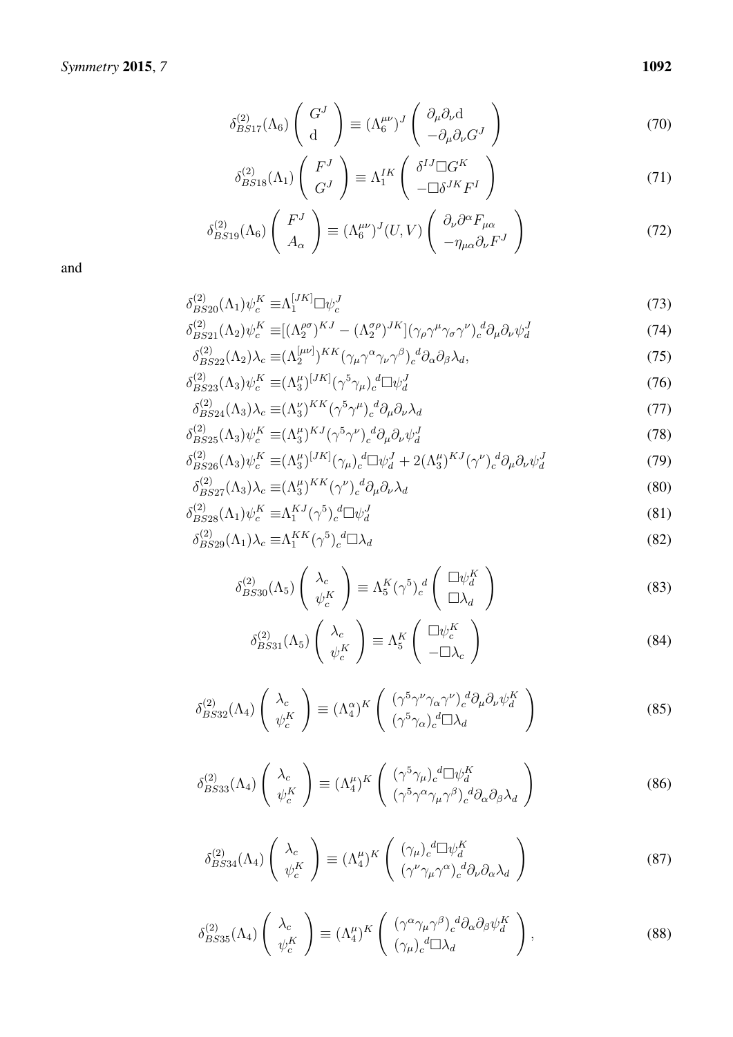$$\delta^{(2)}_{BS17}(\Lambda_6)\begin{pmatrix} G^J \\ \mathrm{d} \end{pmatrix} \equiv (\Lambda_6^{\mu\nu})^J \begin{pmatrix} \partial_\mu\partial_\nu \mathrm{d} \\ -\partial_\mu\partial_\nu G^J \end{pmatrix} \tag{70}$$

$$\delta^{(2)}_{BS18}(\Lambda_1)\begin{pmatrix} F^J \\ G^J \end{pmatrix} \equiv \Lambda_1^{IK} \begin{pmatrix} \delta^{IJ}\Box G^K \\ -\Box\delta^{JK}F^I \end{pmatrix} \tag{71}$$

$$\delta^{(2)}_{BS19}(\Lambda_6)\begin{pmatrix} F^J \\ A_\alpha \end{pmatrix} \equiv (\Lambda_6^{\mu\nu})^J(U,V) \begin{pmatrix} \partial_\nu\partial^\alpha F_{\mu\alpha} \\ -\eta_{\mu\alpha}\partial_\nu F^J \end{pmatrix} \tag{72}$$

and

$$\delta^{(2)}_{BS20}(\Lambda_1)\psi_c^K \equiv \Lambda_1^{[JK]}\Box\psi_c^J \tag{73}$$

$$\delta^{(2)}_{BS21}(\Lambda_2)\psi_c^K \equiv [(\Lambda_2^{\rho\sigma})^{KJ} - (\Lambda_2^{\sigma\rho})^{JK}](\gamma_\rho\gamma^\mu\gamma_\sigma\gamma^\nu)_c{}^d\partial_\mu\partial_\nu\psi_d^J \tag{74}$$

$$\delta^{(2)}_{BS22}(\Lambda_2)\lambda_c \equiv (\Lambda_2^{[\mu\nu]})^{KK}(\gamma_\mu\gamma^\alpha\gamma_\nu\gamma^\beta)_c{}^d\partial_\alpha\partial_\beta\lambda_d, \tag{75}$$

$$\delta^{(2)}_{BS23}(\Lambda_3)\psi_c^K \equiv (\Lambda_3^\mu)^{[JK]}(\gamma^5\gamma_\mu)_c{}^d\Box\psi_d^J \tag{76}$$

$$\delta^{(2)}_{BS24}(\Lambda_3)\lambda_c \equiv (\Lambda_3^\nu)^{KK}(\gamma^5\gamma^\mu)_c{}^d\partial_\mu\partial_\nu\lambda_d \tag{77}$$

$$\delta^{(2)}_{BS25}(\Lambda_3)\psi_c^K \equiv (\Lambda_3^\mu)^{KJ}(\gamma^5\gamma^\nu)_c{}^d\partial_\mu\partial_\nu\psi_d^J \tag{78}$$

$$\delta^{(2)}_{BS26}(\Lambda_3)\psi_c^K \equiv (\Lambda_3^\mu)^{[JK]}(\gamma_\mu)_c{}^d\Box\psi_d^J + 2(\Lambda_3^\mu)^{KJ}(\gamma^\nu)_c{}^d\partial_\mu\partial_\nu\psi_d^J \tag{79}$$

$$\delta^{(2)}_{BS27}(\Lambda_3)\lambda_c \equiv (\Lambda_3^\mu)^{KK}(\gamma^\nu)_c{}^d\partial_\mu\partial_\nu\lambda_d \tag{80}$$

$$\delta^{(2)}_{BS28}(\Lambda_1)\psi_c^K \equiv \Lambda_1^{KJ}(\gamma^5)_c{}^d\Box\psi_d^J \tag{81}$$

$$\delta^{(2)}_{BS29}(\Lambda_1)\lambda_c \equiv \Lambda_1^{KK}(\gamma^5)_c{}^d\Box\lambda_d \tag{82}$$

$$\delta^{(2)}_{BS30}(\Lambda_5)\begin{pmatrix} \lambda_c \\ \psi_c^K \end{pmatrix} \equiv \Lambda_5^K(\gamma^5)_c{}^d \begin{pmatrix} \Box\psi_d^K \\ \Box\lambda_d \end{pmatrix} \tag{83}$$

$$\delta^{(2)}_{BS31}(\Lambda_5)\begin{pmatrix} \lambda_c \\ \psi_c^K \end{pmatrix} \equiv \Lambda_5^K \begin{pmatrix} \Box\psi_c^K \\ -\Box\lambda_c \end{pmatrix} \tag{84}$$

$$\delta^{(2)}_{BS32}(\Lambda_4)\begin{pmatrix} \lambda_c \\ \psi_c^K \end{pmatrix} \equiv (\Lambda_4^\alpha)^K \begin{pmatrix} (\gamma^5\gamma^\nu\gamma_\alpha\gamma^\nu)_c{}^d\partial_\mu\partial_\nu\psi_d^K \\ (\gamma^5\gamma_\alpha)_c{}^d\Box\lambda_d \end{pmatrix} \tag{85}$$

$$\delta^{(2)}_{BS33}(\Lambda_4)\begin{pmatrix} \lambda_c \\ \psi_c^K \end{pmatrix} \equiv (\Lambda_4^\mu)^K \begin{pmatrix} (\gamma^5\gamma_\mu)_c{}^d\Box\psi_d^K \\ (\gamma^5\gamma^\alpha\gamma_\mu\gamma^\beta)_c{}^d\partial_\alpha\partial_\beta\lambda_d \end{pmatrix} \tag{86}$$

$$\delta^{(2)}_{BS34}(\Lambda_4)\begin{pmatrix} \lambda_c \\ \psi_c^K \end{pmatrix} \equiv (\Lambda_4^\mu)^K \begin{pmatrix} (\gamma_\mu)_c{}^d\Box\psi_d^K \\ (\gamma^\nu\gamma_\mu\gamma^\alpha)_c{}^d\partial_\nu\partial_\alpha\lambda_d \end{pmatrix} \tag{87}$$

$$\delta^{(2)}_{BS35}(\Lambda_4)\begin{pmatrix} \lambda_c \\ \psi_c^K \end{pmatrix} \equiv (\Lambda_4^\mu)^K \begin{pmatrix} (\gamma^\alpha\gamma_\mu\gamma^\beta)_c{}^d\partial_\alpha\partial_\beta\psi_d^K \\ (\gamma_\mu)_c{}^d\Box\lambda_d \end{pmatrix}, \tag{88}$$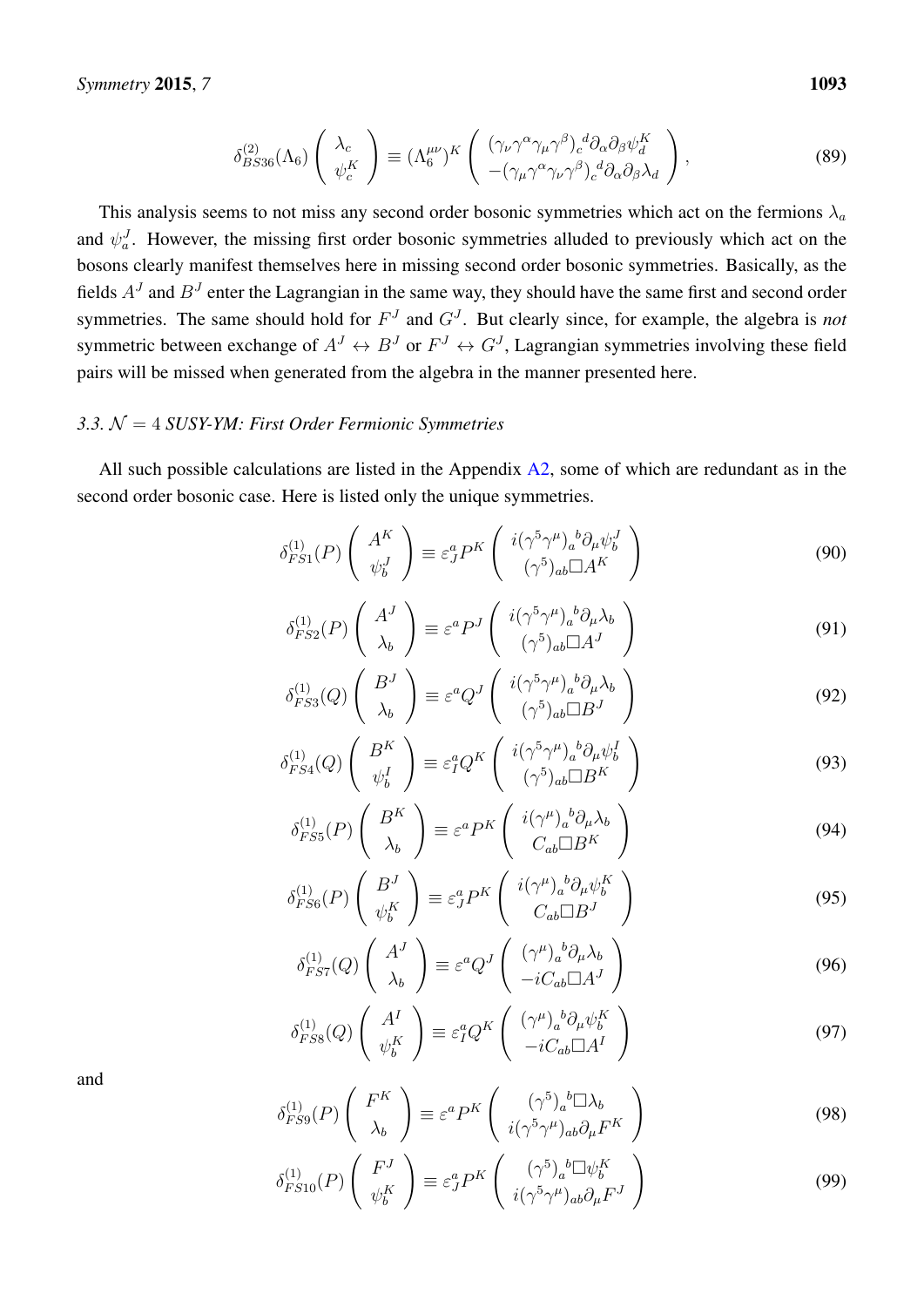$$\delta^{(2)}_{BS36}(\Lambda_6)\left(\begin{array}{c}\lambda_c\\ \psi^K_c\end{array}\right)\equiv(\Lambda^{\mu\nu}_6)^K\left(\begin{array}{c}(\gamma_\nu\gamma^\alpha\gamma_\mu\gamma^\beta)_c{}^d\partial_\alpha\partial_\beta\psi^K_d\\ -(\gamma_\mu\gamma^\alpha\gamma_\nu\gamma^\beta)_c{}^d\partial_\alpha\partial_\beta\lambda_d\end{array}\right), \tag{89}$$

This analysis seems to not miss any second order bosonic symmetries which act on the fermions $\lambda_a$ and $\psi^J_a$. However, the missing first order bosonic symmetries alluded to previously which act on the bosons clearly manifest themselves here in missing second order bosonic symmetries. Basically, as the fields $A^J$ and $B^J$ enter the Lagrangian in the same way, they should have the same first and second order symmetries. The same should hold for $F^J$ and $G^J$. But clearly since, for example, the algebra is *not* symmetric between exchange of $A^J\leftrightarrow B^J$ or $F^J\leftrightarrow G^J$, Lagrangian symmetries involving these field pairs will be missed when generated from the algebra in the manner presented here.

### 3.3. $\mathcal{N}=4$ SUSY-YM: First Order Fermionic Symmetries

All such possible calculations are listed in the Appendix A2, some of which are redundant as in the second order bosonic case. Here is listed only the unique symmetries.

$$\delta^{(1)}_{FS1}(P)\left(\begin{array}{c}A^K\\ \psi^J_b\end{array}\right)\equiv\varepsilon^a_J P^K\left(\begin{array}{c}i(\gamma^5\gamma^\mu)_a{}^b\partial_\mu\psi^J_b\\ (\gamma^5)_{ab}\Box A^K\end{array}\right) \tag{90}$$

$$\delta^{(1)}_{FS2}(P)\left(\begin{array}{c}A^J\\ \lambda_b\end{array}\right)\equiv\varepsilon^a P^J\left(\begin{array}{c}i(\gamma^5\gamma^\mu)_a{}^b\partial_\mu\lambda_b\\ (\gamma^5)_{ab}\Box A^J\end{array}\right) \tag{91}$$

$$\delta^{(1)}_{FS3}(Q)\left(\begin{array}{c}B^J\\ \lambda_b\end{array}\right)\equiv\varepsilon^a Q^J\left(\begin{array}{c}i(\gamma^5\gamma^\mu)_a{}^b\partial_\mu\lambda_b\\ (\gamma^5)_{ab}\Box B^J\end{array}\right) \tag{92}$$

$$\delta^{(1)}_{FS4}(Q)\left(\begin{array}{c}B^K\\ \psi^I_b\end{array}\right)\equiv\varepsilon^a_I Q^K\left(\begin{array}{c}i(\gamma^5\gamma^\mu)_a{}^b\partial_\mu\psi^I_b\\ (\gamma^5)_{ab}\Box B^K\end{array}\right) \tag{93}$$

$$\delta^{(1)}_{FS5}(P)\left(\begin{array}{c}B^K\\ \lambda_b\end{array}\right)\equiv\varepsilon^a P^K\left(\begin{array}{c}i(\gamma^\mu)_a{}^b\partial_\mu\lambda_b\\ C_{ab}\Box B^K\end{array}\right) \tag{94}$$

$$\delta^{(1)}_{FS6}(P)\left(\begin{array}{c}B^J\\ \psi^K_b\end{array}\right)\equiv\varepsilon^a_J P^K\left(\begin{array}{c}i(\gamma^\mu)_a{}^b\partial_\mu\psi^K_b\\ C_{ab}\Box B^J\end{array}\right) \tag{95}$$

$$\delta^{(1)}_{FS7}(Q)\left(\begin{array}{c}A^J\\ \lambda_b\end{array}\right)\equiv\varepsilon^a Q^J\left(\begin{array}{c}(\gamma^\mu)_a{}^b\partial_\mu\lambda_b\\ -iC_{ab}\Box A^J\end{array}\right) \tag{96}$$

$$\delta^{(1)}_{FS8}(Q)\left(\begin{array}{c}A^I\\ \psi^K_b\end{array}\right)\equiv\varepsilon^a_I Q^K\left(\begin{array}{c}(\gamma^\mu)_a{}^b\partial_\mu\psi^K_b\\ -iC_{ab}\Box A^I\end{array}\right) \tag{97}$$

and

$$\delta^{(1)}_{FS9}(P)\left(\begin{array}{c}F^K\\ \lambda_b\end{array}\right)\equiv\varepsilon^a P^K\left(\begin{array}{c}(\gamma^5)_a{}^b\Box\lambda_b\\ i(\gamma^5\gamma^\mu)_{ab}\partial_\mu F^K\end{array}\right) \tag{98}$$

$$\delta^{(1)}_{FS10}(P)\left(\begin{array}{c}F^J\\ \psi^K_b\end{array}\right)\equiv\varepsilon^a_J P^K\left(\begin{array}{c}(\gamma^5)_a{}^b\Box\psi^K_b\\ i(\gamma^5\gamma^\mu)_{ab}\partial_\mu F^J\end{array}\right) \tag{99}$$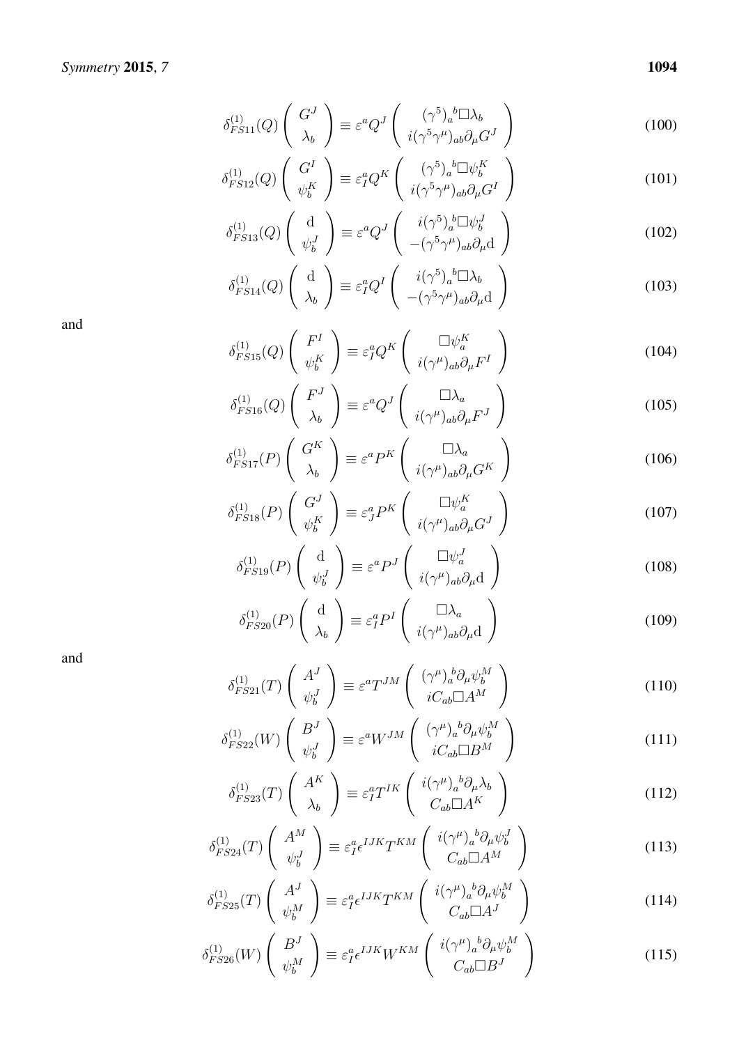$$\delta^{(1)}_{FS11}(Q)\begin{pmatrix} G^J \\ \lambda_b \end{pmatrix} \equiv \varepsilon^a Q^J \begin{pmatrix} (\gamma^5)_a{}^b \Box \lambda_b \\ i(\gamma^5\gamma^\mu)_{ab}\partial_\mu G^J \end{pmatrix} \tag{100}$$

$$\delta^{(1)}_{FS12}(Q)\begin{pmatrix} G^I \\ \psi^K_b \end{pmatrix} \equiv \varepsilon^a_I Q^K \begin{pmatrix} (\gamma^5)_a{}^b \Box \psi^K_b \\ i(\gamma^5\gamma^\mu)_{ab}\partial_\mu G^I \end{pmatrix} \tag{101}$$

$$\delta^{(1)}_{FS13}(Q)\begin{pmatrix} \mathrm{d} \\ \psi^J_b \end{pmatrix} \equiv \varepsilon^a Q^J \begin{pmatrix} i(\gamma^5)_a{}^b \Box \psi^J_b \\ -(\gamma^5\gamma^\mu)_{ab}\partial_\mu \mathrm{d} \end{pmatrix} \tag{102}$$

$$\delta^{(1)}_{FS14}(Q)\begin{pmatrix} \mathrm{d} \\ \lambda_b \end{pmatrix} \equiv \varepsilon^a_I Q^I \begin{pmatrix} i(\gamma^5)_a{}^b \Box \lambda_b \\ -(\gamma^5\gamma^\mu)_{ab}\partial_\mu \mathrm{d} \end{pmatrix} \tag{103}$$

and

$$\delta^{(1)}_{FS15}(Q)\begin{pmatrix} F^I \\ \psi^K_b \end{pmatrix} \equiv \varepsilon^a_I Q^K \begin{pmatrix} \Box \psi^K_a \\ i(\gamma^\mu)_{ab}\partial_\mu F^I \end{pmatrix} \tag{104}$$

$$\delta^{(1)}_{FS16}(Q)\begin{pmatrix} F^J \\ \lambda_b \end{pmatrix} \equiv \varepsilon^a Q^J \begin{pmatrix} \Box \lambda_a \\ i(\gamma^\mu)_{ab}\partial_\mu F^J \end{pmatrix} \tag{105}$$

$$\delta^{(1)}_{FS17}(P)\begin{pmatrix} G^K \\ \lambda_b \end{pmatrix} \equiv \varepsilon^a P^K \begin{pmatrix} \Box \lambda_a \\ i(\gamma^\mu)_{ab}\partial_\mu G^K \end{pmatrix} \tag{106}$$

$$\delta^{(1)}_{FS18}(P)\begin{pmatrix} G^J \\ \psi^K_b \end{pmatrix} \equiv \varepsilon^a_J P^K \begin{pmatrix} \Box \psi^K_a \\ i(\gamma^\mu)_{ab}\partial_\mu G^J \end{pmatrix} \tag{107}$$

$$\delta^{(1)}_{FS19}(P)\begin{pmatrix} \mathrm{d} \\ \psi^J_b \end{pmatrix} \equiv \varepsilon^a P^J \begin{pmatrix} \Box \psi^J_a \\ i(\gamma^\mu)_{ab}\partial_\mu \mathrm{d} \end{pmatrix} \tag{108}$$

$$\delta^{(1)}_{FS20}(P)\begin{pmatrix} \mathrm{d} \\ \lambda_b \end{pmatrix} \equiv \varepsilon^a_I P^I \begin{pmatrix} \Box \lambda_a \\ i(\gamma^\mu)_{ab}\partial_\mu \mathrm{d} \end{pmatrix} \tag{109}$$

and

$$\delta^{(1)}_{FS21}(T)\begin{pmatrix} A^J \\ \psi^J_b \end{pmatrix} \equiv \varepsilon^a T^{JM} \begin{pmatrix} (\gamma^\mu)_a{}^b \partial_\mu \psi^M_b \\ iC_{ab}\Box A^M \end{pmatrix} \tag{110}$$

$$\delta^{(1)}_{FS22}(W)\begin{pmatrix} B^J \\ \psi^J_b \end{pmatrix} \equiv \varepsilon^a W^{JM} \begin{pmatrix} (\gamma^\mu)_a{}^b \partial_\mu \psi^M_b \\ iC_{ab}\Box B^M \end{pmatrix} \tag{111}$$

$$\delta^{(1)}_{FS23}(T)\begin{pmatrix} A^K \\ \lambda_b \end{pmatrix} \equiv \varepsilon^a_I T^{IK} \begin{pmatrix} i(\gamma^\mu)_a{}^b \partial_\mu \lambda_b \\ C_{ab}\Box A^K \end{pmatrix} \tag{112}$$

$$\delta^{(1)}_{FS24}(T)\begin{pmatrix} A^M \\ \psi^J_b \end{pmatrix} \equiv \varepsilon^a_I \epsilon^{IJK} T^{KM} \begin{pmatrix} i(\gamma^\mu)_a{}^b \partial_\mu \psi^J_b \\ C_{ab}\Box A^M \end{pmatrix} \tag{113}$$

$$\delta^{(1)}_{FS25}(T)\begin{pmatrix} A^J \\ \psi^M_b \end{pmatrix} \equiv \varepsilon^a_I \epsilon^{IJK} T^{KM} \begin{pmatrix} i(\gamma^\mu)_a{}^b \partial_\mu \psi^M_b \\ C_{ab}\Box A^J \end{pmatrix} \tag{114}$$

$$\delta^{(1)}_{FS26}(W)\begin{pmatrix} B^J \\ \psi^M_b \end{pmatrix} \equiv \varepsilon^a_I \epsilon^{IJK} W^{KM} \begin{pmatrix} i(\gamma^\mu)_a{}^b \partial_\mu \psi^M_b \\ C_{ab}\Box B^J \end{pmatrix} \tag{115}$$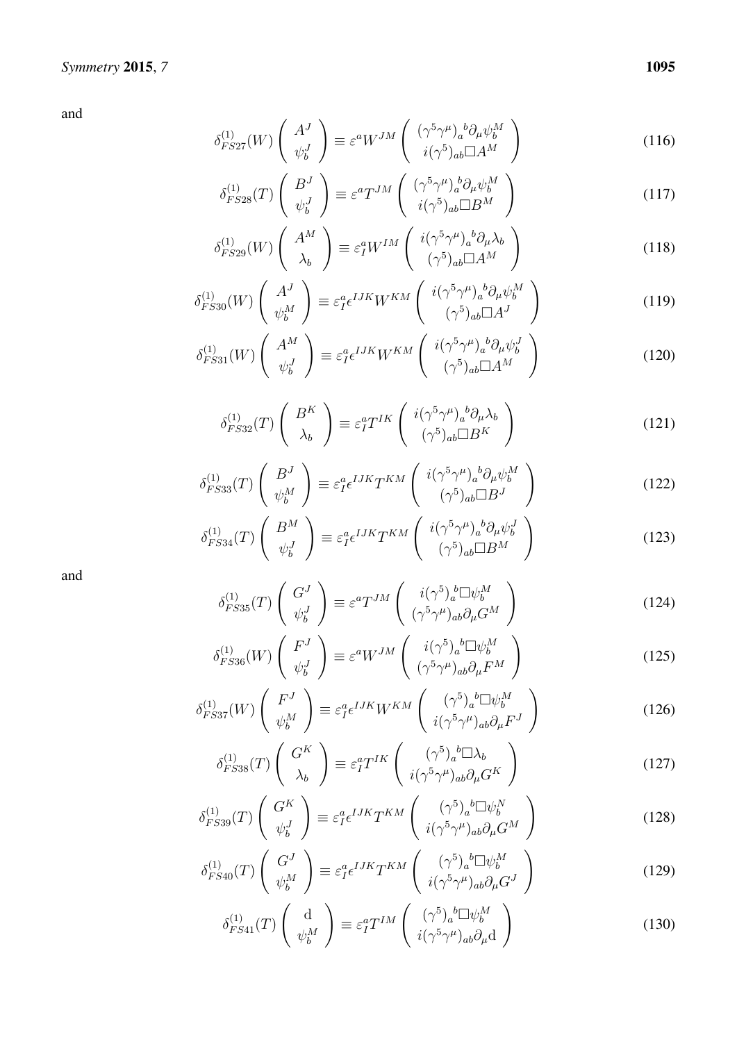and

$$\delta^{(1)}_{FS27}(W) \begin{pmatrix} A^J \\ \psi^J_b \end{pmatrix} \equiv \varepsilon^a W^{JM} \begin{pmatrix} (\gamma^5\gamma^\mu)_a{}^b \partial_\mu \psi^M_b \\ i(\gamma^5)_{ab} \Box A^M \end{pmatrix} \tag{116}$$

$$\delta^{(1)}_{FS28}(T) \begin{pmatrix} B^J \\ \psi^J_b \end{pmatrix} \equiv \varepsilon^a T^{JM} \begin{pmatrix} (\gamma^5\gamma^\mu)_a{}^b \partial_\mu \psi^M_b \\ i(\gamma^5)_{ab} \Box B^M \end{pmatrix} \tag{117}$$

$$\delta^{(1)}_{FS29}(W) \begin{pmatrix} A^M \\ \lambda_b \end{pmatrix} \equiv \varepsilon^a_I W^{IM} \begin{pmatrix} i(\gamma^5\gamma^\mu)_a{}^b \partial_\mu \lambda_b \\ (\gamma^5)_{ab} \Box A^M \end{pmatrix} \tag{118}$$

$$\delta^{(1)}_{FS30}(W) \begin{pmatrix} A^J \\ \psi^M_b \end{pmatrix} \equiv \varepsilon^a_I \epsilon^{IJK} W^{KM} \begin{pmatrix} i(\gamma^5\gamma^\mu)_a{}^b \partial_\mu \psi^M_b \\ (\gamma^5)_{ab} \Box A^J \end{pmatrix} \tag{119}$$

$$\delta^{(1)}_{FS31}(W) \begin{pmatrix} A^M \\ \psi^J_b \end{pmatrix} \equiv \varepsilon^a_I \epsilon^{IJK} W^{KM} \begin{pmatrix} i(\gamma^5\gamma^\mu)_a{}^b \partial_\mu \psi^J_b \\ (\gamma^5)_{ab} \Box A^M \end{pmatrix} \tag{120}$$

$$\delta^{(1)}_{FS32}(T) \begin{pmatrix} B^K \\ \lambda_b \end{pmatrix} \equiv \varepsilon^a_I T^{IK} \begin{pmatrix} i(\gamma^5\gamma^\mu)_a{}^b \partial_\mu \lambda_b \\ (\gamma^5)_{ab} \Box B^K \end{pmatrix} \tag{121}$$

$$\delta^{(1)}_{FS33}(T) \begin{pmatrix} B^J \\ \psi^M_b \end{pmatrix} \equiv \varepsilon^a_I \epsilon^{IJK} T^{KM} \begin{pmatrix} i(\gamma^5\gamma^\mu)_a{}^b \partial_\mu \psi^M_b \\ (\gamma^5)_{ab} \Box B^J \end{pmatrix} \tag{122}$$

$$\delta^{(1)}_{FS34}(T) \begin{pmatrix} B^M \\ \psi^J_b \end{pmatrix} \equiv \varepsilon^a_I \epsilon^{IJK} T^{KM} \begin{pmatrix} i(\gamma^5\gamma^\mu)_a{}^b \partial_\mu \psi^J_b \\ (\gamma^5)_{ab} \Box B^M \end{pmatrix} \tag{123}$$

and

$$\delta^{(1)}_{FS35}(T) \begin{pmatrix} G^J \\ \psi^J_b \end{pmatrix} \equiv \varepsilon^a T^{JM} \begin{pmatrix} i(\gamma^5)_a{}^b \Box \psi^M_b \\ (\gamma^5\gamma^\mu)_{ab} \partial_\mu G^M \end{pmatrix} \tag{124}$$

$$\delta^{(1)}_{FS36}(W) \begin{pmatrix} F^J \\ \psi^J_b \end{pmatrix} \equiv \varepsilon^a W^{JM} \begin{pmatrix} i(\gamma^5)_a{}^b \Box \psi^M_b \\ (\gamma^5\gamma^\mu)_{ab} \partial_\mu F^M \end{pmatrix} \tag{125}$$

$$\delta^{(1)}_{FS37}(W) \begin{pmatrix} F^J \\ \psi^M_b \end{pmatrix} \equiv \varepsilon^a_I \epsilon^{IJK} W^{KM} \begin{pmatrix} (\gamma^5)_a{}^b \Box \psi^M_b \\ i(\gamma^5\gamma^\mu)_{ab} \partial_\mu F^J \end{pmatrix} \tag{126}$$

$$\delta^{(1)}_{FS38}(T) \begin{pmatrix} G^K \\ \lambda_b \end{pmatrix} \equiv \varepsilon^a_I T^{IK} \begin{pmatrix} (\gamma^5)_a{}^b \Box \lambda_b \\ i(\gamma^5\gamma^\mu)_{ab} \partial_\mu G^K \end{pmatrix} \tag{127}$$

$$\delta^{(1)}_{FS39}(T) \begin{pmatrix} G^K \\ \psi^J_b \end{pmatrix} \equiv \varepsilon^a_I \epsilon^{IJK} T^{KM} \begin{pmatrix} (\gamma^5)_a{}^b \Box \psi^N_b \\ i(\gamma^5\gamma^\mu)_{ab} \partial_\mu G^M \end{pmatrix} \tag{128}$$

$$\delta^{(1)}_{FS40}(T) \begin{pmatrix} G^J \\ \psi^M_b \end{pmatrix} \equiv \varepsilon^a_I \epsilon^{IJK} T^{KM} \begin{pmatrix} (\gamma^5)_a{}^b \Box \psi^M_b \\ i(\gamma^5\gamma^\mu)_{ab} \partial_\mu G^J \end{pmatrix} \tag{129}$$

$$\delta^{(1)}_{FS41}(T) \begin{pmatrix} \mathrm{d} \\ \psi^M_b \end{pmatrix} \equiv \varepsilon^a_I T^{IM} \begin{pmatrix} (\gamma^5)_a{}^b \Box \psi^M_b \\ i(\gamma^5\gamma^\mu)_{ab} \partial_\mu \mathrm{d} \end{pmatrix} \tag{130}$$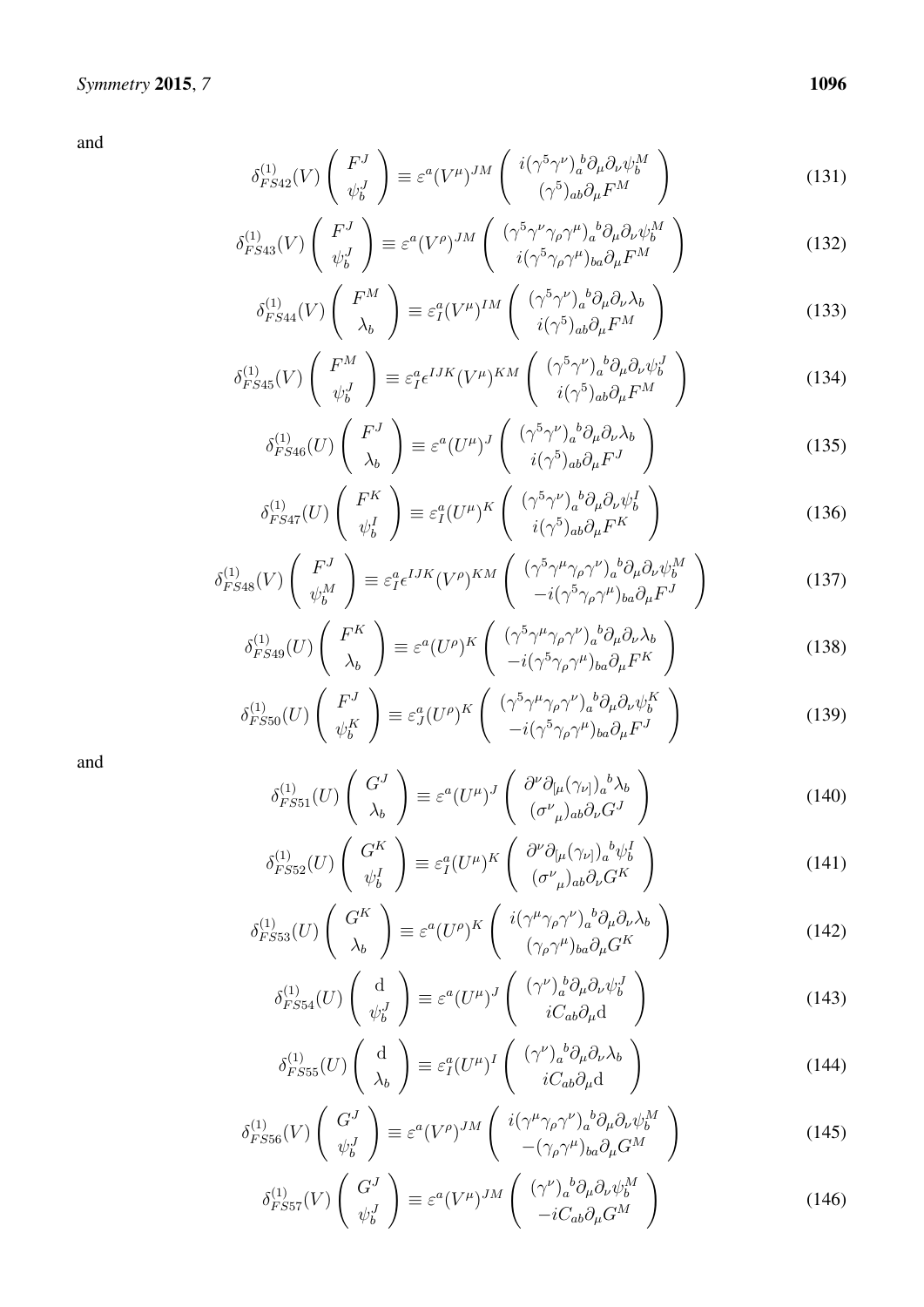and

$$\delta^{(1)}_{FS42}(V) \left( \begin{array}{c} F^J \\ \psi^J_b \end{array} \right) \equiv \varepsilon^a (V^\mu)^{JM} \left( \begin{array}{c} i(\gamma^5\gamma^\nu)_a{}^b \partial_\mu \partial_\nu \psi^M_b \\ (\gamma^5)_{ab} \partial_\mu F^M \end{array} \right) \tag{131}$$

$$\delta^{(1)}_{FS43}(V) \left( \begin{array}{c} F^J \\ \psi^J_b \end{array} \right) \equiv \varepsilon^a (V^\rho)^{JM} \left( \begin{array}{c} (\gamma^5\gamma^\nu\gamma_\rho\gamma^\mu)_a{}^b \partial_\mu \partial_\nu \psi^M_b \\ i(\gamma^5\gamma_\rho\gamma^\mu)_{ba} \partial_\mu F^M \end{array} \right) \tag{132}$$

$$\delta^{(1)}_{FS44}(V) \left( \begin{array}{c} F^M \\ \lambda_b \end{array} \right) \equiv \varepsilon^a_I (V^\mu)^{IM} \left( \begin{array}{c} (\gamma^5\gamma^\nu)_a{}^b \partial_\mu \partial_\nu \lambda_b \\ i(\gamma^5)_{ab} \partial_\mu F^M \end{array} \right) \tag{133}$$

$$\delta^{(1)}_{FS45}(V) \left( \begin{array}{c} F^M \\ \psi^J_b \end{array} \right) \equiv \varepsilon^a_I \epsilon^{IJK} (V^\mu)^{KM} \left( \begin{array}{c} (\gamma^5\gamma^\nu)_a{}^b \partial_\mu \partial_\nu \psi^J_b \\ i(\gamma^5)_{ab} \partial_\mu F^M \end{array} \right) \tag{134}$$

$$\delta^{(1)}_{FS46}(U) \left( \begin{array}{c} F^J \\ \lambda_b \end{array} \right) \equiv \varepsilon^a (U^\mu)^J \left( \begin{array}{c} (\gamma^5\gamma^\nu)_a{}^b \partial_\mu \partial_\nu \lambda_b \\ i(\gamma^5)_{ab} \partial_\mu F^J \end{array} \right) \tag{135}$$

$$\delta^{(1)}_{FS47}(U) \left( \begin{array}{c} F^K \\ \psi^I_b \end{array} \right) \equiv \varepsilon^a_I (U^\mu)^K \left( \begin{array}{c} (\gamma^5\gamma^\nu)_a{}^b \partial_\mu \partial_\nu \psi^I_b \\ i(\gamma^5)_{ab} \partial_\mu F^K \end{array} \right) \tag{136}$$

$$\delta^{(1)}_{FS48}(V) \left( \begin{array}{c} F^J \\ \psi^M_b \end{array} \right) \equiv \varepsilon^a_I \epsilon^{IJK} (V^\rho)^{KM} \left( \begin{array}{c} (\gamma^5\gamma^\mu\gamma_\rho\gamma^\nu)_a{}^b \partial_\mu \partial_\nu \psi^M_b \\ -i(\gamma^5\gamma_\rho\gamma^\mu)_{ba} \partial_\mu F^J \end{array} \right) \tag{137}$$

$$\delta^{(1)}_{FS49}(U) \left( \begin{array}{c} F^K \\ \lambda_b \end{array} \right) \equiv \varepsilon^a (U^\rho)^K \left( \begin{array}{c} (\gamma^5\gamma^\mu\gamma_\rho\gamma^\nu)_a{}^b \partial_\mu \partial_\nu \lambda_b \\ -i(\gamma^5\gamma_\rho\gamma^\mu)_{ba} \partial_\mu F^K \end{array} \right) \tag{138}$$

$$\delta^{(1)}_{FS50}(U) \left( \begin{array}{c} F^J \\ \psi^K_b \end{array} \right) \equiv \varepsilon^a_J (U^\rho)^K \left( \begin{array}{c} (\gamma^5\gamma^\mu\gamma_\rho\gamma^\nu)_a{}^b \partial_\mu \partial_\nu \psi^K_b \\ -i(\gamma^5\gamma_\rho\gamma^\mu)_{ba} \partial_\mu F^J \end{array} \right) \tag{139}$$

and

$$\delta^{(1)}_{FS51}(U) \left( \begin{array}{c} G^J \\ \lambda_b \end{array} \right) \equiv \varepsilon^a (U^\mu)^J \left( \begin{array}{c} \partial^\nu \partial_{[\mu} (\gamma_{\nu]})_a{}^b \lambda_b \\ (\sigma^\nu{}_\mu)_{ab} \partial_\nu G^J \end{array} \right) \tag{140}$$

$$\delta^{(1)}_{FS52}(U) \left( \begin{array}{c} G^K \\ \psi^I_b \end{array} \right) \equiv \varepsilon^a_I (U^\mu)^K \left( \begin{array}{c} \partial^\nu \partial_{[\mu} (\gamma_{\nu]})_a{}^b \psi^I_b \\ (\sigma^\nu{}_\mu)_{ab} \partial_\nu G^K \end{array} \right) \tag{141}$$

$$\delta^{(1)}_{FS53}(U) \left( \begin{array}{c} G^K \\ \lambda_b \end{array} \right) \equiv \varepsilon^a (U^\rho)^K \left( \begin{array}{c} i(\gamma^\mu\gamma_\rho\gamma^\nu)_a{}^b \partial_\mu \partial_\nu \lambda_b \\ (\gamma_\rho\gamma^\mu)_{ba} \partial_\mu G^K \end{array} \right) \tag{142}$$

$$\delta^{(1)}_{FS54}(U) \left( \begin{array}{c} \mathrm{d} \\ \psi^J_b \end{array} \right) \equiv \varepsilon^a (U^\mu)^J \left( \begin{array}{c} (\gamma^\nu)_a{}^b \partial_\mu \partial_\nu \psi^J_b \\ iC_{ab} \partial_\mu \mathrm{d} \end{array} \right) \tag{143}$$

$$\delta^{(1)}_{FS55}(U) \left( \begin{array}{c} \mathrm{d} \\ \lambda_b \end{array} \right) \equiv \varepsilon^a_I (U^\mu)^I \left( \begin{array}{c} (\gamma^\nu)_a{}^b \partial_\mu \partial_\nu \lambda_b \\ iC_{ab} \partial_\mu \mathrm{d} \end{array} \right) \tag{144}$$

$$\delta^{(1)}_{FS56}(V) \left( \begin{array}{c} G^J \\ \psi^J_b \end{array} \right) \equiv \varepsilon^a (V^\rho)^{JM} \left( \begin{array}{c} i(\gamma^\mu\gamma_\rho\gamma^\nu)_a{}^b \partial_\mu \partial_\nu \psi^M_b \\ -(\gamma_\rho\gamma^\mu)_{ba} \partial_\mu G^M \end{array} \right) \tag{145}$$

$$\delta^{(1)}_{FS57}(V) \left( \begin{array}{c} G^J \\ \psi^J_b \end{array} \right) \equiv \varepsilon^a (V^\mu)^{JM} \left( \begin{array}{c} (\gamma^\nu)_a{}^b \partial_\mu \partial_\nu \psi^M_b \\ -iC_{ab} \partial_\mu G^M \end{array} \right) \tag{146}$$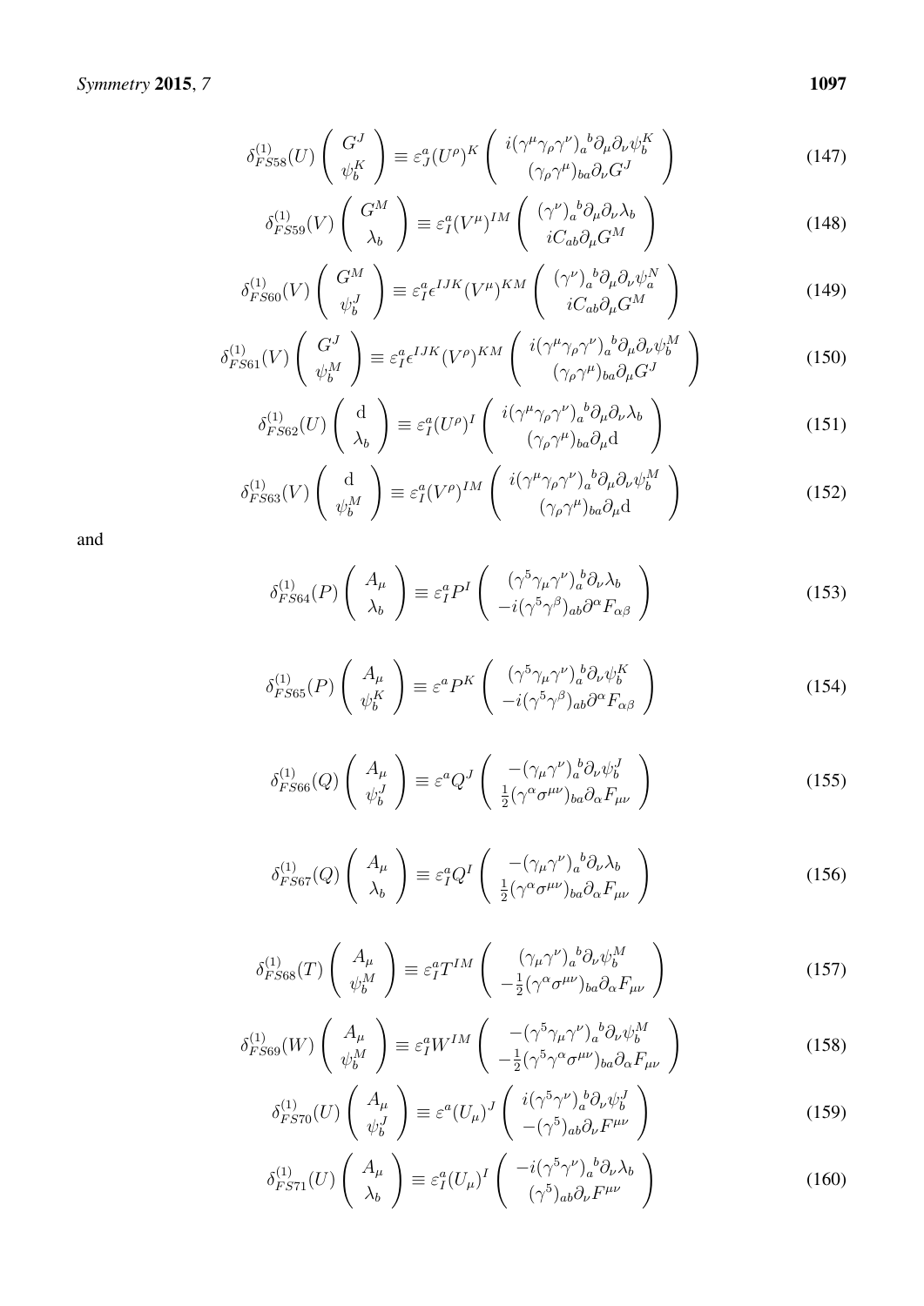$$\delta^{(1)}_{FS58}(U)\left(\begin{array}{c} G^J \\ \psi^K_b \end{array}\right) \equiv \varepsilon^a_J (U^\rho)^K \left(\begin{array}{c} i(\gamma^\mu\gamma_\rho\gamma^\nu)_a{}^b \partial_\mu\partial_\nu\psi^K_b \\ (\gamma_\rho\gamma^\mu)_{ba}\partial_\nu G^J \end{array}\right) \tag{147}$$

$$\delta^{(1)}_{FS59}(V)\left(\begin{array}{c} G^M \\ \lambda_b \end{array}\right) \equiv \varepsilon^a_I (V^\mu)^{IM} \left(\begin{array}{c} (\gamma^\nu)_a{}^b \partial_\mu\partial_\nu\lambda_b \\ iC_{ab}\partial_\mu G^M \end{array}\right) \tag{148}$$

$$\delta^{(1)}_{FS60}(V)\left(\begin{array}{c} G^M \\ \psi^J_b \end{array}\right) \equiv \varepsilon^a_I \epsilon^{IJK} (V^\mu)^{KM} \left(\begin{array}{c} (\gamma^\nu)_a{}^b \partial_\mu\partial_\nu\psi^N_a \\ iC_{ab}\partial_\mu G^M \end{array}\right) \tag{149}$$

$$\delta^{(1)}_{FS61}(V)\left(\begin{array}{c} G^J \\ \psi^M_b \end{array}\right) \equiv \varepsilon^a_I \epsilon^{IJK} (V^\rho)^{KM} \left(\begin{array}{c} i(\gamma^\mu\gamma_\rho\gamma^\nu)_a{}^b \partial_\mu\partial_\nu\psi^M_b \\ (\gamma_\rho\gamma^\mu)_{ba}\partial_\mu G^J \end{array}\right) \tag{150}$$

$$\delta^{(1)}_{FS62}(U)\left(\begin{array}{c} \mathrm{d} \\ \lambda_b \end{array}\right) \equiv \varepsilon^a_I (U^\rho)^I \left(\begin{array}{c} i(\gamma^\mu\gamma_\rho\gamma^\nu)_a{}^b \partial_\mu\partial_\nu\lambda_b \\ (\gamma_\rho\gamma^\mu)_{ba}\partial_\mu \mathrm{d} \end{array}\right) \tag{151}$$

$$\delta^{(1)}_{FS63}(V)\left(\begin{array}{c} \mathrm{d} \\ \psi^M_b \end{array}\right) \equiv \varepsilon^a_I (V^\rho)^{IM} \left(\begin{array}{c} i(\gamma^\mu\gamma_\rho\gamma^\nu)_a{}^b \partial_\mu\partial_\nu\psi^M_b \\ (\gamma_\rho\gamma^\mu)_{ba}\partial_\mu \mathrm{d} \end{array}\right) \tag{152}$$

and

$$\delta^{(1)}_{FS64}(P)\left(\begin{array}{c} A_\mu \\ \lambda_b \end{array}\right) \equiv \varepsilon^a_I P^I \left(\begin{array}{c} (\gamma^5\gamma_\mu\gamma^\nu)_a{}^b \partial_\nu\lambda_b \\ -i(\gamma^5\gamma^\beta)_{ab}\partial^\alpha F_{\alpha\beta} \end{array}\right) \tag{153}$$

$$\delta^{(1)}_{FS65}(P)\left(\begin{array}{c} A_\mu \\ \psi^K_b \end{array}\right) \equiv \varepsilon^a P^K \left(\begin{array}{c} (\gamma^5\gamma_\mu\gamma^\nu)_a{}^b \partial_\nu\psi^K_b \\ -i(\gamma^5\gamma^\beta)_{ab}\partial^\alpha F_{\alpha\beta} \end{array}\right) \tag{154}$$

$$\delta^{(1)}_{FS66}(Q)\left(\begin{array}{c} A_\mu \\ \psi^J_b \end{array}\right) \equiv \varepsilon^a Q^J \left(\begin{array}{c} -(\gamma_\mu\gamma^\nu)_a{}^b \partial_\nu\psi^J_b \\ \frac{1}{2}(\gamma^\alpha\sigma^{\mu\nu})_{ba}\partial_\alpha F_{\mu\nu} \end{array}\right) \tag{155}$$

$$\delta^{(1)}_{FS67}(Q)\left(\begin{array}{c} A_\mu \\ \lambda_b \end{array}\right) \equiv \varepsilon^a_I Q^I \left(\begin{array}{c} -(\gamma_\mu\gamma^\nu)_a{}^b \partial_\nu\lambda_b \\ \frac{1}{2}(\gamma^\alpha\sigma^{\mu\nu})_{ba}\partial_\alpha F_{\mu\nu} \end{array}\right) \tag{156}$$

$$\delta^{(1)}_{FS68}(T)\left(\begin{array}{c} A_\mu \\ \psi^M_b \end{array}\right) \equiv \varepsilon^a_I T^{IM} \left(\begin{array}{c} (\gamma_\mu\gamma^\nu)_a{}^b \partial_\nu\psi^M_b \\ -\frac{1}{2}(\gamma^\alpha\sigma^{\mu\nu})_{ba}\partial_\alpha F_{\mu\nu} \end{array}\right) \tag{157}$$

$$\delta^{(1)}_{FS69}(W)\left(\begin{array}{c} A_\mu \\ \psi^M_b \end{array}\right) \equiv \varepsilon^a_I W^{IM} \left(\begin{array}{c} -(\gamma^5\gamma_\mu\gamma^\nu)_a{}^b \partial_\nu\psi^M_b \\ -\frac{1}{2}(\gamma^5\gamma^\alpha\sigma^{\mu\nu})_{ba}\partial_\alpha F_{\mu\nu} \end{array}\right) \tag{158}$$

$$\delta^{(1)}_{FS70}(U)\left(\begin{array}{c} A_\mu \\ \psi^J_b \end{array}\right) \equiv \varepsilon^a (U_\mu)^J \left(\begin{array}{c} i(\gamma^5\gamma^\nu)_a{}^b \partial_\nu\psi^J_b \\ -(\gamma^5)_{ab}\partial_\nu F^{\mu\nu} \end{array}\right) \tag{159}$$

$$\delta^{(1)}_{FS71}(U)\left(\begin{array}{c} A_\mu \\ \lambda_b \end{array}\right) \equiv \varepsilon^a_I (U_\mu)^I \left(\begin{array}{c} -i(\gamma^5\gamma^\nu)_a{}^b \partial_\nu\lambda_b \\ (\gamma^5)_{ab}\partial_\nu F^{\mu\nu} \end{array}\right) \tag{160}$$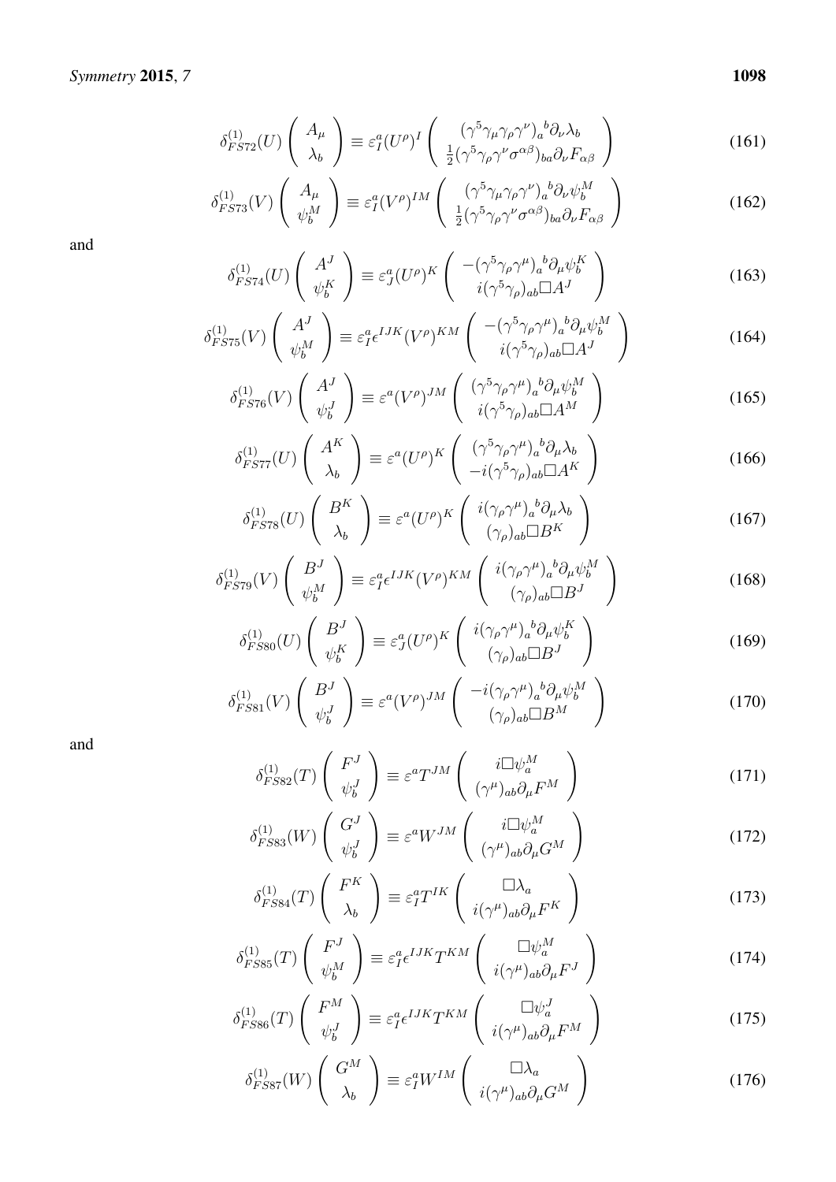$$\delta^{(1)}_{FS72}(U) \begin{pmatrix} A_\mu \\ \lambda_b \end{pmatrix} \equiv \varepsilon^a_I (U^\rho)^I \begin{pmatrix} (\gamma^5\gamma_\mu\gamma_\rho\gamma^\nu)_a{}^b \partial_\nu \lambda_b \\ \frac{1}{2}(\gamma^5\gamma_\rho\gamma^\nu\sigma^{\alpha\beta})_{ba}\partial_\nu F_{\alpha\beta} \end{pmatrix} \tag{161}$$

$$\delta^{(1)}_{FS73}(V) \begin{pmatrix} A_\mu \\ \psi^M_b \end{pmatrix} \equiv \varepsilon^a_I (V^\rho)^{IM} \begin{pmatrix} (\gamma^5\gamma_\mu\gamma_\rho\gamma^\nu)_a{}^b \partial_\nu \psi^M_b \\ \frac{1}{2}(\gamma^5\gamma_\rho\gamma^\nu\sigma^{\alpha\beta})_{ba}\partial_\nu F_{\alpha\beta} \end{pmatrix} \tag{162}$$

and

$$\delta^{(1)}_{FS74}(U) \begin{pmatrix} A^J \\ \psi^K_b \end{pmatrix} \equiv \varepsilon^a_J (U^\rho)^K \begin{pmatrix} -(\gamma^5\gamma_\rho\gamma^\mu)_a{}^b \partial_\mu \psi^K_b \\ i(\gamma^5\gamma_\rho)_{ab}\Box A^J \end{pmatrix} \tag{163}$$

$$\delta^{(1)}_{FS75}(V) \begin{pmatrix} A^J \\ \psi^M_b \end{pmatrix} \equiv \varepsilon^a_I \epsilon^{IJK} (V^\rho)^{KM} \begin{pmatrix} -(\gamma^5\gamma_\rho\gamma^\mu)_a{}^b \partial_\mu \psi^M_b \\ i(\gamma^5\gamma_\rho)_{ab}\Box A^J \end{pmatrix} \tag{164}$$

$$\delta^{(1)}_{FS76}(V) \begin{pmatrix} A^J \\ \psi^J_b \end{pmatrix} \equiv \varepsilon^a (V^\rho)^{JM} \begin{pmatrix} (\gamma^5\gamma_\rho\gamma^\mu)_a{}^b \partial_\mu \psi^M_b \\ i(\gamma^5\gamma_\rho)_{ab}\Box A^M \end{pmatrix} \tag{165}$$

$$\delta^{(1)}_{FS77}(U) \begin{pmatrix} A^K \\ \lambda_b \end{pmatrix} \equiv \varepsilon^a (U^\rho)^K \begin{pmatrix} (\gamma^5\gamma_\rho\gamma^\mu)_a{}^b \partial_\mu \lambda_b \\ -i(\gamma^5\gamma_\rho)_{ab}\Box A^K \end{pmatrix} \tag{166}$$

$$\delta^{(1)}_{FS78}(U) \begin{pmatrix} B^K \\ \lambda_b \end{pmatrix} \equiv \varepsilon^a (U^\rho)^K \begin{pmatrix} i(\gamma_\rho\gamma^\mu)_a{}^b \partial_\mu \lambda_b \\ (\gamma_\rho)_{ab}\Box B^K \end{pmatrix} \tag{167}$$

$$\delta^{(1)}_{FS79}(V) \begin{pmatrix} B^J \\ \psi^M_b \end{pmatrix} \equiv \varepsilon^a_I \epsilon^{IJK} (V^\rho)^{KM} \begin{pmatrix} i(\gamma_\rho\gamma^\mu)_a{}^b \partial_\mu \psi^M_b \\ (\gamma_\rho)_{ab}\Box B^J \end{pmatrix} \tag{168}$$

$$\delta^{(1)}_{FS80}(U) \begin{pmatrix} B^J \\ \psi^K_b \end{pmatrix} \equiv \varepsilon^a_J (U^\rho)^K \begin{pmatrix} i(\gamma_\rho\gamma^\mu)_a{}^b \partial_\mu \psi^K_b \\ (\gamma_\rho)_{ab}\Box B^J \end{pmatrix} \tag{169}$$

$$\delta^{(1)}_{FS81}(V) \begin{pmatrix} B^J \\ \psi^J_b \end{pmatrix} \equiv \varepsilon^a (V^\rho)^{JM} \begin{pmatrix} -i(\gamma_\rho\gamma^\mu)_a{}^b \partial_\mu \psi^M_b \\ (\gamma_\rho)_{ab}\Box B^M \end{pmatrix} \tag{170}$$

and

$$\delta^{(1)}_{FS82}(T) \begin{pmatrix} F^J \\ \psi^J_b \end{pmatrix} \equiv \varepsilon^a T^{JM} \begin{pmatrix} i\Box\psi^M_a \\ (\gamma^\mu)_{ab}\partial_\mu F^M \end{pmatrix} \tag{171}$$

$$\delta^{(1)}_{FS83}(W) \begin{pmatrix} G^J \\ \psi^J_b \end{pmatrix} \equiv \varepsilon^a W^{JM} \begin{pmatrix} i\Box\psi^M_a \\ (\gamma^\mu)_{ab}\partial_\mu G^M \end{pmatrix} \tag{172}$$

$$\delta^{(1)}_{FS84}(T) \begin{pmatrix} F^K \\ \lambda_b \end{pmatrix} \equiv \varepsilon^a_I T^{IK} \begin{pmatrix} \Box\lambda_a \\ i(\gamma^\mu)_{ab}\partial_\mu F^K \end{pmatrix} \tag{173}$$

$$\delta^{(1)}_{FS85}(T) \begin{pmatrix} F^J \\ \psi^M_b \end{pmatrix} \equiv \varepsilon^a_I \epsilon^{IJK} T^{KM} \begin{pmatrix} \Box\psi^M_a \\ i(\gamma^\mu)_{ab}\partial_\mu F^J \end{pmatrix} \tag{174}$$

$$\delta^{(1)}_{FS86}(T) \begin{pmatrix} F^M \\ \psi^J_b \end{pmatrix} \equiv \varepsilon^a_I \epsilon^{IJK} T^{KM} \begin{pmatrix} \Box\psi^J_a \\ i(\gamma^\mu)_{ab}\partial_\mu F^M \end{pmatrix} \tag{175}$$

$$\delta^{(1)}_{FS87}(W) \begin{pmatrix} G^M \\ \lambda_b \end{pmatrix} \equiv \varepsilon^a_I W^{IM} \begin{pmatrix} \Box\lambda_a \\ i(\gamma^\mu)_{ab}\partial_\mu G^M \end{pmatrix} \tag{176}$$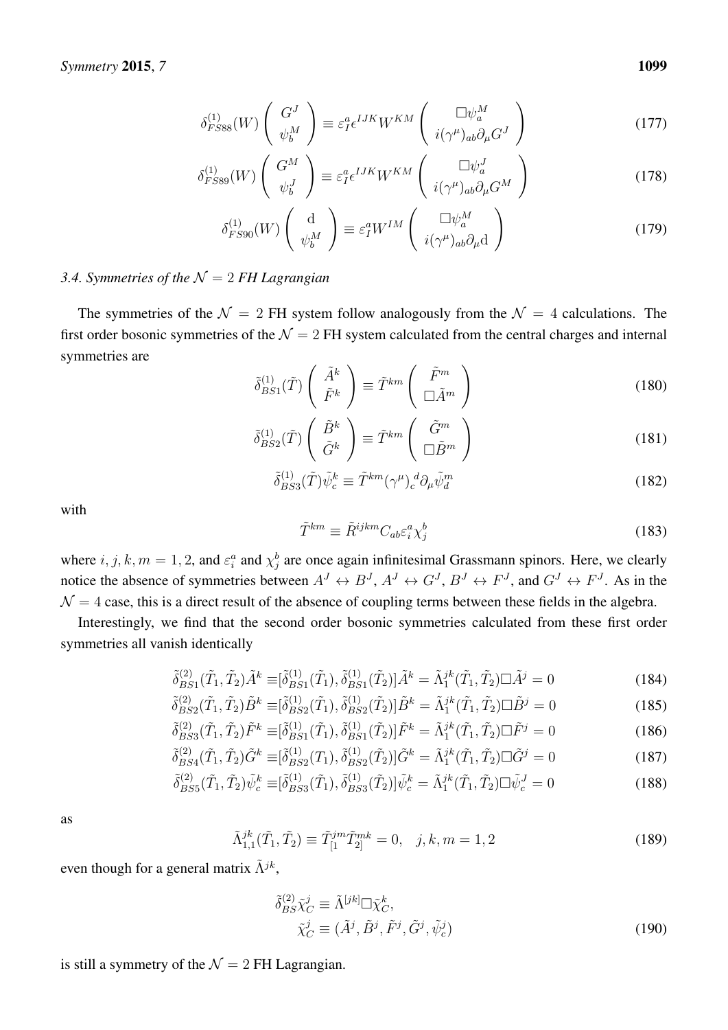$$\delta^{(1)}_{FS88}(W) \left( \begin{array}{c} G^J \\ \psi^M_b \end{array} \right) \equiv \varepsilon^a_I \epsilon^{IJK} W^{KM} \left( \begin{array}{c} \Box \psi^M_a \\ i(\gamma^\mu)_{ab} \partial_\mu G^J \end{array} \right) \tag{177}$$

$$\delta^{(1)}_{FS89}(W) \left( \begin{array}{c} G^M \\ \psi^J_b \end{array} \right) \equiv \varepsilon^a_I \epsilon^{IJK} W^{KM} \left( \begin{array}{c} \Box \psi^J_a \\ i(\gamma^\mu)_{ab} \partial_\mu G^M \end{array} \right) \tag{178}$$

$$\delta^{(1)}_{FS90}(W) \left( \begin{array}{c} \mathrm{d} \\ \psi^M_b \end{array} \right) \equiv \varepsilon^a_I W^{IM} \left( \begin{array}{c} \Box \psi^M_a \\ i(\gamma^\mu)_{ab} \partial_\mu \mathrm{d} \end{array} \right) \tag{179}$$

### 3.4. Symmetries of the $\mathcal{N} = 2$ FH Lagrangian

The symmetries of the $\mathcal{N} = 2$ FH system follow analogously from the $\mathcal{N} = 4$ calculations. The first order bosonic symmetries of the $\mathcal{N} = 2$ FH system calculated from the central charges and internal symmetries are

$$\tilde{\delta}^{(1)}_{BS1}(\tilde{T}) \left( \begin{array}{c} \tilde{A}^k \\ \tilde{F}^k \end{array} \right) \equiv \tilde{T}^{km} \left( \begin{array}{c} \tilde{F}^m \\ \Box \tilde{A}^m \end{array} \right) \tag{180}$$

$$\tilde{\delta}^{(1)}_{BS2}(\tilde{T}) \left( \begin{array}{c} \tilde{B}^k \\ \tilde{G}^k \end{array} \right) \equiv \tilde{T}^{km} \left( \begin{array}{c} \tilde{G}^m \\ \Box \tilde{B}^m \end{array} \right) \tag{181}$$

$$\tilde{\delta}^{(1)}_{BS3}(\tilde{T}) \tilde{\psi}^k_c \equiv \tilde{T}^{km} (\gamma^\mu)_c{}^d \partial_\mu \tilde{\psi}^m_d \tag{182}$$

with

$$\tilde{T}^{km} \equiv \tilde{R}^{ijkm} C_{ab} \varepsilon^a_i \chi^b_j \tag{183}$$

where $i, j, k, m = 1, 2$, and $\varepsilon^a_i$ and $\chi^b_j$ are once again infinitesimal Grassmann spinors. Here, we clearly notice the absence of symmetries between $A^J \leftrightarrow B^J$, $A^J \leftrightarrow G^J$, $B^J \leftrightarrow F^J$, and $G^J \leftrightarrow F^J$. As in the $\mathcal{N} = 4$ case, this is a direct result of the absence of coupling terms between these fields in the algebra.

Interestingly, we find that the second order bosonic symmetries calculated from these first order symmetries all vanish identically

$$\tilde{\delta}^{(2)}_{BS1}(\tilde{T}_1, \tilde{T}_2) \tilde{A}^k \equiv [\tilde{\delta}^{(1)}_{BS1}(\tilde{T}_1), \tilde{\delta}^{(1)}_{BS1}(\tilde{T}_2)] \tilde{A}^k = \tilde{\Lambda}^{jk}_1(\tilde{T}_1, \tilde{T}_2) \Box \tilde{A}^j = 0 \tag{184}$$

$$\tilde{\delta}^{(2)}_{BS2}(\tilde{T}_1, \tilde{T}_2) \tilde{B}^k \equiv [\tilde{\delta}^{(1)}_{BS2}(\tilde{T}_1), \tilde{\delta}^{(1)}_{BS2}(\tilde{T}_2)] \tilde{B}^k = \tilde{\Lambda}^{jk}_1(\tilde{T}_1, \tilde{T}_2) \Box \tilde{B}^j = 0 \tag{185}$$

$$\tilde{\delta}^{(2)}_{BS3}(\tilde{T}_1, \tilde{T}_2) \tilde{F}^k \equiv [\tilde{\delta}^{(1)}_{BS1}(\tilde{T}_1), \tilde{\delta}^{(1)}_{BS1}(\tilde{T}_2)] \tilde{F}^k = \tilde{\Lambda}^{jk}_1(\tilde{T}_1, \tilde{T}_2) \Box \tilde{F}^j = 0 \tag{186}$$

$$\tilde{\delta}^{(2)}_{BS4}(\tilde{T}_1, \tilde{T}_2) \tilde{G}^k \equiv [\tilde{\delta}^{(1)}_{BS2}(T_1), \tilde{\delta}^{(1)}_{BS2}(\tilde{T}_2)] \tilde{G}^k = \tilde{\Lambda}^{jk}_1(\tilde{T}_1, \tilde{T}_2) \Box \tilde{G}^j = 0 \tag{187}$$

$$\tilde{\delta}^{(2)}_{BS5}(\tilde{T}_1, \tilde{T}_2) \tilde{\psi}^k_c \equiv [\tilde{\delta}^{(1)}_{BS3}(\tilde{T}_1), \tilde{\delta}^{(1)}_{BS3}(\tilde{T}_2)] \tilde{\psi}^k_c = \tilde{\Lambda}^{jk}_1(\tilde{T}_1, \tilde{T}_2) \Box \tilde{\psi}^J_c = 0 \tag{188}$$

as

$$\tilde{\Lambda}^{jk}_{1,1}(\tilde{T}_1, \tilde{T}_2) \equiv \tilde{T}^{jm}_{[1} \tilde{T}^{mk}_{2]} = 0, \quad j, k, m = 1, 2 \tag{189}$$

even though for a general matrix $\tilde{\Lambda}^{jk}$,

$$\begin{aligned} \tilde{\delta}^{(2)}_{BS} \tilde{\chi}^j_C &\equiv \tilde{\Lambda}^{[jk]} \Box \tilde{\chi}^k_C, \\ \tilde{\chi}^j_C &\equiv (\tilde{A}^j, \tilde{B}^j, \tilde{F}^j, \tilde{G}^j, \tilde{\psi}^j_c) \end{aligned} \tag{190}$$

is still a symmetry of the $\mathcal{N} = 2$ FH Lagrangian.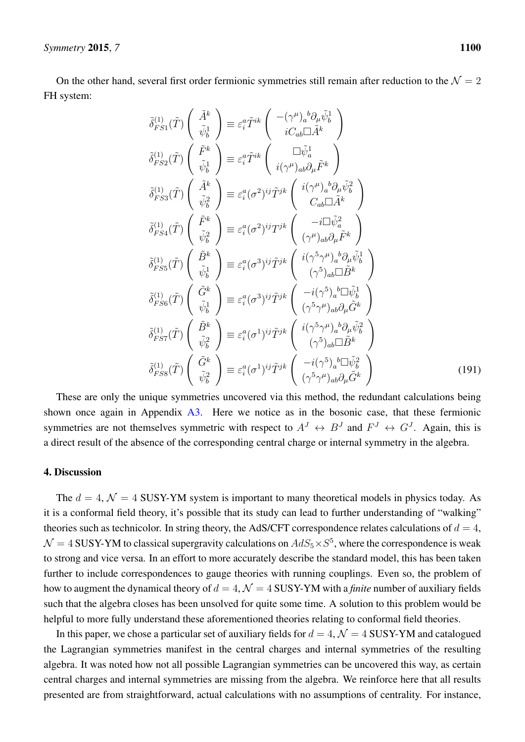On the other hand, several first order fermionic symmetries still remain after reduction to the $\mathcal{N}=2$ FH system:

$$
\begin{aligned}
\tilde{\delta}^{(1)}_{FS1}(\tilde{T})\begin{pmatrix}\tilde{A}^k\\ \tilde{\psi}^1_b\end{pmatrix} &\equiv \varepsilon^a_i\tilde{T}^{ik}\begin{pmatrix}-(\gamma^\mu)_a{}^b\partial_\mu\tilde{\psi}^1_b\\ iC_{ab}\Box\tilde{A}^k\end{pmatrix}\\
\tilde{\delta}^{(1)}_{FS2}(\tilde{T})\begin{pmatrix}\tilde{F}^k\\ \tilde{\psi}^1_b\end{pmatrix} &\equiv \varepsilon^a_i\tilde{T}^{ik}\begin{pmatrix}\Box\tilde{\psi}^1_a\\ i(\gamma^\mu)_{ab}\partial_\mu\tilde{F}^k\end{pmatrix}\\
\tilde{\delta}^{(1)}_{FS3}(\tilde{T})\begin{pmatrix}\tilde{A}^k\\ \tilde{\psi}^2_b\end{pmatrix} &\equiv \varepsilon^a_i(\sigma^2)^{ij}\tilde{T}^{jk}\begin{pmatrix}i(\gamma^\mu)_a{}^b\partial_\mu\tilde{\psi}^2_b\\ C_{ab}\Box\tilde{A}^k\end{pmatrix}\\
\tilde{\delta}^{(1)}_{FS4}(\tilde{T})\begin{pmatrix}\tilde{F}^k\\ \tilde{\psi}^2_b\end{pmatrix} &\equiv \varepsilon^a_i(\sigma^2)^{ij}T^{jk}\begin{pmatrix}-i\Box\tilde{\psi}^2_a\\ (\gamma^\mu)_{ab}\partial_\mu\tilde{F}^k\end{pmatrix}\\
\tilde{\delta}^{(1)}_{FS5}(\tilde{T})\begin{pmatrix}\tilde{B}^k\\ \tilde{\psi}^1_b\end{pmatrix} &\equiv \varepsilon^a_i(\sigma^3)^{ij}\tilde{T}^{jk}\begin{pmatrix}i(\gamma^5\gamma^\mu)_a{}^b\partial_\mu\tilde{\psi}^1_b\\ (\gamma^5)_{ab}\Box\tilde{B}^k\end{pmatrix}\\
\tilde{\delta}^{(1)}_{FS6}(\tilde{T})\begin{pmatrix}\tilde{G}^k\\ \tilde{\psi}^1_b\end{pmatrix} &\equiv \varepsilon^a_i(\sigma^3)^{ij}\tilde{T}^{jk}\begin{pmatrix}-i(\gamma^5)_a{}^b\Box\tilde{\psi}^1_b\\ (\gamma^5\gamma^\mu)_{ab}\partial_\mu\tilde{G}^k\end{pmatrix}\\
\tilde{\delta}^{(1)}_{FS7}(\tilde{T})\begin{pmatrix}\tilde{B}^k\\ \tilde{\psi}^2_b\end{pmatrix} &\equiv \varepsilon^a_i(\sigma^1)^{ij}\tilde{T}^{jk}\begin{pmatrix}i(\gamma^5\gamma^\mu)_a{}^b\partial_\mu\tilde{\psi}^2_b\\ (\gamma^5)_{ab}\Box\tilde{B}^k\end{pmatrix}\\
\tilde{\delta}^{(1)}_{FS8}(\tilde{T})\begin{pmatrix}\tilde{G}^k\\ \tilde{\psi}^2_b\end{pmatrix} &\equiv \varepsilon^a_i(\sigma^1)^{ij}\tilde{T}^{jk}\begin{pmatrix}-i(\gamma^5)_a{}^b\Box\tilde{\psi}^2_b\\ (\gamma^5\gamma^\mu)_{ab}\partial_\mu\tilde{G}^k\end{pmatrix}
\end{aligned} \tag{191}
$$

These are only the unique symmetries uncovered via this method, the redundant calculations being shown once again in Appendix A3. Here we notice as in the bosonic case, that these fermionic symmetries are not themselves symmetric with respect to $A^J \leftrightarrow B^J$ and $F^J \leftrightarrow G^J$. Again, this is a direct result of the absence of the corresponding central charge or internal symmetry in the algebra.

## 4. Discussion

The $d=4$, $\mathcal{N}=4$ SUSY-YM system is important to many theoretical models in physics today. As it is a conformal field theory, it's possible that its study can lead to further understanding of "walking" theories such as technicolor. In string theory, the AdS/CFT correspondence relates calculations of $d=4$, $\mathcal{N}=4$ SUSY-YM to classical supergravity calculations on $AdS_5\times S^5$, where the correspondence is weak to strong and vice versa. In an effort to more accurately describe the standard model, this has been taken further to include correspondences to gauge theories with running couplings. Even so, the problem of how to augment the dynamical theory of $d=4$, $\mathcal{N}=4$ SUSY-YM with a *finite* number of auxiliary fields such that the algebra closes has been unsolved for quite some time. A solution to this problem would be helpful to more fully understand these aforementioned theories relating to conformal field theories.

In this paper, we chose a particular set of auxiliary fields for $d=4$, $\mathcal{N}=4$ SUSY-YM and catalogued the Lagrangian symmetries manifest in the central charges and internal symmetries of the resulting algebra. It was noted how not all possible Lagrangian symmetries can be uncovered this way, as certain central charges and internal symmetries are missing from the algebra. We reinforce here that all results presented are from straightforward, actual calculations with no assumptions of centrality. For instance,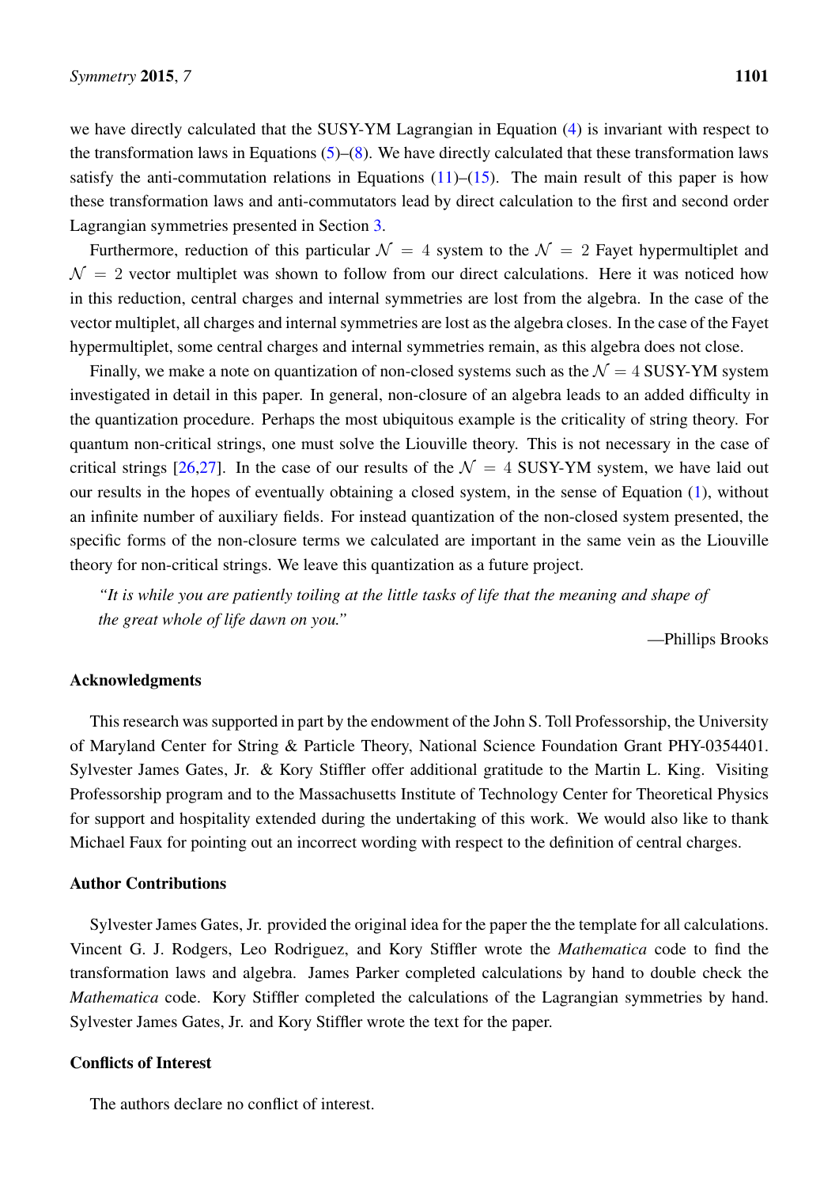we have directly calculated that the SUSY-YM Lagrangian in Equation (4) is invariant with respect to the transformation laws in Equations (5)–(8). We have directly calculated that these transformation laws satisfy the anti-commutation relations in Equations (11)–(15). The main result of this paper is how these transformation laws and anti-commutators lead by direct calculation to the first and second order Lagrangian symmetries presented in Section 3.

Furthermore, reduction of this particular $\mathcal{N} = 4$ system to the $\mathcal{N} = 2$ Fayet hypermultiplet and $\mathcal{N} = 2$ vector multiplet was shown to follow from our direct calculations. Here it was noticed how in this reduction, central charges and internal symmetries are lost from the algebra. In the case of the vector multiplet, all charges and internal symmetries are lost as the algebra closes. In the case of the Fayet hypermultiplet, some central charges and internal symmetries remain, as this algebra does not close.

Finally, we make a note on quantization of non-closed systems such as the $\mathcal{N} = 4$ SUSY-YM system investigated in detail in this paper. In general, non-closure of an algebra leads to an added difficulty in the quantization procedure. Perhaps the most ubiquitous example is the criticality of string theory. For quantum non-critical strings, one must solve the Liouville theory. This is not necessary in the case of critical strings [26,27]. In the case of our results of the $\mathcal{N} = 4$ SUSY-YM system, we have laid out our results in the hopes of eventually obtaining a closed system, in the sense of Equation (1), without an infinite number of auxiliary fields. For instead quantization of the non-closed system presented, the specific forms of the non-closure terms we calculated are important in the same vein as the Liouville theory for non-critical strings. We leave this quantization as a future project.

> *"It is while you are patiently toiling at the little tasks of life that the meaning and shape of the great whole of life dawn on you."*
>
> —Phillips Brooks

## Acknowledgments

This research was supported in part by the endowment of the John S. Toll Professorship, the University of Maryland Center for String & Particle Theory, National Science Foundation Grant PHY-0354401. Sylvester James Gates, Jr. & Kory Stiffler offer additional gratitude to the Martin L. King. Visiting Professorship program and to the Massachusetts Institute of Technology Center for Theoretical Physics for support and hospitality extended during the undertaking of this work. We would also like to thank Michael Faux for pointing out an incorrect wording with respect to the definition of central charges.

## Author Contributions

Sylvester James Gates, Jr. provided the original idea for the paper the the template for all calculations. Vincent G. J. Rodgers, Leo Rodriguez, and Kory Stiffler wrote the *Mathematica* code to find the transformation laws and algebra. James Parker completed calculations by hand to double check the *Mathematica* code. Kory Stiffler completed the calculations of the Lagrangian symmetries by hand. Sylvester James Gates, Jr. and Kory Stiffler wrote the text for the paper.

## Conflicts of Interest

The authors declare no conflict of interest.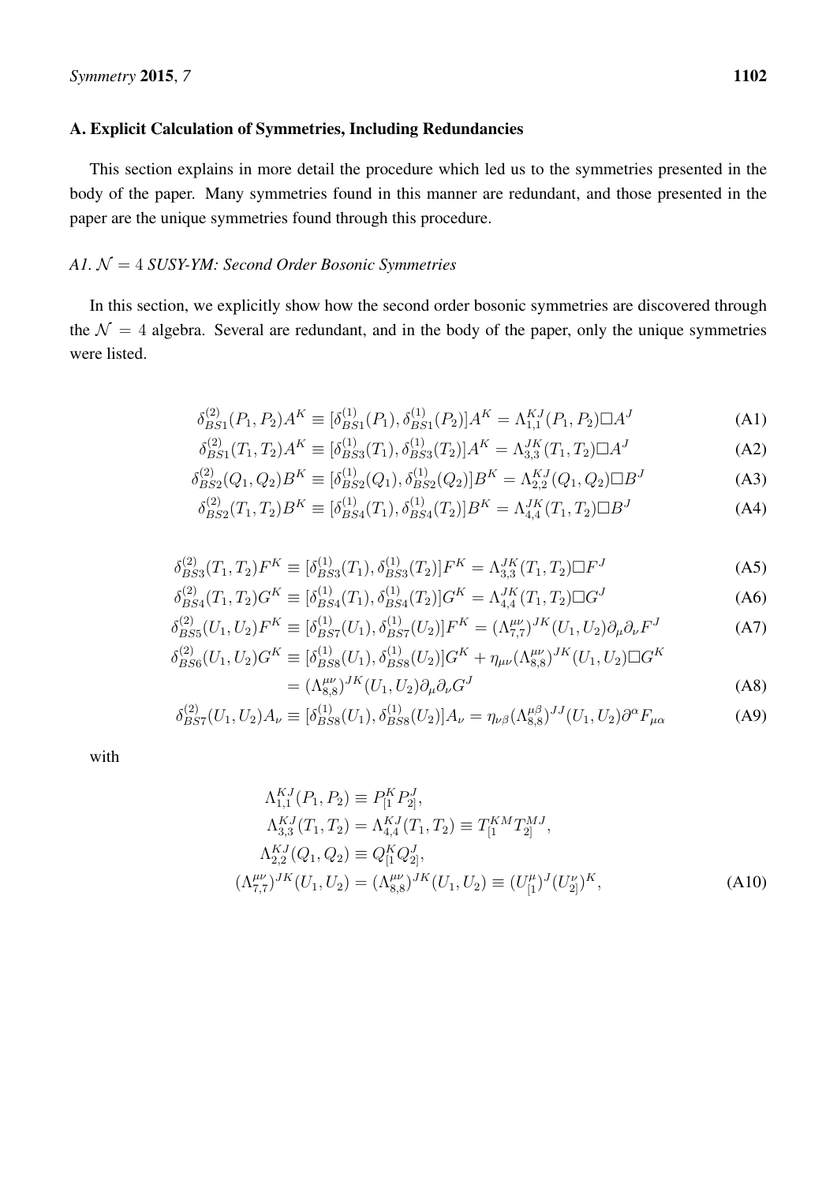## A. Explicit Calculation of Symmetries, Including Redundancies

This section explains in more detail the procedure which led us to the symmetries presented in the body of the paper. Many symmetries found in this manner are redundant, and those presented in the paper are the unique symmetries found through this procedure.

### *A1. $\mathcal{N} = 4$ SUSY-YM: Second Order Bosonic Symmetries*

In this section, we explicitly show how the second order bosonic symmetries are discovered through the $\mathcal{N} = 4$ algebra. Several are redundant, and in the body of the paper, only the unique symmetries were listed.

$$\delta^{(2)}_{BS1}(P_1, P_2)A^K \equiv [\delta^{(1)}_{BS1}(P_1), \delta^{(1)}_{BS1}(P_2)]A^K = \Lambda^{KJ}_{1,1}(P_1, P_2)\Box A^J \tag{A1}$$

$$\delta^{(2)}_{BS1}(T_1, T_2)A^K \equiv [\delta^{(1)}_{BS3}(T_1), \delta^{(1)}_{BS3}(T_2)]A^K = \Lambda^{JK}_{3,3}(T_1, T_2)\Box A^J \tag{A2}$$

$$\delta^{(2)}_{BS2}(Q_1, Q_2)B^K \equiv [\delta^{(1)}_{BS2}(Q_1), \delta^{(1)}_{BS2}(Q_2)]B^K = \Lambda^{KJ}_{2,2}(Q_1, Q_2)\Box B^J \tag{A3}$$

$$\delta^{(2)}_{BS2}(T_1, T_2)B^K \equiv [\delta^{(1)}_{BS4}(T_1), \delta^{(1)}_{BS4}(T_2)]B^K = \Lambda^{JK}_{4,4}(T_1, T_2)\Box B^J \tag{A4}$$

$$\delta^{(2)}_{BS3}(T_1, T_2)F^K \equiv [\delta^{(1)}_{BS3}(T_1), \delta^{(1)}_{BS3}(T_2)]F^K = \Lambda^{JK}_{3,3}(T_1, T_2)\Box F^J \tag{A5}$$

$$\delta^{(2)}_{BS4}(T_1, T_2)G^K \equiv [\delta^{(1)}_{BS4}(T_1), \delta^{(1)}_{BS4}(T_2)]G^K = \Lambda^{JK}_{4,4}(T_1, T_2)\Box G^J \tag{A6}$$

$$\delta^{(2)}_{BS5}(U_1, U_2)F^K \equiv [\delta^{(1)}_{BS7}(U_1), \delta^{(1)}_{BS7}(U_2)]F^K = (\Lambda^{\mu\nu}_{7,7})^{JK}(U_1, U_2)\partial_\mu\partial_\nu F^J \tag{A7}$$

$$\begin{aligned}\delta^{(2)}_{BS6}(U_1, U_2)G^K &\equiv [\delta^{(1)}_{BS8}(U_1), \delta^{(1)}_{BS8}(U_2)]G^K + \eta_{\mu\nu}(\Lambda^{\mu\nu}_{8,8})^{JK}(U_1, U_2)\Box G^K \\ &= (\Lambda^{\mu\nu}_{8,8})^{JK}(U_1, U_2)\partial_\mu\partial_\nu G^J\end{aligned} \tag{A8}$$

$$\delta^{(2)}_{BS7}(U_1, U_2)A_\nu \equiv [\delta^{(1)}_{BS8}(U_1), \delta^{(1)}_{BS8}(U_2)]A_\nu = \eta_{\nu\beta}(\Lambda^{\mu\beta}_{8,8})^{JJ}(U_1, U_2)\partial^\alpha F_{\mu\alpha} \tag{A9}$$

with

$$\begin{aligned}\Lambda^{KJ}_{1,1}(P_1, P_2) &\equiv P^K_{[1} P^J_{2]}, \\ \Lambda^{KJ}_{3,3}(T_1, T_2) = \Lambda^{KJ}_{4,4}(T_1, T_2) &\equiv T^{KM}_{[1} T^{MJ}_{2]}, \\ \Lambda^{KJ}_{2,2}(Q_1, Q_2) &\equiv Q^K_{[1} Q^J_{2]}, \\ (\Lambda^{\mu\nu}_{7,7})^{JK}(U_1, U_2) = (\Lambda^{\mu\nu}_{8,8})^{JK}(U_1, U_2) &\equiv (U^\mu_{[1]})^J (U^\nu_{2]})^K,\end{aligned} \tag{A10}$$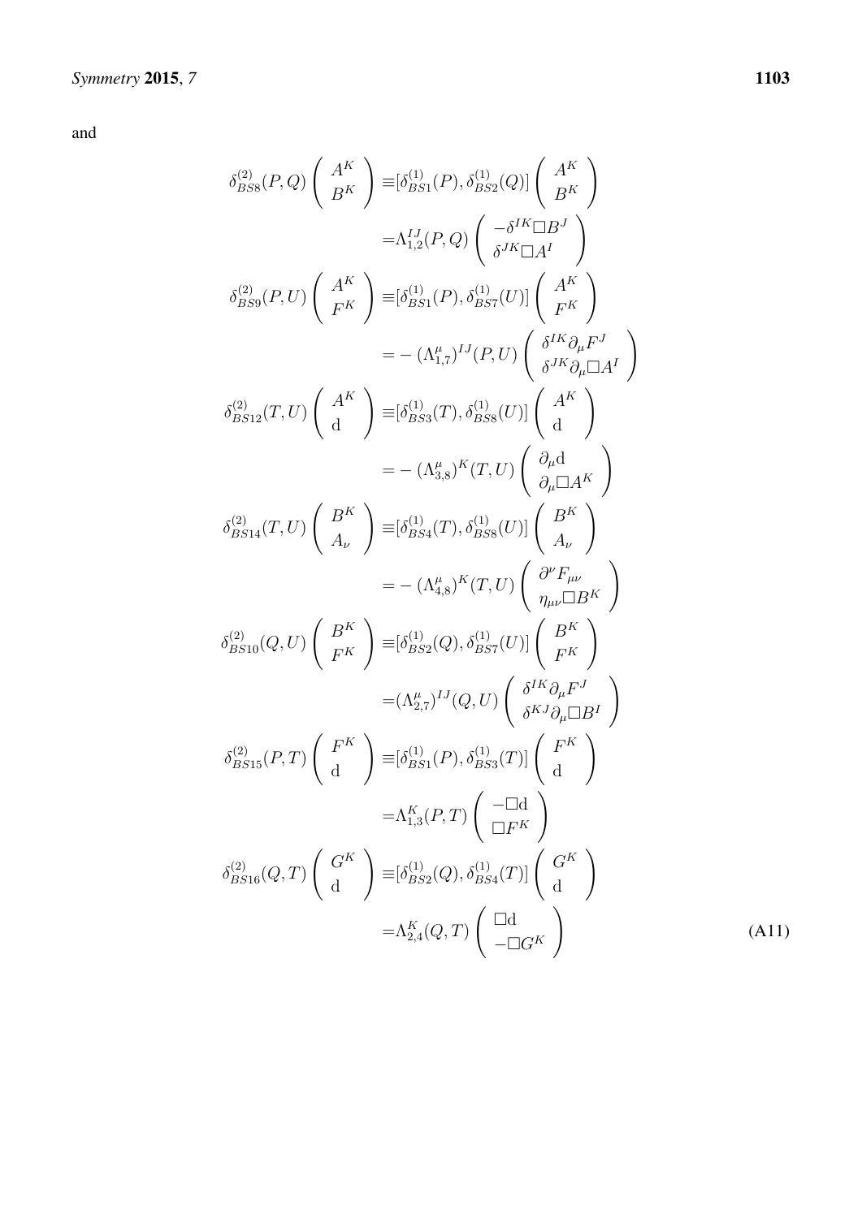and

$$
\begin{aligned}
\delta^{(2)}_{BS8}(P,Q)\begin{pmatrix} A^K \\ B^K \end{pmatrix} \equiv& [\delta^{(1)}_{BS1}(P), \delta^{(1)}_{BS2}(Q)]\begin{pmatrix} A^K \\ B^K \end{pmatrix} \\
=& \Lambda^{IJ}_{1,2}(P,Q)\begin{pmatrix} -\delta^{IK}\Box B^J \\ \delta^{JK}\Box A^I \end{pmatrix} \\
\delta^{(2)}_{BS9}(P,U)\begin{pmatrix} A^K \\ F^K \end{pmatrix} \equiv& [\delta^{(1)}_{BS1}(P), \delta^{(1)}_{BS7}(U)]\begin{pmatrix} A^K \\ F^K \end{pmatrix} \\
=& -(\Lambda^{\mu}_{1,7})^{IJ}(P,U)\begin{pmatrix} \delta^{IK}\partial_\mu F^J \\ \delta^{JK}\partial_\mu \Box A^I \end{pmatrix} \\
\delta^{(2)}_{BS12}(T,U)\begin{pmatrix} A^K \\ \mathrm{d} \end{pmatrix} \equiv& [\delta^{(1)}_{BS3}(T), \delta^{(1)}_{BS8}(U)]\begin{pmatrix} A^K \\ \mathrm{d} \end{pmatrix} \\
=& -(\Lambda^{\mu}_{3,8})^{K}(T,U)\begin{pmatrix} \partial_\mu \mathrm{d} \\ \partial_\mu \Box A^K \end{pmatrix} \\
\delta^{(2)}_{BS14}(T,U)\begin{pmatrix} B^K \\ A_\nu \end{pmatrix} \equiv& [\delta^{(1)}_{BS4}(T), \delta^{(1)}_{BS8}(U)]\begin{pmatrix} B^K \\ A_\nu \end{pmatrix} \\
=& -(\Lambda^{\mu}_{4,8})^{K}(T,U)\begin{pmatrix} \partial^\nu F_{\mu\nu} \\ \eta_{\mu\nu}\Box B^K \end{pmatrix} \\
\delta^{(2)}_{BS10}(Q,U)\begin{pmatrix} B^K \\ F^K \end{pmatrix} \equiv& [\delta^{(1)}_{BS2}(Q), \delta^{(1)}_{BS7}(U)]\begin{pmatrix} B^K \\ F^K \end{pmatrix} \\
=& (\Lambda^{\mu}_{2,7})^{IJ}(Q,U)\begin{pmatrix} \delta^{IK}\partial_\mu F^J \\ \delta^{KJ}\partial_\mu \Box B^I \end{pmatrix} \\
\delta^{(2)}_{BS15}(P,T)\begin{pmatrix} F^K \\ \mathrm{d} \end{pmatrix} \equiv& [\delta^{(1)}_{BS1}(P), \delta^{(1)}_{BS3}(T)]\begin{pmatrix} F^K \\ \mathrm{d} \end{pmatrix} \\
=& \Lambda^{K}_{1,3}(P,T)\begin{pmatrix} -\Box \mathrm{d} \\ \Box F^K \end{pmatrix} \\
\delta^{(2)}_{BS16}(Q,T)\begin{pmatrix} G^K \\ \mathrm{d} \end{pmatrix} \equiv& [\delta^{(1)}_{BS2}(Q), \delta^{(1)}_{BS4}(T)]\begin{pmatrix} G^K \\ \mathrm{d} \end{pmatrix} \\
=& \Lambda^{K}_{2,4}(Q,T)\begin{pmatrix} \Box \mathrm{d} \\ -\Box G^K \end{pmatrix}
\end{aligned} \tag{A11}
$$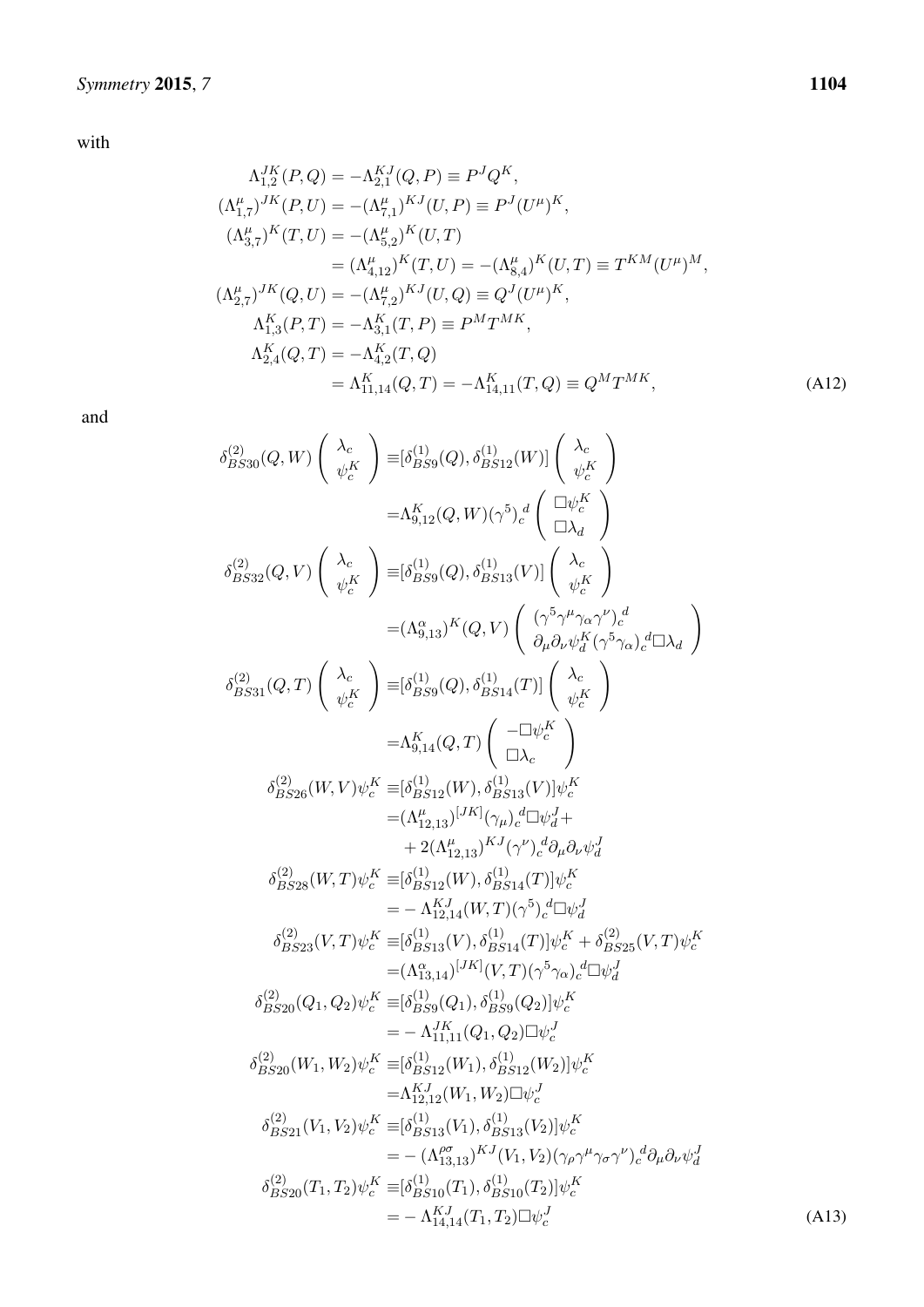with

$$
\begin{aligned}
\Lambda^{JK}_{1,2}(P,Q) &= -\Lambda^{KJ}_{2,1}(Q,P) \equiv P^J Q^K, \\
(\Lambda^{\mu}_{1,7})^{JK}(P,U) &= -(\Lambda^{\mu}_{7,1})^{KJ}(U,P) \equiv P^J (U^\mu)^K, \\
(\Lambda^{\mu}_{3,7})^{K}(T,U) &= -(\Lambda^{\mu}_{5,2})^{K}(U,T) \\
&= (\Lambda^{\mu}_{4,12})^{K}(T,U) = -(\Lambda^{\mu}_{8,4})^{K}(U,T) \equiv T^{KM}(U^\mu)^M, \\
(\Lambda^{\mu}_{2,7})^{JK}(Q,U) &= -(\Lambda^{\mu}_{7,2})^{KJ}(U,Q) \equiv Q^J (U^\mu)^K, \\
\Lambda^{K}_{1,3}(P,T) &= -\Lambda^{K}_{3,1}(T,P) \equiv P^M T^{MK}, \\
\Lambda^{K}_{2,4}(Q,T) &= -\Lambda^{K}_{4,2}(T,Q) \\
&= \Lambda^{K}_{11,14}(Q,T) = -\Lambda^{K}_{14,11}(T,Q) \equiv Q^M T^{MK},
\end{aligned} \tag{A12}
$$

and

$$
\begin{aligned}
\delta^{(2)}_{BS30}(Q,W)\begin{pmatrix} \lambda_c \\ \psi^K_c \end{pmatrix} \equiv& [\delta^{(1)}_{BS9}(Q), \delta^{(1)}_{BS12}(W)]\begin{pmatrix} \lambda_c \\ \psi^K_c \end{pmatrix} \\
=& \Lambda^K_{9,12}(Q,W)(\gamma^5)_c{}^d \begin{pmatrix} \Box\psi^K_c \\ \Box\lambda_d \end{pmatrix} \\
\delta^{(2)}_{BS32}(Q,V)\begin{pmatrix} \lambda_c \\ \psi^K_c \end{pmatrix} \equiv& [\delta^{(1)}_{BS9}(Q), \delta^{(1)}_{BS13}(V)]\begin{pmatrix} \lambda_c \\ \psi^K_c \end{pmatrix} \\
=& (\Lambda^{\alpha}_{9,13})^K(Q,V) \begin{pmatrix} (\gamma^5\gamma^\mu\gamma_\alpha\gamma^\nu)_c{}^d \\ \partial_\mu\partial_\nu\psi^K_d(\gamma^5\gamma_\alpha)_c{}^d\Box\lambda_d \end{pmatrix} \\
\delta^{(2)}_{BS31}(Q,T)\begin{pmatrix} \lambda_c \\ \psi^K_c \end{pmatrix} \equiv& [\delta^{(1)}_{BS9}(Q), \delta^{(1)}_{BS14}(T)]\begin{pmatrix} \lambda_c \\ \psi^K_c \end{pmatrix} \\
=& \Lambda^K_{9,14}(Q,T) \begin{pmatrix} -\Box\psi^K_c \\ \Box\lambda_c \end{pmatrix} \\
\delta^{(2)}_{BS26}(W,V)\psi^K_c \equiv& [\delta^{(1)}_{BS12}(W), \delta^{(1)}_{BS13}(V)]\psi^K_c \\
=& (\Lambda^{\mu}_{12,13})^{[JK]}(\gamma_\mu)_c{}^d\Box\psi^J_d + \\
&+ 2(\Lambda^{\mu}_{12,13})^{KJ}(\gamma^\nu)_c{}^d\partial_\mu\partial_\nu\psi^J_d \\
\delta^{(2)}_{BS28}(W,T)\psi^K_c \equiv& [\delta^{(1)}_{BS12}(W), \delta^{(1)}_{BS14}(T)]\psi^K_c \\
=& -\Lambda^{KJ}_{12,14}(W,T)(\gamma^5)_c{}^d\Box\psi^J_d \\
\delta^{(2)}_{BS23}(V,T)\psi^K_c \equiv& [\delta^{(1)}_{BS13}(V), \delta^{(1)}_{BS14}(T)]\psi^K_c + \delta^{(2)}_{BS25}(V,T)\psi^K_c \\
=& (\Lambda^{\alpha}_{13,14})^{[JK]}(V,T)(\gamma^5\gamma_\alpha)_c{}^d\Box\psi^J_d \\
\delta^{(2)}_{BS20}(Q_1,Q_2)\psi^K_c \equiv& [\delta^{(1)}_{BS9}(Q_1), \delta^{(1)}_{BS9}(Q_2)]\psi^K_c \\
=& -\Lambda^{JK}_{11,11}(Q_1,Q_2)\Box\psi^J_c \\
\delta^{(2)}_{BS20}(W_1,W_2)\psi^K_c \equiv& [\delta^{(1)}_{BS12}(W_1), \delta^{(1)}_{BS12}(W_2)]\psi^K_c \\
=& \Lambda^{KJ}_{12,12}(W_1,W_2)\Box\psi^J_c \\
\delta^{(2)}_{BS21}(V_1,V_2)\psi^K_c \equiv& [\delta^{(1)}_{BS13}(V_1), \delta^{(1)}_{BS13}(V_2)]\psi^K_c \\
=& -(\Lambda^{\rho\sigma}_{13,13})^{KJ}(V_1,V_2)(\gamma_\rho\gamma^\mu\gamma_\sigma\gamma^\nu)_c{}^d\partial_\mu\partial_\nu\psi^J_d \\
\delta^{(2)}_{BS20}(T_1,T_2)\psi^K_c \equiv& [\delta^{(1)}_{BS10}(T_1), \delta^{(1)}_{BS10}(T_2)]\psi^K_c \\
=& -\Lambda^{KJ}_{14,14}(T_1,T_2)\Box\psi^J_c
\end{aligned} \tag{A13}
$$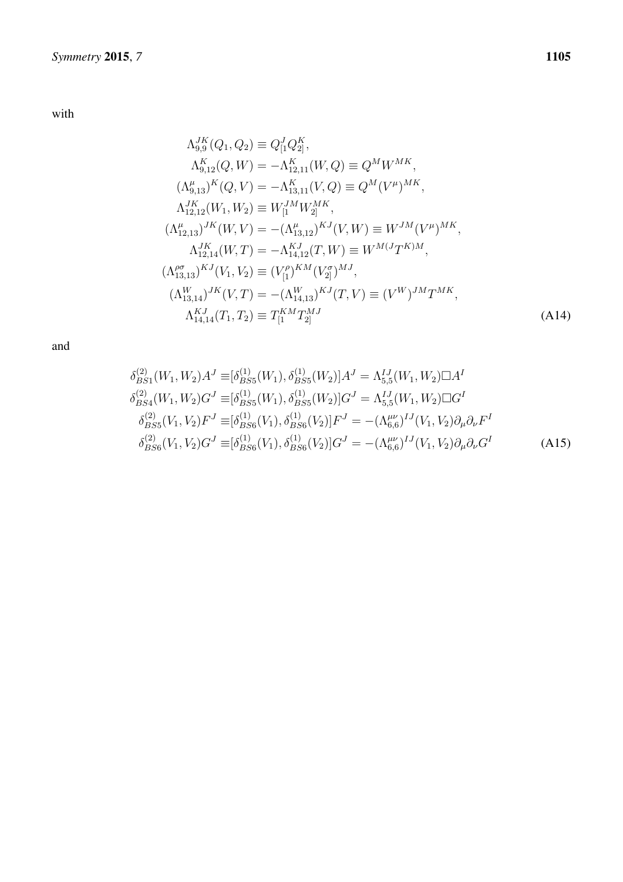with

$$
\begin{aligned}
\Lambda^{JK}_{9,9}(Q_1,Q_2) &\equiv Q^J_{[1}Q^K_{2]},\\
\Lambda^{K}_{9,12}(Q,W) = -\Lambda^{K}_{12,11}(W,Q) &\equiv Q^M W^{MK},\\
(\Lambda^{\mu}_{9,13})^{K}(Q,V) = -\Lambda^{K}_{13,11}(V,Q) &\equiv Q^M (V^{\mu})^{MK},\\
\Lambda^{JK}_{12,12}(W_1,W_2) &\equiv W^{JM}_{[1}W^{MK}_{2]},\\
(\Lambda^{\mu}_{12,13})^{JK}(W,V) = -(\Lambda^{\mu}_{13,12})^{KJ}(V,W) &\equiv W^{JM}(V^{\mu})^{MK},\\
\Lambda^{JK}_{12,14}(W,T) = -\Lambda^{KJ}_{14,12}(T,W) &\equiv W^{M(J}T^{K)M},\\
(\Lambda^{\rho\sigma}_{13,13})^{KJ}(V_1,V_2) &\equiv (V^{\rho}_{[1})^{KM}(V^{\sigma}_{2]})^{MJ},\\
(\Lambda^{W}_{13,14})^{JK}(V,T) = -(\Lambda^{W}_{14,13})^{KJ}(T,V) &\equiv (V^{W})^{JM}T^{MK},\\
\Lambda^{KJ}_{14,14}(T_1,T_2) &\equiv T^{KM}_{[1}T^{MJ}_{2]}
\end{aligned}
\tag{A14}
$$

and

$$
\begin{aligned}
\delta^{(2)}_{BS1}(W_1,W_2)A^J &\equiv [\delta^{(1)}_{BS5}(W_1),\delta^{(1)}_{BS5}(W_2)]A^J = \Lambda^{IJ}_{5,5}(W_1,W_2)\Box A^I\\
\delta^{(2)}_{BS4}(W_1,W_2)G^J &\equiv [\delta^{(1)}_{BS5}(W_1),\delta^{(1)}_{BS5}(W_2)]G^J = \Lambda^{IJ}_{5,5}(W_1,W_2)\Box G^I\\
\delta^{(2)}_{BS5}(V_1,V_2)F^J &\equiv [\delta^{(1)}_{BS6}(V_1),\delta^{(1)}_{BS6}(V_2)]F^J = -(\Lambda^{\mu\nu}_{6,6})^{IJ}(V_1,V_2)\partial_\mu\partial_\nu F^I\\
\delta^{(2)}_{BS6}(V_1,V_2)G^J &\equiv [\delta^{(1)}_{BS6}(V_1),\delta^{(1)}_{BS6}(V_2)]G^J = -(\Lambda^{\mu\nu}_{6,6})^{IJ}(V_1,V_2)\partial_\mu\partial_\nu G^I
\end{aligned}
\tag{A15}
$$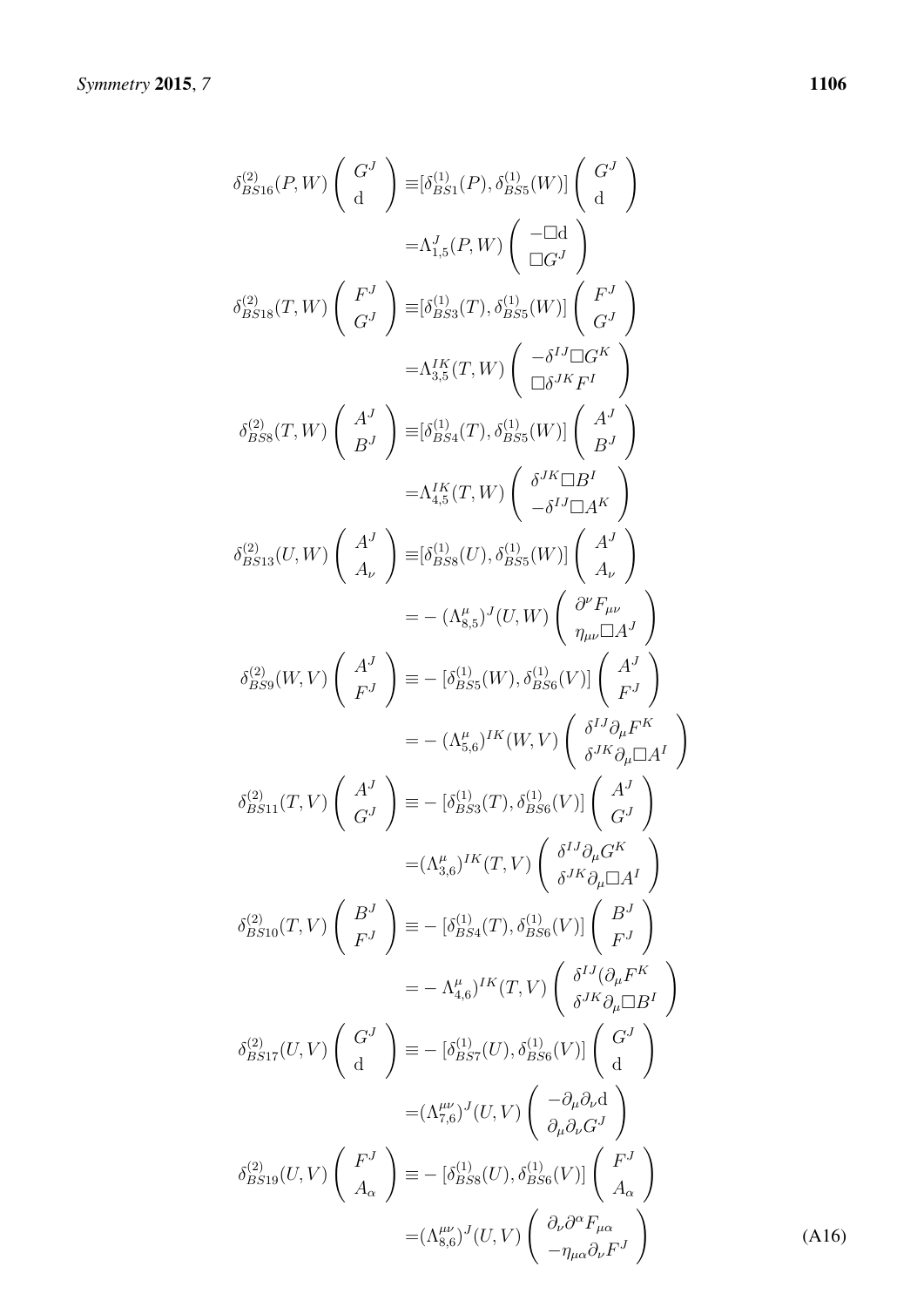$$
\begin{aligned}
\delta^{(2)}_{BS16}(P,W)\begin{pmatrix} G^J \\ \mathrm{d} \end{pmatrix} &\equiv [\delta^{(1)}_{BS1}(P), \delta^{(1)}_{BS5}(W)]\begin{pmatrix} G^J \\ \mathrm{d} \end{pmatrix} \\
&= \Lambda^J_{1,5}(P,W)\begin{pmatrix} -\Box \mathrm{d} \\ \Box G^J \end{pmatrix} \\
\delta^{(2)}_{BS18}(T,W)\begin{pmatrix} F^J \\ G^J \end{pmatrix} &\equiv [\delta^{(1)}_{BS3}(T), \delta^{(1)}_{BS5}(W)]\begin{pmatrix} F^J \\ G^J \end{pmatrix} \\
&= \Lambda^{IK}_{3,5}(T,W)\begin{pmatrix} -\delta^{IJ}\Box G^K \\ \Box \delta^{JK} F^I \end{pmatrix} \\
\delta^{(2)}_{BS8}(T,W)\begin{pmatrix} A^J \\ B^J \end{pmatrix} &\equiv [\delta^{(1)}_{BS4}(T), \delta^{(1)}_{BS5}(W)]\begin{pmatrix} A^J \\ B^J \end{pmatrix} \\
&= \Lambda^{IK}_{4,5}(T,W)\begin{pmatrix} \delta^{JK}\Box B^I \\ -\delta^{IJ}\Box A^K \end{pmatrix} \\
\delta^{(2)}_{BS13}(U,W)\begin{pmatrix} A^J \\ A_\nu \end{pmatrix} &\equiv [\delta^{(1)}_{BS8}(U), \delta^{(1)}_{BS5}(W)]\begin{pmatrix} A^J \\ A_\nu \end{pmatrix} \\
&= -(\Lambda^\mu_{8,5})^J(U,W)\begin{pmatrix} \partial^\nu F_{\mu\nu} \\ \eta_{\mu\nu}\Box A^J \end{pmatrix} \\
\delta^{(2)}_{BS9}(W,V)\begin{pmatrix} A^J \\ F^J \end{pmatrix} &\equiv -[\delta^{(1)}_{BS5}(W), \delta^{(1)}_{BS6}(V)]\begin{pmatrix} A^J \\ F^J \end{pmatrix} \\
&= -(\Lambda^\mu_{5,6})^{IK}(W,V)\begin{pmatrix} \delta^{IJ}\partial_\mu F^K \\ \delta^{JK}\partial_\mu \Box A^I \end{pmatrix} \\
\delta^{(2)}_{BS11}(T,V)\begin{pmatrix} A^J \\ G^J \end{pmatrix} &\equiv -[\delta^{(1)}_{BS3}(T), \delta^{(1)}_{BS6}(V)]\begin{pmatrix} A^J \\ G^J \end{pmatrix} \\
&= (\Lambda^\mu_{3,6})^{IK}(T,V)\begin{pmatrix} \delta^{IJ}\partial_\mu G^K \\ \delta^{JK}\partial_\mu \Box A^I \end{pmatrix} \\
\delta^{(2)}_{BS10}(T,V)\begin{pmatrix} B^J \\ F^J \end{pmatrix} &\equiv -[\delta^{(1)}_{BS4}(T), \delta^{(1)}_{BS6}(V)]\begin{pmatrix} B^J \\ F^J \end{pmatrix} \\
&= -\Lambda^\mu_{4,6})^{IK}(T,V)\begin{pmatrix} \delta^{IJ}(\partial_\mu F^K \\ \delta^{JK}\partial_\mu \Box B^I \end{pmatrix} \\
\delta^{(2)}_{BS17}(U,V)\begin{pmatrix} G^J \\ \mathrm{d} \end{pmatrix} &\equiv -[\delta^{(1)}_{BS7}(U), \delta^{(1)}_{BS6}(V)]\begin{pmatrix} G^J \\ \mathrm{d} \end{pmatrix} \\
&= (\Lambda^{\mu\nu}_{7,6})^J(U,V)\begin{pmatrix} -\partial_\mu\partial_\nu \mathrm{d} \\ \partial_\mu\partial_\nu G^J \end{pmatrix} \\
\delta^{(2)}_{BS19}(U,V)\begin{pmatrix} F^J \\ A_\alpha \end{pmatrix} &\equiv -[\delta^{(1)}_{BS8}(U), \delta^{(1)}_{BS6}(V)]\begin{pmatrix} F^J \\ A_\alpha \end{pmatrix} \\
&= (\Lambda^{\mu\nu}_{8,6})^J(U,V)\begin{pmatrix} \partial_\nu\partial^\alpha F_{\mu\alpha} \\ -\eta_{\mu\alpha}\partial_\nu F^J \end{pmatrix}
\end{aligned}
\tag{A16}
$$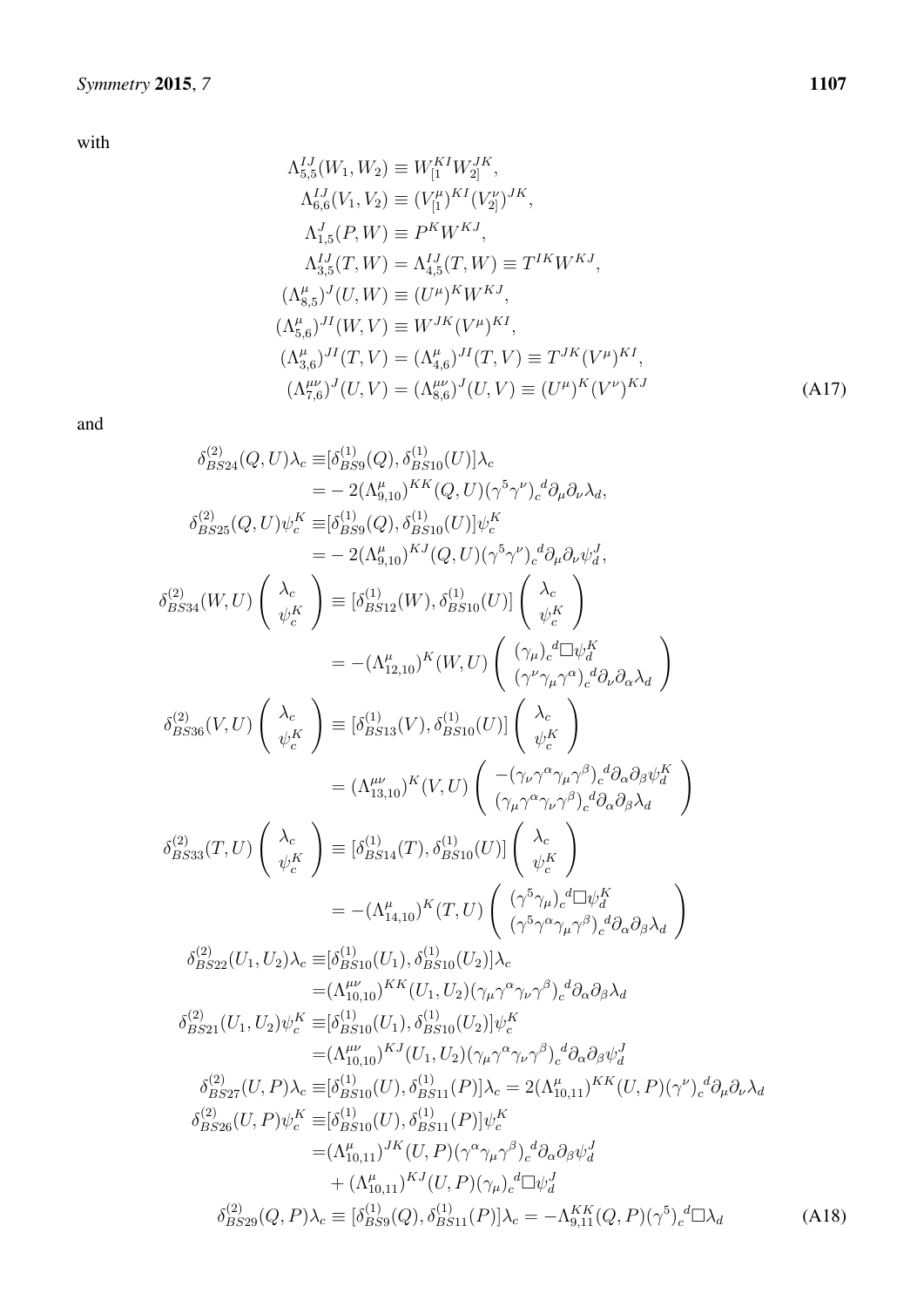with

$$
\begin{aligned}
\Lambda^{IJ}_{5,5}(W_1,W_2) &\equiv W^{KI}_{[1}W^{JK}_{2]},\\
\Lambda^{IJ}_{6,6}(V_1,V_2) &\equiv (V^{\mu}_{[1})^{KI}(V^{\nu}_{2]})^{JK},\\
\Lambda^{J}_{1,5}(P,W) &\equiv P^{K}W^{KJ},\\
\Lambda^{IJ}_{3,5}(T,W) &= \Lambda^{IJ}_{4,5}(T,W) \equiv T^{IK}W^{KJ},\\
(\Lambda^{\mu}_{8,5})^{J}(U,W) &\equiv (U^{\mu})^{K}W^{KJ},\\
(\Lambda^{\mu}_{5,6})^{JI}(W,V) &\equiv W^{JK}(V^{\mu})^{KI},\\
(\Lambda^{\mu}_{3,6})^{JI}(T,V) &= (\Lambda^{\mu}_{4,6})^{JI}(T,V) \equiv T^{JK}(V^{\mu})^{KI},\\
(\Lambda^{\mu\nu}_{7,6})^{J}(U,V) &= (\Lambda^{\mu\nu}_{8,6})^{J}(U,V) \equiv (U^{\mu})^{K}(V^{\nu})^{KJ}
\end{aligned}
\tag{A17}
$$

and

$$
\begin{aligned}
\delta^{(2)}_{BS24}(Q,U)\lambda_c \equiv& [\delta^{(1)}_{BS9}(Q),\delta^{(1)}_{BS10}(U)]\lambda_c\\
=& -2(\Lambda^{\mu}_{9,10})^{KK}(Q,U)(\gamma^5\gamma^\nu)_c{}^d\partial_\mu\partial_\nu\lambda_d,\\
\delta^{(2)}_{BS25}(Q,U)\psi^K_c \equiv& [\delta^{(1)}_{BS9}(Q),\delta^{(1)}_{BS10}(U)]\psi^K_c\\
=& -2(\Lambda^{\mu}_{9,10})^{KJ}(Q,U)(\gamma^5\gamma^\nu)_c{}^d\partial_\mu\partial_\nu\psi^J_d,\\
\delta^{(2)}_{BS34}(W,U)\begin{pmatrix}\lambda_c\\ \psi^K_c\end{pmatrix} \equiv& [\delta^{(1)}_{BS12}(W),\delta^{(1)}_{BS10}(U)]\begin{pmatrix}\lambda_c\\ \psi^K_c\end{pmatrix}\\
=& -(\Lambda^{\mu}_{12,10})^{K}(W,U)\begin{pmatrix}(\gamma_\mu)_c{}^d\Box\psi^K_d\\ (\gamma^\nu\gamma_\mu\gamma^\alpha)_c{}^d\partial_\nu\partial_\alpha\lambda_d\end{pmatrix}\\
\delta^{(2)}_{BS36}(V,U)\begin{pmatrix}\lambda_c\\ \psi^K_c\end{pmatrix} \equiv& [\delta^{(1)}_{BS13}(V),\delta^{(1)}_{BS10}(U)]\begin{pmatrix}\lambda_c\\ \psi^K_c\end{pmatrix}\\
=& (\Lambda^{\mu\nu}_{13,10})^{K}(V,U)\begin{pmatrix}-(\gamma_\nu\gamma^\alpha\gamma_\mu\gamma^\beta)_c{}^d\partial_\alpha\partial_\beta\psi^K_d\\ (\gamma_\mu\gamma^\alpha\gamma_\nu\gamma^\beta)_c{}^d\partial_\alpha\partial_\beta\lambda_d\end{pmatrix}\\
\delta^{(2)}_{BS33}(T,U)\begin{pmatrix}\lambda_c\\ \psi^K_c\end{pmatrix} \equiv& [\delta^{(1)}_{BS14}(T),\delta^{(1)}_{BS10}(U)]\begin{pmatrix}\lambda_c\\ \psi^K_c\end{pmatrix}\\
=& -(\Lambda^{\mu}_{14,10})^{K}(T,U)\begin{pmatrix}(\gamma^5\gamma_\mu)_c{}^d\Box\psi^K_d\\ (\gamma^5\gamma^\alpha\gamma_\mu\gamma^\beta)_c{}^d\partial_\alpha\partial_\beta\lambda_d\end{pmatrix}\\
\delta^{(2)}_{BS22}(U_1,U_2)\lambda_c \equiv& [\delta^{(1)}_{BS10}(U_1),\delta^{(1)}_{BS10}(U_2)]\lambda_c\\
=& (\Lambda^{\mu\nu}_{10,10})^{KK}(U_1,U_2)(\gamma_\mu\gamma^\alpha\gamma_\nu\gamma^\beta)_c{}^d\partial_\alpha\partial_\beta\lambda_d\\
\delta^{(2)}_{BS21}(U_1,U_2)\psi^K_c \equiv& [\delta^{(1)}_{BS10}(U_1),\delta^{(1)}_{BS10}(U_2)]\psi^K_c\\
=& (\Lambda^{\mu\nu}_{10,10})^{KJ}(U_1,U_2)(\gamma_\mu\gamma^\alpha\gamma_\nu\gamma^\beta)_c{}^d\partial_\alpha\partial_\beta\psi^J_d\\
\delta^{(2)}_{BS27}(U,P)\lambda_c \equiv& [\delta^{(1)}_{BS10}(U),\delta^{(1)}_{BS11}(P)]\lambda_c = 2(\Lambda^{\mu}_{10,11})^{KK}(U,P)(\gamma^\nu)_c{}^d\partial_\mu\partial_\nu\lambda_d\\
\delta^{(2)}_{BS26}(U,P)\psi^K_c \equiv& [\delta^{(1)}_{BS10}(U),\delta^{(1)}_{BS11}(P)]\psi^K_c\\
=& (\Lambda^{\mu}_{10,11})^{JK}(U,P)(\gamma^\alpha\gamma_\mu\gamma^\beta)_c{}^d\partial_\alpha\partial_\beta\psi^J_d\\
&+ (\Lambda^{\mu}_{10,11})^{KJ}(U,P)(\gamma_\mu)_c{}^d\Box\psi^J_d\\
\delta^{(2)}_{BS29}(Q,P)\lambda_c \equiv& [\delta^{(1)}_{BS9}(Q),\delta^{(1)}_{BS11}(P)]\lambda_c = -\Lambda^{KK}_{9,11}(Q,P)(\gamma^5)_c{}^d\Box\lambda_d
\end{aligned}
\tag{A18}
$$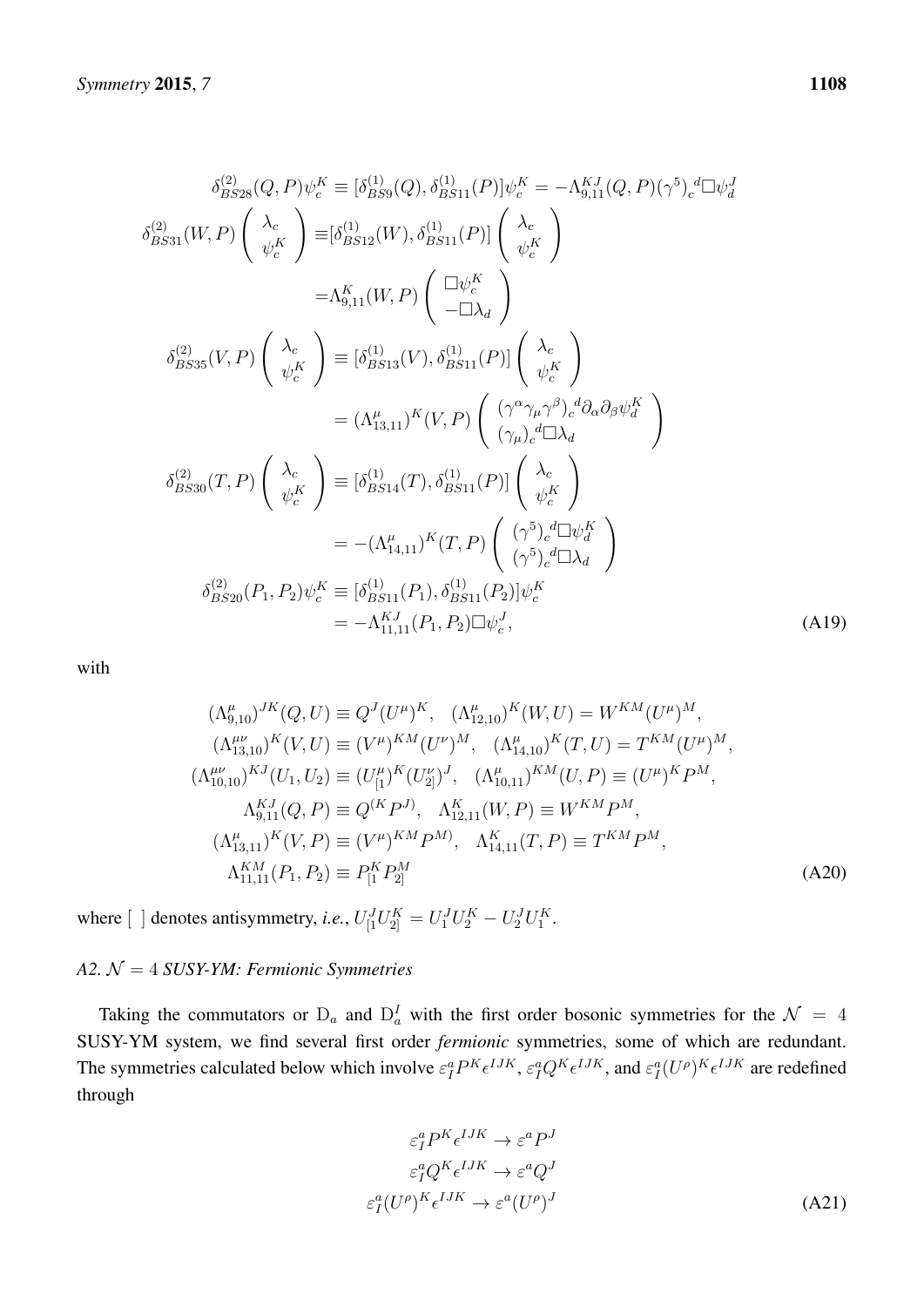$$
\begin{aligned}
\delta^{(2)}_{BS28}(Q,P)\psi^K_c &\equiv [\delta^{(1)}_{BS9}(Q), \delta^{(1)}_{BS11}(P)]\psi^K_c = -\Lambda^{KJ}_{9,11}(Q,P)(\gamma^5)_c{}^d\Box\psi^J_d \\
\delta^{(2)}_{BS31}(W,P)\begin{pmatrix}\lambda_c\\ \psi^K_c\end{pmatrix} &\equiv [\delta^{(1)}_{BS12}(W), \delta^{(1)}_{BS11}(P)]\begin{pmatrix}\lambda_c\\ \psi^K_c\end{pmatrix} \\
&= \Lambda^K_{9,11}(W,P)\begin{pmatrix}\Box\psi^K_c\\ -\Box\lambda_d\end{pmatrix} \\
\delta^{(2)}_{BS35}(V,P)\begin{pmatrix}\lambda_c\\ \psi^K_c\end{pmatrix} &\equiv [\delta^{(1)}_{BS13}(V), \delta^{(1)}_{BS11}(P)]\begin{pmatrix}\lambda_c\\ \psi^K_c\end{pmatrix} \\
&= (\Lambda^\mu_{13,11})^K(V,P)\begin{pmatrix}(\gamma^\alpha\gamma_\mu\gamma^\beta)_c{}^d\partial_\alpha\partial_\beta\psi^K_d\\ (\gamma_\mu)_c{}^d\Box\lambda_d\end{pmatrix} \\
\delta^{(2)}_{BS30}(T,P)\begin{pmatrix}\lambda_c\\ \psi^K_c\end{pmatrix} &\equiv [\delta^{(1)}_{BS14}(T), \delta^{(1)}_{BS11}(P)]\begin{pmatrix}\lambda_c\\ \psi^K_c\end{pmatrix} \\
&= -(\Lambda^\mu_{14,11})^K(T,P)\begin{pmatrix}(\gamma^5)_c{}^d\Box\psi^K_d\\ (\gamma^5)_c{}^d\Box\lambda_d\end{pmatrix} \\
\delta^{(2)}_{BS20}(P_1,P_2)\psi^K_c &\equiv [\delta^{(1)}_{BS11}(P_1), \delta^{(1)}_{BS11}(P_2)]\psi^K_c \\
&= -\Lambda^{KJ}_{11,11}(P_1,P_2)\Box\psi^J_c,
\end{aligned}
\tag{A19}
$$

with

$$
\begin{aligned}
&(\Lambda^\mu_{9,10})^{JK}(Q,U) \equiv Q^J(U^\mu)^K, \quad (\Lambda^\mu_{12,10})^K(W,U) = W^{KM}(U^\mu)^M, \\
&(\Lambda^{\mu\nu}_{13,10})^K(V,U) \equiv (V^\mu)^{KM}(U^\nu)^M, \quad (\Lambda^\mu_{14,10})^K(T,U) = T^{KM}(U^\mu)^M, \\
&(\Lambda^{\mu\nu}_{10,10})^{KJ}(U_1,U_2) \equiv (U^\mu_{[1})^K(U^\nu_{2]})^J, \quad (\Lambda^\mu_{10,11})^{KM}(U,P) \equiv (U^\mu)^K P^M, \\
&\Lambda^{KJ}_{9,11}(Q,P) \equiv Q^{(K}P^{J)}, \quad \Lambda^K_{12,11}(W,P) \equiv W^{KM}P^M, \\
&(\Lambda^\mu_{13,11})^K(V,P) \equiv (V^\mu)^{KM}P^{M)}, \quad \Lambda^K_{14,11}(T,P) \equiv T^{KM}P^M, \\
&\Lambda^{KM}_{11,11}(P_1,P_2) \equiv P^K_{[1}P^M_{2]}
\end{aligned}
\tag{A20}
$$

where [ ] denotes antisymmetry, *i.e.*, $U^J_{[1}U^K_{2]} = U^J_1U^K_2 - U^J_2U^K_1$.

### *A2. $\mathcal{N} = 4$ SUSY-YM: Fermionic Symmetries*

Taking the commutators or $\mathrm{D}_a$ and $\mathrm{D}^I_a$ with the first order bosonic symmetries for the $\mathcal{N} = 4$ SUSY-YM system, we find several first order *fermionic* symmetries, some of which are redundant. The symmetries calculated below which involve $\varepsilon^a_I P^K\epsilon^{IJK}$, $\varepsilon^a_I Q^K\epsilon^{IJK}$, and $\varepsilon^a_I(U^\rho)^K\epsilon^{IJK}$ are redefined through

$$
\begin{aligned}
\varepsilon^a_I P^K\epsilon^{IJK} &\to \varepsilon^a P^J \\
\varepsilon^a_I Q^K\epsilon^{IJK} &\to \varepsilon^a Q^J \\
\varepsilon^a_I(U^\rho)^K\epsilon^{IJK} &\to \varepsilon^a(U^\rho)^J
\end{aligned}
\tag{A21}
$$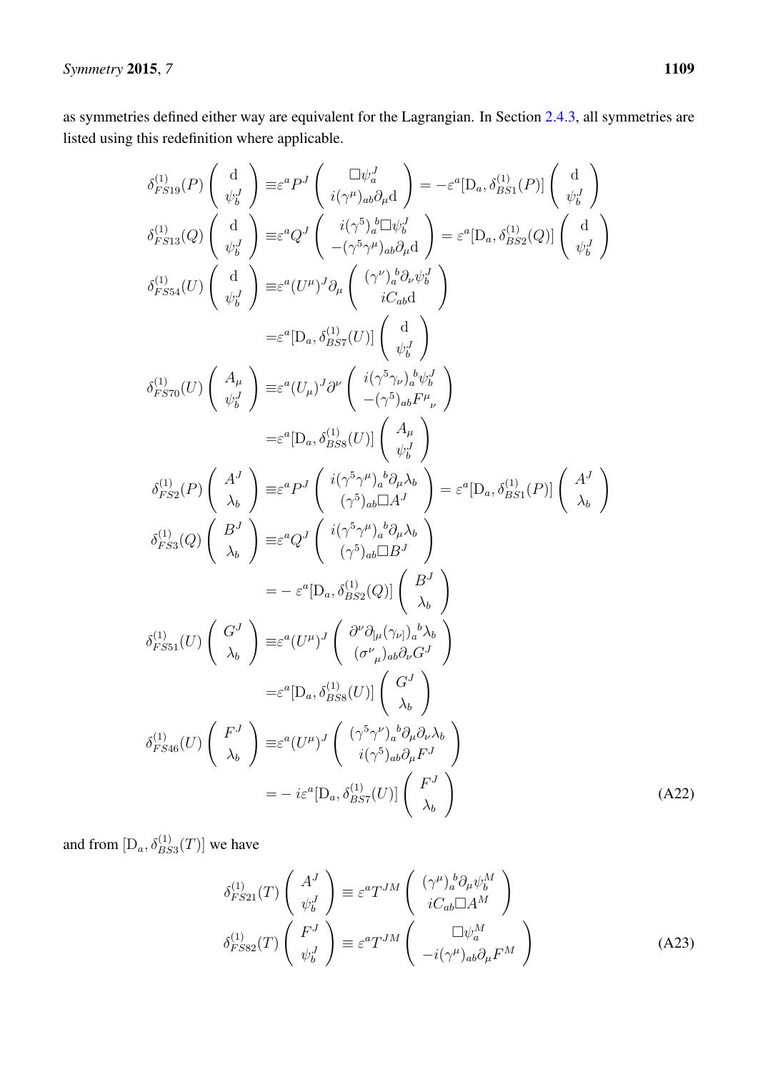as symmetries defined either way are equivalent for the Lagrangian. In Section 2.4.3, all symmetries are listed using this redefinition where applicable.

$$
\begin{aligned}
\delta^{(1)}_{FS19}(P)\begin{pmatrix} \mathrm{d} \\ \psi^J_b \end{pmatrix} \equiv& \varepsilon^a P^J \begin{pmatrix} \Box\psi^J_a \\ i(\gamma^\mu)_{ab}\partial_\mu \mathrm{d} \end{pmatrix} = -\varepsilon^a[\mathrm{D}_a, \delta^{(1)}_{BS1}(P)]\begin{pmatrix} \mathrm{d} \\ \psi^J_b \end{pmatrix} \\
\delta^{(1)}_{FS13}(Q)\begin{pmatrix} \mathrm{d} \\ \psi^J_b \end{pmatrix} \equiv& \varepsilon^a Q^J \begin{pmatrix} i(\gamma^5)_a{}^b\Box\psi^J_b \\ -(\gamma^5\gamma^\mu)_{ab}\partial_\mu \mathrm{d} \end{pmatrix} = \varepsilon^a[\mathrm{D}_a, \delta^{(1)}_{BS2}(Q)]\begin{pmatrix} \mathrm{d} \\ \psi^J_b \end{pmatrix} \\
\delta^{(1)}_{FS54}(U)\begin{pmatrix} \mathrm{d} \\ \psi^J_b \end{pmatrix} \equiv& \varepsilon^a (U^\mu)^J \partial_\mu \begin{pmatrix} (\gamma^\nu)_a{}^b\partial_\nu\psi^J_b \\ iC_{ab}\mathrm{d} \end{pmatrix} \\
=& \varepsilon^a[\mathrm{D}_a, \delta^{(1)}_{BS7}(U)]\begin{pmatrix} \mathrm{d} \\ \psi^J_b \end{pmatrix} \\
\delta^{(1)}_{FS70}(U)\begin{pmatrix} A_\mu \\ \psi^J_b \end{pmatrix} \equiv& \varepsilon^a (U_\mu)^J \partial^\nu \begin{pmatrix} i(\gamma^5\gamma_\nu)_a{}^b\psi^J_b \\ -(\gamma^5)_{ab}F^\mu{}_\nu \end{pmatrix} \\
=& \varepsilon^a[\mathrm{D}_a, \delta^{(1)}_{BS8}(U)]\begin{pmatrix} A_\mu \\ \psi^J_b \end{pmatrix} \\
\delta^{(1)}_{FS2}(P)\begin{pmatrix} A^J \\ \lambda_b \end{pmatrix} \equiv& \varepsilon^a P^J \begin{pmatrix} i(\gamma^5\gamma^\mu)_a{}^b\partial_\mu\lambda_b \\ (\gamma^5)_{ab}\Box A^J \end{pmatrix} = \varepsilon^a[\mathrm{D}_a, \delta^{(1)}_{BS1}(P)]\begin{pmatrix} A^J \\ \lambda_b \end{pmatrix} \\
\delta^{(1)}_{FS3}(Q)\begin{pmatrix} B^J \\ \lambda_b \end{pmatrix} \equiv& \varepsilon^a Q^J \begin{pmatrix} i(\gamma^5\gamma^\mu)_a{}^b\partial_\mu\lambda_b \\ (\gamma^5)_{ab}\Box B^J \end{pmatrix} \\
=& -\varepsilon^a[\mathrm{D}_a, \delta^{(1)}_{BS2}(Q)]\begin{pmatrix} B^J \\ \lambda_b \end{pmatrix} \\
\delta^{(1)}_{FS51}(U)\begin{pmatrix} G^J \\ \lambda_b \end{pmatrix} \equiv& \varepsilon^a (U^\mu)^J \begin{pmatrix} \partial^\nu\partial_{[\mu}(\gamma_{\nu]})_a{}^b\lambda_b \\ (\sigma^\nu{}_\mu)_{ab}\partial_\nu G^J \end{pmatrix} \\
=& \varepsilon^a[\mathrm{D}_a, \delta^{(1)}_{BS8}(U)]\begin{pmatrix} G^J \\ \lambda_b \end{pmatrix} \\
\delta^{(1)}_{FS46}(U)\begin{pmatrix} F^J \\ \lambda_b \end{pmatrix} \equiv& \varepsilon^a (U^\mu)^J \begin{pmatrix} (\gamma^5\gamma^\nu)_a{}^b\partial_\mu\partial_\nu\lambda_b \\ i(\gamma^5)_{ab}\partial_\mu F^J \end{pmatrix} \\
=& -i\varepsilon^a[\mathrm{D}_a, \delta^{(1)}_{BS7}(U)]\begin{pmatrix} F^J \\ \lambda_b \end{pmatrix}
\end{aligned} \tag{A22}
$$

and from $[\mathrm{D}_a, \delta^{(1)}_{BS3}(T)]$ we have

$$
\begin{aligned}
\delta^{(1)}_{FS21}(T)\begin{pmatrix} A^J \\ \psi^J_b \end{pmatrix} \equiv& \ \varepsilon^a T^{JM} \begin{pmatrix} (\gamma^\mu)_a{}^b\partial_\mu\psi^M_b \\ iC_{ab}\Box A^M \end{pmatrix} \\
\delta^{(1)}_{FS82}(T)\begin{pmatrix} F^J \\ \psi^J_b \end{pmatrix} \equiv& \ \varepsilon^a T^{JM} \begin{pmatrix} \Box\psi^M_a \\ -i(\gamma^\mu)_{ab}\partial_\mu F^M \end{pmatrix}
\end{aligned} \tag{A23}
$$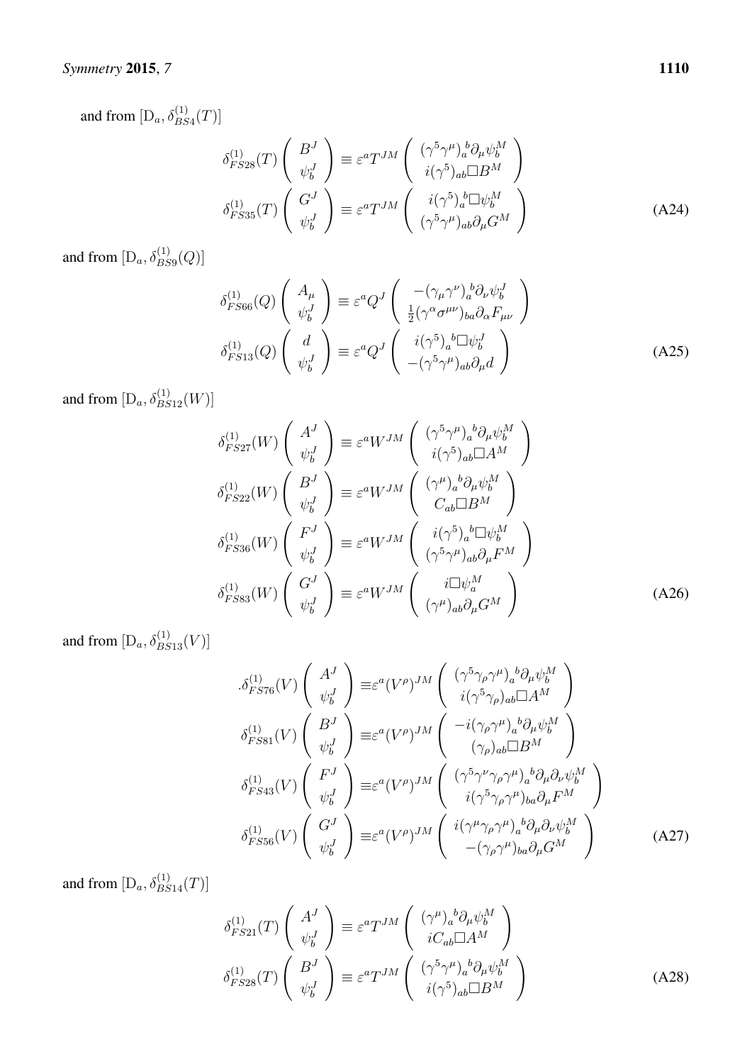and from $[\mathrm{D}_a, \delta^{(1)}_{BS4}(T)]$

$$
\delta^{(1)}_{FS28}(T)\begin{pmatrix} B^J \\ \psi^J_b \end{pmatrix} \equiv \varepsilon^a T^{JM}\begin{pmatrix} (\gamma^5\gamma^\mu)_a{}^b\partial_\mu\psi^M_b \\ i(\gamma^5)_{ab}\Box B^M \end{pmatrix}
$$

$$
\delta^{(1)}_{FS35}(T)\begin{pmatrix} G^J \\ \psi^J_b \end{pmatrix} \equiv \varepsilon^a T^{JM}\begin{pmatrix} i(\gamma^5)_a{}^b\Box\psi^M_b \\ (\gamma^5\gamma^\mu)_{ab}\partial_\mu G^M \end{pmatrix} \tag{A24}
$$

and from $[\mathrm{D}_a, \delta^{(1)}_{BS9}(Q)]$

$$
\delta^{(1)}_{FS66}(Q)\begin{pmatrix} A_\mu \\ \psi^J_b \end{pmatrix} \equiv \varepsilon^a Q^J\begin{pmatrix} -(\gamma_\mu\gamma^\nu)_a{}^b\partial_\nu\psi^J_b \\ \frac{1}{2}(\gamma^\alpha\sigma^{\mu\nu})_{ba}\partial_\alpha F_{\mu\nu} \end{pmatrix}
$$

$$
\delta^{(1)}_{FS13}(Q)\begin{pmatrix} d \\ \psi^J_b \end{pmatrix} \equiv \varepsilon^a Q^J\begin{pmatrix} i(\gamma^5)_a{}^b\Box\psi^J_b \\ -(\gamma^5\gamma^\mu)_{ab}\partial_\mu d \end{pmatrix} \tag{A25}
$$

and from $[\mathrm{D}_a, \delta^{(1)}_{BS12}(W)]$

$$
\delta^{(1)}_{FS27}(W)\begin{pmatrix} A^J \\ \psi^J_b \end{pmatrix} \equiv \varepsilon^a W^{JM}\begin{pmatrix} (\gamma^5\gamma^\mu)_a{}^b\partial_\mu\psi^M_b \\ i(\gamma^5)_{ab}\Box A^M \end{pmatrix}
$$

$$
\delta^{(1)}_{FS22}(W)\begin{pmatrix} B^J \\ \psi^J_b \end{pmatrix} \equiv \varepsilon^a W^{JM}\begin{pmatrix} (\gamma^\mu)_a{}^b\partial_\mu\psi^M_b \\ C_{ab}\Box B^M \end{pmatrix}
$$

$$
\delta^{(1)}_{FS36}(W)\begin{pmatrix} F^J \\ \psi^J_b \end{pmatrix} \equiv \varepsilon^a W^{JM}\begin{pmatrix} i(\gamma^5)_a{}^b\Box\psi^M_b \\ (\gamma^5\gamma^\mu)_{ab}\partial_\mu F^M \end{pmatrix}
$$

$$
\delta^{(1)}_{FS83}(W)\begin{pmatrix} G^J \\ \psi^J_b \end{pmatrix} \equiv \varepsilon^a W^{JM}\begin{pmatrix} i\Box\psi^M_a \\ (\gamma^\mu)_{ab}\partial_\mu G^M \end{pmatrix} \tag{A26}
$$

and from $[\mathrm{D}_a, \delta^{(1)}_{BS13}(V)]$

$$
.\delta^{(1)}_{FS76}(V)\begin{pmatrix} A^J \\ \psi^J_b \end{pmatrix} \equiv \varepsilon^a (V^\rho)^{JM}\begin{pmatrix} (\gamma^5\gamma_\rho\gamma^\mu)_a{}^b\partial_\mu\psi^M_b \\ i(\gamma^5\gamma_\rho)_{ab}\Box A^M \end{pmatrix}
$$

$$
\delta^{(1)}_{FS81}(V)\begin{pmatrix} B^J \\ \psi^J_b \end{pmatrix} \equiv \varepsilon^a (V^\rho)^{JM}\begin{pmatrix} -i(\gamma_\rho\gamma^\mu)_a{}^b\partial_\mu\psi^M_b \\ (\gamma_\rho)_{ab}\Box B^M \end{pmatrix}
$$

$$
\delta^{(1)}_{FS43}(V)\begin{pmatrix} F^J \\ \psi^J_b \end{pmatrix} \equiv \varepsilon^a (V^\rho)^{JM}\begin{pmatrix} (\gamma^5\gamma^\nu\gamma_\rho\gamma^\mu)_a{}^b\partial_\mu\partial_\nu\psi^M_b \\ i(\gamma^5\gamma_\rho\gamma^\mu)_{ba}\partial_\mu F^M \end{pmatrix}
$$

$$
\delta^{(1)}_{FS56}(V)\begin{pmatrix} G^J \\ \psi^J_b \end{pmatrix} \equiv \varepsilon^a (V^\rho)^{JM}\begin{pmatrix} i(\gamma^\mu\gamma_\rho\gamma^\mu)_a{}^b\partial_\mu\partial_\nu\psi^M_b \\ -(\gamma_\rho\gamma^\mu)_{ba}\partial_\mu G^M \end{pmatrix} \tag{A27}
$$

and from $[\mathrm{D}_a, \delta^{(1)}_{BS14}(T)]$

$$
\delta^{(1)}_{FS21}(T)\begin{pmatrix} A^J \\ \psi^J_b \end{pmatrix} \equiv \varepsilon^a T^{JM}\begin{pmatrix} (\gamma^\mu)_a{}^b\partial_\mu\psi^M_b \\ iC_{ab}\Box A^M \end{pmatrix}
$$

$$
\delta^{(1)}_{FS28}(T)\begin{pmatrix} B^J \\ \psi^J_b \end{pmatrix} \equiv \varepsilon^a T^{JM}\begin{pmatrix} (\gamma^5\gamma^\mu)_a{}^b\partial_\mu\psi^M_b \\ i(\gamma^5)_{ab}\Box B^M \end{pmatrix} \tag{A28}
$$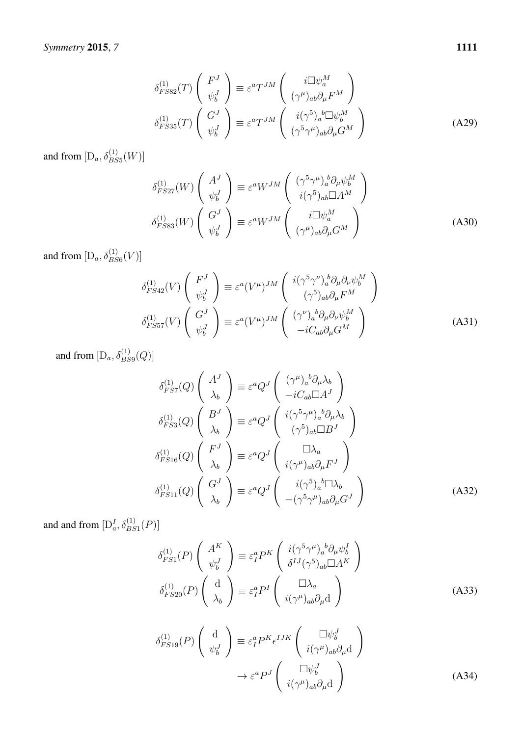$$
\begin{aligned}
\delta^{(1)}_{FS82}(T)\begin{pmatrix} F^J \\ \psi^J_b \end{pmatrix} &\equiv \varepsilon^a T^{JM}\begin{pmatrix} i\Box\psi^M_a \\ (\gamma^\mu)_{ab}\partial_\mu F^M \end{pmatrix} \\
\delta^{(1)}_{FS35}(T)\begin{pmatrix} G^J \\ \psi^J_b \end{pmatrix} &\equiv \varepsilon^a T^{JM}\begin{pmatrix} i(\gamma^5)_a{}^b\Box\psi^M_b \\ (\gamma^5\gamma^\mu)_{ab}\partial_\mu G^M \end{pmatrix}
\end{aligned}
\tag{A29}
$$

and from $[\mathrm{D}_a, \delta^{(1)}_{BS5}(W)]$

$$
\begin{aligned}
\delta^{(1)}_{FS27}(W)\begin{pmatrix} A^J \\ \psi^J_b \end{pmatrix} &\equiv \varepsilon^a W^{JM}\begin{pmatrix} (\gamma^5\gamma^\mu)_a{}^b\partial_\mu\psi^M_b \\ i(\gamma^5)_{ab}\Box A^M \end{pmatrix} \\
\delta^{(1)}_{FS83}(W)\begin{pmatrix} G^J \\ \psi^J_b \end{pmatrix} &\equiv \varepsilon^a W^{JM}\begin{pmatrix} i\Box\psi^M_a \\ (\gamma^\mu)_{ab}\partial_\mu G^M \end{pmatrix}
\end{aligned}
\tag{A30}
$$

and from $[\mathrm{D}_a, \delta^{(1)}_{BS6}(V)]$

$$
\begin{aligned}
\delta^{(1)}_{FS42}(V)\begin{pmatrix} F^J \\ \psi^J_b \end{pmatrix} &\equiv \varepsilon^a (V^\mu)^{JM}\begin{pmatrix} i(\gamma^5\gamma^\nu)_a{}^b\partial_\mu\partial_\nu\psi^M_b \\ (\gamma^5)_{ab}\partial_\mu F^M \end{pmatrix} \\
\delta^{(1)}_{FS57}(V)\begin{pmatrix} G^J \\ \psi^J_b \end{pmatrix} &\equiv \varepsilon^a (V^\mu)^{JM}\begin{pmatrix} (\gamma^\nu)_a{}^b\partial_\mu\partial_\nu\psi^M_b \\ -iC_{ab}\partial_\mu G^M \end{pmatrix}
\end{aligned}
\tag{A31}
$$

and from $[\mathrm{D}_a, \delta^{(1)}_{BS9}(Q)]$

$$
\begin{aligned}
\delta^{(1)}_{FS7}(Q)\begin{pmatrix} A^J \\ \lambda_b \end{pmatrix} &\equiv \varepsilon^a Q^J\begin{pmatrix} (\gamma^\mu)_a{}^b\partial_\mu\lambda_b \\ -iC_{ab}\Box A^J \end{pmatrix} \\
\delta^{(1)}_{FS3}(Q)\begin{pmatrix} B^J \\ \lambda_b \end{pmatrix} &\equiv \varepsilon^a Q^J\begin{pmatrix} i(\gamma^5\gamma^\mu)_a{}^b\partial_\mu\lambda_b \\ (\gamma^5)_{ab}\Box B^J \end{pmatrix} \\
\delta^{(1)}_{FS16}(Q)\begin{pmatrix} F^J \\ \lambda_b \end{pmatrix} &\equiv \varepsilon^a Q^J\begin{pmatrix} \Box\lambda_a \\ i(\gamma^\mu)_{ab}\partial_\mu F^J \end{pmatrix} \\
\delta^{(1)}_{FS11}(Q)\begin{pmatrix} G^J \\ \lambda_b \end{pmatrix} &\equiv \varepsilon^a Q^J\begin{pmatrix} i(\gamma^5)_a{}^b\Box\lambda_b \\ -(\gamma^5\gamma^\mu)_{ab}\partial_\mu G^J \end{pmatrix}
\end{aligned}
\tag{A32}
$$

and and from $[\mathrm{D}^I_a, \delta^{(1)}_{BS1}(P)]$

$$
\begin{aligned}
\delta^{(1)}_{FS1}(P)\begin{pmatrix} A^K \\ \psi^J_b \end{pmatrix} &\equiv \varepsilon^a_I P^K\begin{pmatrix} i(\gamma^5\gamma^\mu)_a{}^b\partial_\mu\psi^I_b \\ \delta^{IJ}(\gamma^5)_{ab}\Box A^K \end{pmatrix} \\
\delta^{(1)}_{FS20}(P)\begin{pmatrix} \mathrm{d} \\ \lambda_b \end{pmatrix} &\equiv \varepsilon^a_I P^I\begin{pmatrix} \Box\lambda_a \\ i(\gamma^\mu)_{ab}\partial_\mu \mathrm{d} \end{pmatrix}
\end{aligned}
\tag{A33}
$$

$$
\begin{aligned}
\delta^{(1)}_{FS19}(P)\begin{pmatrix} \mathrm{d} \\ \psi^J_b \end{pmatrix} &\equiv \varepsilon^a_I P^K\epsilon^{IJK}\begin{pmatrix} \Box\psi^J_b \\ i(\gamma^\mu)_{ab}\partial_\mu \mathrm{d} \end{pmatrix} \\
&\to \varepsilon^a P^J\begin{pmatrix} \Box\psi^J_b \\ i(\gamma^\mu)_{ab}\partial_\mu \mathrm{d} \end{pmatrix}
\end{aligned}
\tag{A34}
$$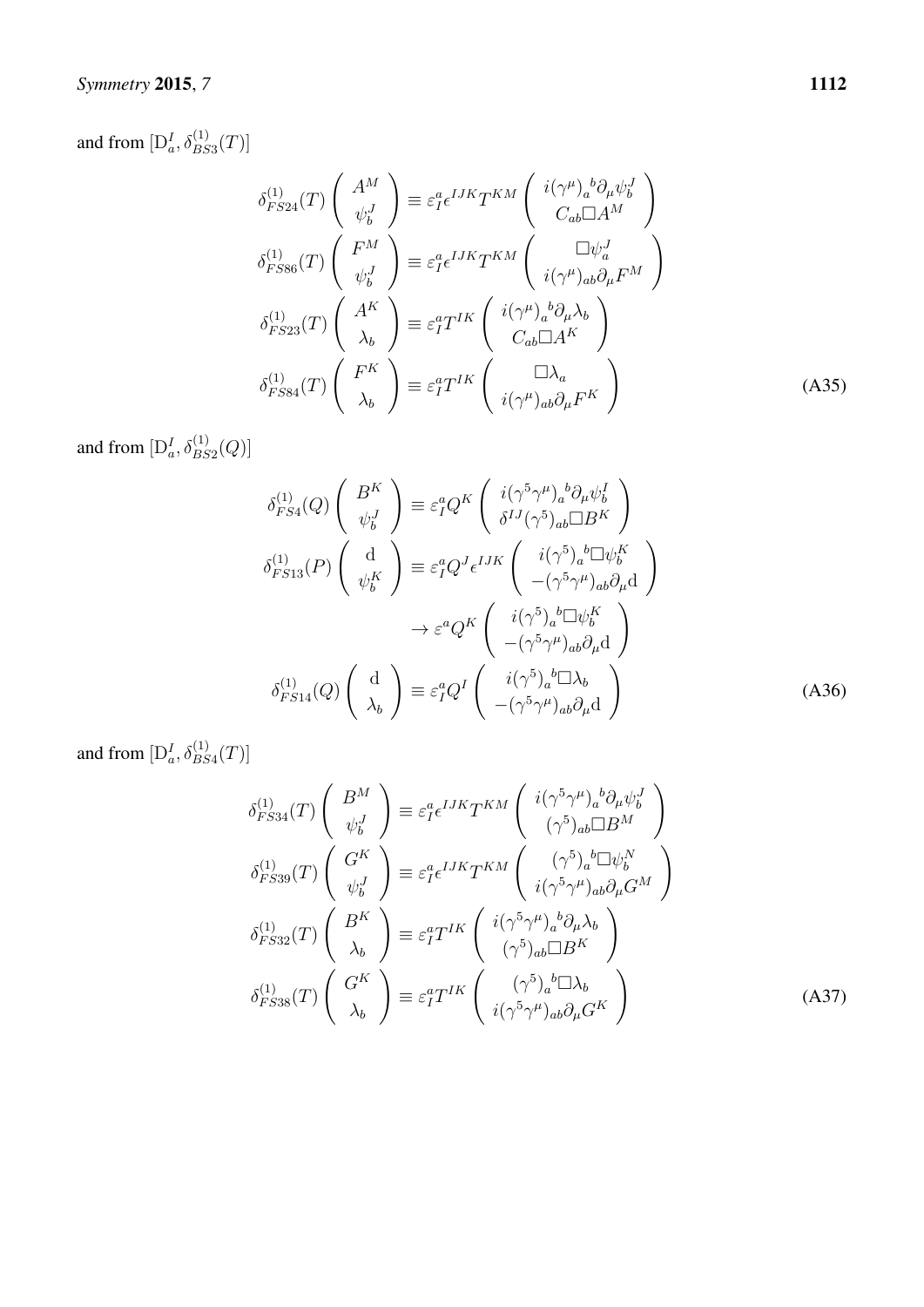and from $[\mathrm{D}_a^I, \delta_{BS3}^{(1)}(T)]$

$$
\begin{aligned}
\delta_{FS24}^{(1)}(T) \begin{pmatrix} A^M \\ \psi_b^J \end{pmatrix} &\equiv \varepsilon_I^a \epsilon^{IJK} T^{KM} \begin{pmatrix} i(\gamma^\mu)_a{}^b \partial_\mu \psi_b^J \\ C_{ab} \Box A^M \end{pmatrix} \\
\delta_{FS86}^{(1)}(T) \begin{pmatrix} F^M \\ \psi_b^J \end{pmatrix} &\equiv \varepsilon_I^a \epsilon^{IJK} T^{KM} \begin{pmatrix} \Box \psi_a^J \\ i(\gamma^\mu)_{ab} \partial_\mu F^M \end{pmatrix} \\
\delta_{FS23}^{(1)}(T) \begin{pmatrix} A^K \\ \lambda_b \end{pmatrix} &\equiv \varepsilon_I^a T^{IK} \begin{pmatrix} i(\gamma^\mu)_a{}^b \partial_\mu \lambda_b \\ C_{ab} \Box A^K \end{pmatrix} \\
\delta_{FS84}^{(1)}(T) \begin{pmatrix} F^K \\ \lambda_b \end{pmatrix} &\equiv \varepsilon_I^a T^{IK} \begin{pmatrix} \Box \lambda_a \\ i(\gamma^\mu)_{ab} \partial_\mu F^K \end{pmatrix}
\end{aligned} \tag{A35}
$$

and from $[\mathrm{D}_a^I, \delta_{BS2}^{(1)}(Q)]$

$$
\begin{aligned}
\delta_{FS4}^{(1)}(Q) \begin{pmatrix} B^K \\ \psi_b^J \end{pmatrix} &\equiv \varepsilon_I^a Q^K \begin{pmatrix} i(\gamma^5\gamma^\mu)_a{}^b \partial_\mu \psi_b^I \\ \delta^{IJ} (\gamma^5)_{ab} \Box B^K \end{pmatrix} \\
\delta_{FS13}^{(1)}(P) \begin{pmatrix} \mathrm{d} \\ \psi_b^K \end{pmatrix} &\equiv \varepsilon_I^a Q^J \epsilon^{IJK} \begin{pmatrix} i(\gamma^5)_a{}^b \Box \psi_b^K \\ -(\gamma^5\gamma^\mu)_{ab} \partial_\mu \mathrm{d} \end{pmatrix} \\
&\to \varepsilon^a Q^K \begin{pmatrix} i(\gamma^5)_a{}^b \Box \psi_b^K \\ -(\gamma^5\gamma^\mu)_{ab} \partial_\mu \mathrm{d} \end{pmatrix} \\
\delta_{FS14}^{(1)}(Q) \begin{pmatrix} \mathrm{d} \\ \lambda_b \end{pmatrix} &\equiv \varepsilon_I^a Q^I \begin{pmatrix} i(\gamma^5)_a{}^b \Box \lambda_b \\ -(\gamma^5\gamma^\mu)_{ab} \partial_\mu \mathrm{d} \end{pmatrix}
\end{aligned} \tag{A36}
$$

and from $[\mathrm{D}_a^I, \delta_{BS4}^{(1)}(T)]$

$$
\begin{aligned}
\delta_{FS34}^{(1)}(T) \begin{pmatrix} B^M \\ \psi_b^J \end{pmatrix} &\equiv \varepsilon_I^a \epsilon^{IJK} T^{KM} \begin{pmatrix} i(\gamma^5\gamma^\mu)_a{}^b \partial_\mu \psi_b^J \\ (\gamma^5)_{ab} \Box B^M \end{pmatrix} \\
\delta_{FS39}^{(1)}(T) \begin{pmatrix} G^K \\ \psi_b^J \end{pmatrix} &\equiv \varepsilon_I^a \epsilon^{IJK} T^{KM} \begin{pmatrix} (\gamma^5)_a{}^b \Box \psi_b^N \\ i(\gamma^5\gamma^\mu)_{ab} \partial_\mu G^M \end{pmatrix} \\
\delta_{FS32}^{(1)}(T) \begin{pmatrix} B^K \\ \lambda_b \end{pmatrix} &\equiv \varepsilon_I^a T^{IK} \begin{pmatrix} i(\gamma^5\gamma^\mu)_a{}^b \partial_\mu \lambda_b \\ (\gamma^5)_{ab} \Box B^K \end{pmatrix} \\
\delta_{FS38}^{(1)}(T) \begin{pmatrix} G^K \\ \lambda_b \end{pmatrix} &\equiv \varepsilon_I^a T^{IK} \begin{pmatrix} (\gamma^5)_a{}^b \Box \lambda_b \\ i(\gamma^5\gamma^\mu)_{ab} \partial_\mu G^K \end{pmatrix}
\end{aligned} \tag{A37}
$$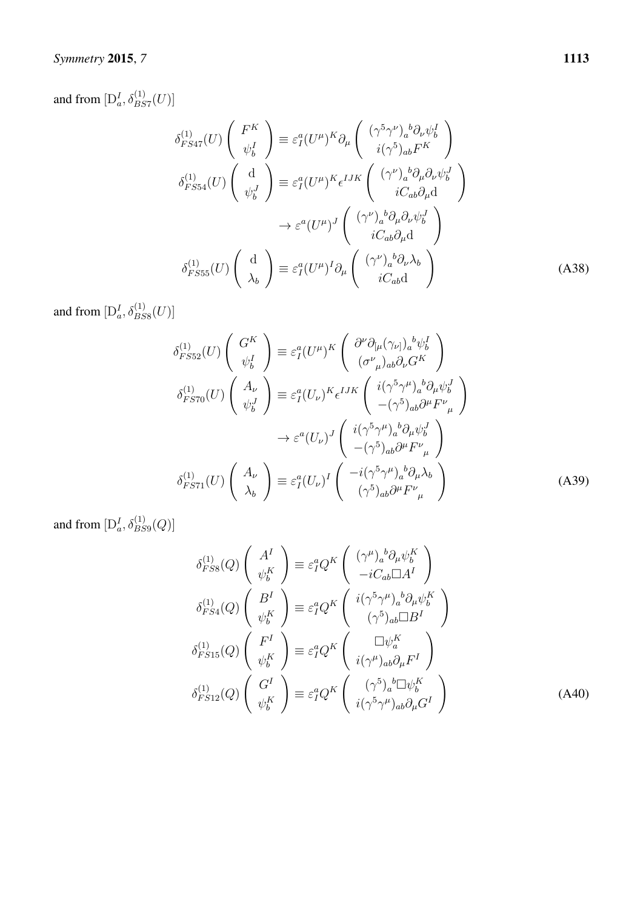and from $[\mathrm{D}^I_a, \delta^{(1)}_{BS7}(U)]$

$$
\begin{aligned}
\delta^{(1)}_{FS47}(U)\left(\begin{array}{c} F^K \\ \psi^I_b \end{array}\right) &\equiv \varepsilon^a_I (U^\mu)^K \partial_\mu \left(\begin{array}{c} (\gamma^5\gamma^\nu)_a{}^b \partial_\nu \psi^I_b \\ i(\gamma^5)_{ab} F^K \end{array}\right) \\
\delta^{(1)}_{FS54}(U)\left(\begin{array}{c} \mathrm{d} \\ \psi^J_b \end{array}\right) &\equiv \varepsilon^a_I (U^\mu)^K \epsilon^{IJK} \left(\begin{array}{c} (\gamma^\nu)_a{}^b \partial_\mu \partial_\nu \psi^J_b \\ iC_{ab}\partial_\mu \mathrm{d} \end{array}\right) \\
&\rightarrow \varepsilon^a (U^\mu)^J \left(\begin{array}{c} (\gamma^\nu)_a{}^b \partial_\mu \partial_\nu \psi^J_b \\ iC_{ab}\partial_\mu \mathrm{d} \end{array}\right) \\
\delta^{(1)}_{FS55}(U)\left(\begin{array}{c} \mathrm{d} \\ \lambda_b \end{array}\right) &\equiv \varepsilon^a_I (U^\mu)^I \partial_\mu \left(\begin{array}{c} (\gamma^\nu)_a{}^b \partial_\nu \lambda_b \\ iC_{ab}\mathrm{d} \end{array}\right)
\end{aligned} \tag{A38}
$$

and from $[\mathrm{D}^I_a, \delta^{(1)}_{BS8}(U)]$

$$
\begin{aligned}
\delta^{(1)}_{FS52}(U)\left(\begin{array}{c} G^K \\ \psi^I_b \end{array}\right) &\equiv \varepsilon^a_I (U^\mu)^K \left(\begin{array}{c} \partial^\nu \partial_{[\mu} (\gamma_{\nu]})_a{}^b \psi^I_b \\ (\sigma^\nu{}_\mu)_{ab} \partial_\nu G^K \end{array}\right) \\
\delta^{(1)}_{FS70}(U)\left(\begin{array}{c} A_\nu \\ \psi^J_b \end{array}\right) &\equiv \varepsilon^a_I (U_\nu)^K \epsilon^{IJK} \left(\begin{array}{c} i(\gamma^5\gamma^\mu)_a{}^b \partial_\mu \psi^J_b \\ -(\gamma^5)_{ab} \partial^\mu F^\nu{}_\mu \end{array}\right) \\
&\rightarrow \varepsilon^a (U_\nu)^J \left(\begin{array}{c} i(\gamma^5\gamma^\mu)_a{}^b \partial_\mu \psi^J_b \\ -(\gamma^5)_{ab} \partial^\mu F^\nu{}_\mu \end{array}\right) \\
\delta^{(1)}_{FS71}(U)\left(\begin{array}{c} A_\nu \\ \lambda_b \end{array}\right) &\equiv \varepsilon^a_I (U_\nu)^I \left(\begin{array}{c} -i(\gamma^5\gamma^\mu)_a{}^b \partial_\mu \lambda_b \\ (\gamma^5)_{ab} \partial^\mu F^\nu{}_\mu \end{array}\right)
\end{aligned} \tag{A39}
$$

and from $[\mathrm{D}^I_a, \delta^{(1)}_{BS9}(Q)]$

$$
\begin{aligned}
\delta^{(1)}_{FS8}(Q)\left(\begin{array}{c} A^I \\ \psi^K_b \end{array}\right) &\equiv \varepsilon^a_I Q^K \left(\begin{array}{c} (\gamma^\mu)_a{}^b \partial_\mu \psi^K_b \\ -iC_{ab} \Box A^I \end{array}\right) \\
\delta^{(1)}_{FS4}(Q)\left(\begin{array}{c} B^I \\ \psi^K_b \end{array}\right) &\equiv \varepsilon^a_I Q^K \left(\begin{array}{c} i(\gamma^5\gamma^\mu)_a{}^b \partial_\mu \psi^K_b \\ (\gamma^5)_{ab} \Box B^I \end{array}\right) \\
\delta^{(1)}_{FS15}(Q)\left(\begin{array}{c} F^I \\ \psi^K_b \end{array}\right) &\equiv \varepsilon^a_I Q^K \left(\begin{array}{c} \Box \psi^K_a \\ i(\gamma^\mu)_{ab} \partial_\mu F^I \end{array}\right) \\
\delta^{(1)}_{FS12}(Q)\left(\begin{array}{c} G^I \\ \psi^K_b \end{array}\right) &\equiv \varepsilon^a_I Q^K \left(\begin{array}{c} (\gamma^5)_a{}^b \Box \psi^K_b \\ i(\gamma^5\gamma^\mu)_{ab} \partial_\mu G^I \end{array}\right)
\end{aligned} \tag{A40}
$$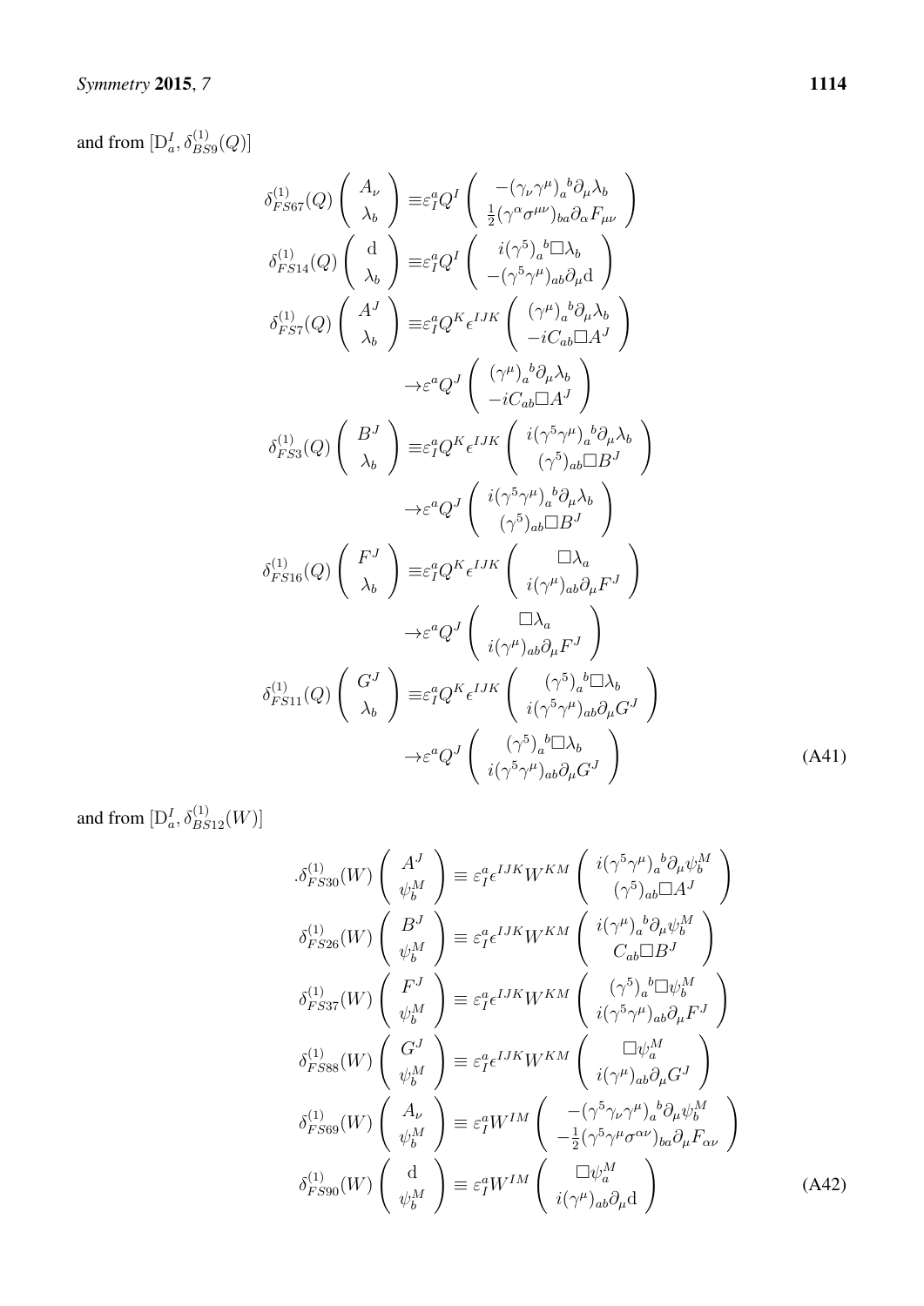and from $[\mathrm{D}_a^I, \delta_{BS9}^{(1)}(Q)]$

$$
\begin{aligned}
\delta_{FS67}^{(1)}(Q)\left(\begin{array}{c} A_\nu \\ \lambda_b \end{array}\right) \equiv & \varepsilon_I^a Q^I \left(\begin{array}{c} -(\gamma_\nu\gamma^\mu)_a{}^b\partial_\mu\lambda_b \\ \frac{1}{2}(\gamma^\alpha\sigma^{\mu\nu})_{ba}\partial_\alpha F_{\mu\nu} \end{array}\right) \\
\delta_{FS14}^{(1)}(Q)\left(\begin{array}{c} \mathrm{d} \\ \lambda_b \end{array}\right) \equiv & \varepsilon_I^a Q^I \left(\begin{array}{c} i(\gamma^5)_a{}^b\Box\lambda_b \\ -(\gamma^5\gamma^\mu)_{ab}\partial_\mu \mathrm{d} \end{array}\right) \\
\delta_{FS7}^{(1)}(Q)\left(\begin{array}{c} A^J \\ \lambda_b \end{array}\right) \equiv & \varepsilon_I^a Q^K \epsilon^{IJK} \left(\begin{array}{c} (\gamma^\mu)_a{}^b\partial_\mu\lambda_b \\ -iC_{ab}\Box A^J \end{array}\right) \\
\rightarrow & \varepsilon^a Q^J \left(\begin{array}{c} (\gamma^\mu)_a{}^b\partial_\mu\lambda_b \\ -iC_{ab}\Box A^J \end{array}\right) \\
\delta_{FS3}^{(1)}(Q)\left(\begin{array}{c} B^J \\ \lambda_b \end{array}\right) \equiv & \varepsilon_I^a Q^K \epsilon^{IJK} \left(\begin{array}{c} i(\gamma^5\gamma^\mu)_a{}^b\partial_\mu\lambda_b \\ (\gamma^5)_{ab}\Box B^J \end{array}\right) \\
\rightarrow & \varepsilon^a Q^J \left(\begin{array}{c} i(\gamma^5\gamma^\mu)_a{}^b\partial_\mu\lambda_b \\ (\gamma^5)_{ab}\Box B^J \end{array}\right) \\
\delta_{FS16}^{(1)}(Q)\left(\begin{array}{c} F^J \\ \lambda_b \end{array}\right) \equiv & \varepsilon_I^a Q^K \epsilon^{IJK} \left(\begin{array}{c} \Box\lambda_a \\ i(\gamma^\mu)_{ab}\partial_\mu F^J \end{array}\right) \\
\rightarrow & \varepsilon^a Q^J \left(\begin{array}{c} \Box\lambda_a \\ i(\gamma^\mu)_{ab}\partial_\mu F^J \end{array}\right) \\
\delta_{FS11}^{(1)}(Q)\left(\begin{array}{c} G^J \\ \lambda_b \end{array}\right) \equiv & \varepsilon_I^a Q^K \epsilon^{IJK} \left(\begin{array}{c} (\gamma^5)_a{}^b\Box\lambda_b \\ i(\gamma^5\gamma^\mu)_{ab}\partial_\mu G^J \end{array}\right) \\
\rightarrow & \varepsilon^a Q^J \left(\begin{array}{c} (\gamma^5)_a{}^b\Box\lambda_b \\ i(\gamma^5\gamma^\mu)_{ab}\partial_\mu G^J \end{array}\right)
\end{aligned}
\tag{A41}
$$

and from $[\mathrm{D}_a^I, \delta_{BS12}^{(1)}(W)]$

$$
\begin{aligned}
.\delta_{FS30}^{(1)}(W)\left(\begin{array}{c} A^J \\ \psi_b^M \end{array}\right) \equiv & \ \varepsilon_I^a \epsilon^{IJK} W^{KM} \left(\begin{array}{c} i(\gamma^5\gamma^\mu)_a{}^b\partial_\mu\psi_b^M \\ (\gamma^5)_{ab}\Box A^J \end{array}\right) \\
\delta_{FS26}^{(1)}(W)\left(\begin{array}{c} B^J \\ \psi_b^M \end{array}\right) \equiv & \ \varepsilon_I^a \epsilon^{IJK} W^{KM} \left(\begin{array}{c} i(\gamma^\mu)_a{}^b\partial_\mu\psi_b^M \\ C_{ab}\Box B^J \end{array}\right) \\
\delta_{FS37}^{(1)}(W)\left(\begin{array}{c} F^J \\ \psi_b^M \end{array}\right) \equiv & \ \varepsilon_I^a \epsilon^{IJK} W^{KM} \left(\begin{array}{c} (\gamma^5)_a{}^b\Box\psi_b^M \\ i(\gamma^5\gamma^\mu)_{ab}\partial_\mu F^J \end{array}\right) \\
\delta_{FS88}^{(1)}(W)\left(\begin{array}{c} G^J \\ \psi_b^M \end{array}\right) \equiv & \ \varepsilon_I^a \epsilon^{IJK} W^{KM} \left(\begin{array}{c} \Box\psi_a^M \\ i(\gamma^\mu)_{ab}\partial_\mu G^J \end{array}\right) \\
\delta_{FS69}^{(1)}(W)\left(\begin{array}{c} A_\nu \\ \psi_b^M \end{array}\right) \equiv & \ \varepsilon_I^a W^{IM} \left(\begin{array}{c} -(\gamma^5\gamma_\nu\gamma^\mu)_a{}^b\partial_\mu\psi_b^M \\ -\frac{1}{2}(\gamma^5\gamma^\mu\sigma^{\alpha\nu})_{ba}\partial_\mu F_{\alpha\nu} \end{array}\right) \\
\delta_{FS90}^{(1)}(W)\left(\begin{array}{c} \mathrm{d} \\ \psi_b^M \end{array}\right) \equiv & \ \varepsilon_I^a W^{IM} \left(\begin{array}{c} \Box\psi_a^M \\ i(\gamma^\mu)_{ab}\partial_\mu \mathrm{d} \end{array}\right)
\end{aligned}
\tag{A42}
$$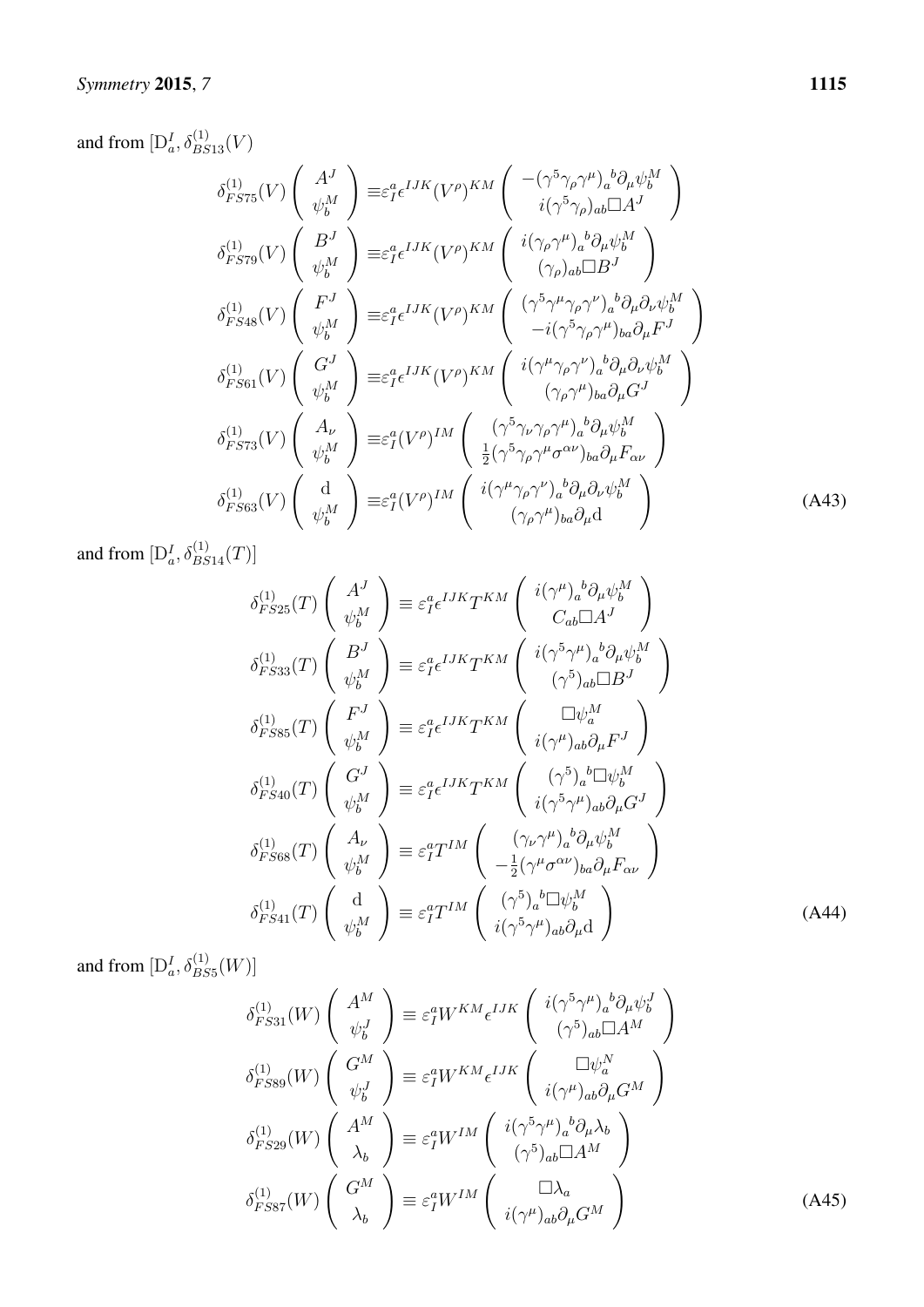and from $[\mathrm{D}_a^I, \delta_{BS13}^{(1)}(V)$

$$
\begin{aligned}
\delta_{FS75}^{(1)}(V) \begin{pmatrix} A^J \\ \psi_b^M \end{pmatrix} &\equiv \varepsilon_I^a \epsilon^{IJK} (V^\rho)^{KM} \begin{pmatrix} -(\gamma^5 \gamma_\rho \gamma^\mu)_a{}^b \partial_\mu \psi_b^M \\ i(\gamma^5 \gamma_\rho)_{ab} \Box A^J \end{pmatrix} \\
\delta_{FS79}^{(1)}(V) \begin{pmatrix} B^J \\ \psi_b^M \end{pmatrix} &\equiv \varepsilon_I^a \epsilon^{IJK} (V^\rho)^{KM} \begin{pmatrix} i(\gamma_\rho \gamma^\mu)_a{}^b \partial_\mu \psi_b^M \\ (\gamma_\rho)_{ab} \Box B^J \end{pmatrix} \\
\delta_{FS48}^{(1)}(V) \begin{pmatrix} F^J \\ \psi_b^M \end{pmatrix} &\equiv \varepsilon_I^a \epsilon^{IJK} (V^\rho)^{KM} \begin{pmatrix} (\gamma^5 \gamma^\mu \gamma_\rho \gamma^\nu)_a{}^b \partial_\mu \partial_\nu \psi_b^M \\ -i(\gamma^5 \gamma_\rho \gamma^\mu)_{ba} \partial_\mu F^J \end{pmatrix} \\
\delta_{FS61}^{(1)}(V) \begin{pmatrix} G^J \\ \psi_b^M \end{pmatrix} &\equiv \varepsilon_I^a \epsilon^{IJK} (V^\rho)^{KM} \begin{pmatrix} i(\gamma^\mu \gamma_\rho \gamma^\nu)_a{}^b \partial_\mu \partial_\nu \psi_b^M \\ (\gamma_\rho \gamma^\mu)_{ba} \partial_\mu G^J \end{pmatrix} \\
\delta_{FS73}^{(1)}(V) \begin{pmatrix} A_\nu \\ \psi_b^M \end{pmatrix} &\equiv \varepsilon_I^a (V^\rho)^{IM} \begin{pmatrix} (\gamma^5 \gamma_\nu \gamma_\rho \gamma^\mu)_a{}^b \partial_\mu \psi_b^M \\ \frac{1}{2}(\gamma^5 \gamma_\rho \gamma^\mu \sigma^{\alpha\nu})_{ba} \partial_\mu F_{\alpha\nu} \end{pmatrix} \\
\delta_{FS63}^{(1)}(V) \begin{pmatrix} \mathrm{d} \\ \psi_b^M \end{pmatrix} &\equiv \varepsilon_I^a (V^\rho)^{IM} \begin{pmatrix} i(\gamma^\mu \gamma_\rho \gamma^\nu)_a{}^b \partial_\mu \partial_\nu \psi_b^M \\ (\gamma_\rho \gamma^\mu)_{ba} \partial_\mu \mathrm{d} \end{pmatrix}
\end{aligned}
\tag{A43}
$$

and from $[\mathrm{D}_a^I, \delta_{BS14}^{(1)}(T)]$

$$
\begin{aligned}
\delta_{FS25}^{(1)}(T) \begin{pmatrix} A^J \\ \psi_b^M \end{pmatrix} &\equiv \varepsilon_I^a \epsilon^{IJK} T^{KM} \begin{pmatrix} i(\gamma^\mu)_a{}^b \partial_\mu \psi_b^M \\ C_{ab} \Box A^J \end{pmatrix} \\
\delta_{FS33}^{(1)}(T) \begin{pmatrix} B^J \\ \psi_b^M \end{pmatrix} &\equiv \varepsilon_I^a \epsilon^{IJK} T^{KM} \begin{pmatrix} i(\gamma^5 \gamma^\mu)_a{}^b \partial_\mu \psi_b^M \\ (\gamma^5)_{ab} \Box B^J \end{pmatrix} \\
\delta_{FS85}^{(1)}(T) \begin{pmatrix} F^J \\ \psi_b^M \end{pmatrix} &\equiv \varepsilon_I^a \epsilon^{IJK} T^{KM} \begin{pmatrix} \Box \psi_a^M \\ i(\gamma^\mu)_{ab} \partial_\mu F^J \end{pmatrix} \\
\delta_{FS40}^{(1)}(T) \begin{pmatrix} G^J \\ \psi_b^M \end{pmatrix} &\equiv \varepsilon_I^a \epsilon^{IJK} T^{KM} \begin{pmatrix} (\gamma^5)_a{}^b \Box \psi_b^M \\ i(\gamma^5 \gamma^\mu)_{ab} \partial_\mu G^J \end{pmatrix} \\
\delta_{FS68}^{(1)}(T) \begin{pmatrix} A_\nu \\ \psi_b^M \end{pmatrix} &\equiv \varepsilon_I^a T^{IM} \begin{pmatrix} (\gamma_\nu \gamma^\mu)_a{}^b \partial_\mu \psi_b^M \\ -\frac{1}{2}(\gamma^\mu \sigma^{\alpha\nu})_{ba} \partial_\mu F_{\alpha\nu} \end{pmatrix} \\
\delta_{FS41}^{(1)}(T) \begin{pmatrix} \mathrm{d} \\ \psi_b^M \end{pmatrix} &\equiv \varepsilon_I^a T^{IM} \begin{pmatrix} (\gamma^5)_a{}^b \Box \psi_b^M \\ i(\gamma^5 \gamma^\mu)_{ab} \partial_\mu \mathrm{d} \end{pmatrix}
\end{aligned}
\tag{A44}
$$

and from $[\mathrm{D}_a^I, \delta_{BS5}^{(1)}(W)]$

$$
\begin{aligned}
\delta_{FS31}^{(1)}(W) \begin{pmatrix} A^M \\ \psi_b^J \end{pmatrix} &\equiv \varepsilon_I^a W^{KM} \epsilon^{IJK} \begin{pmatrix} i(\gamma^5 \gamma^\mu)_a{}^b \partial_\mu \psi_b^J \\ (\gamma^5)_{ab} \Box A^M \end{pmatrix} \\
\delta_{FS89}^{(1)}(W) \begin{pmatrix} G^M \\ \psi_b^J \end{pmatrix} &\equiv \varepsilon_I^a W^{KM} \epsilon^{IJK} \begin{pmatrix} \Box \psi_a^N \\ i(\gamma^\mu)_{ab} \partial_\mu G^M \end{pmatrix} \\
\delta_{FS29}^{(1)}(W) \begin{pmatrix} A^M \\ \lambda_b \end{pmatrix} &\equiv \varepsilon_I^a W^{IM} \begin{pmatrix} i(\gamma^5 \gamma^\mu)_a{}^b \partial_\mu \lambda_b \\ (\gamma^5)_{ab} \Box A^M \end{pmatrix} \\
\delta_{FS87}^{(1)}(W) \begin{pmatrix} G^M \\ \lambda_b \end{pmatrix} &\equiv \varepsilon_I^a W^{IM} \begin{pmatrix} \Box \lambda_a \\ i(\gamma^\mu)_{ab} \partial_\mu G^M \end{pmatrix}
\end{aligned}
\tag{A45}
$$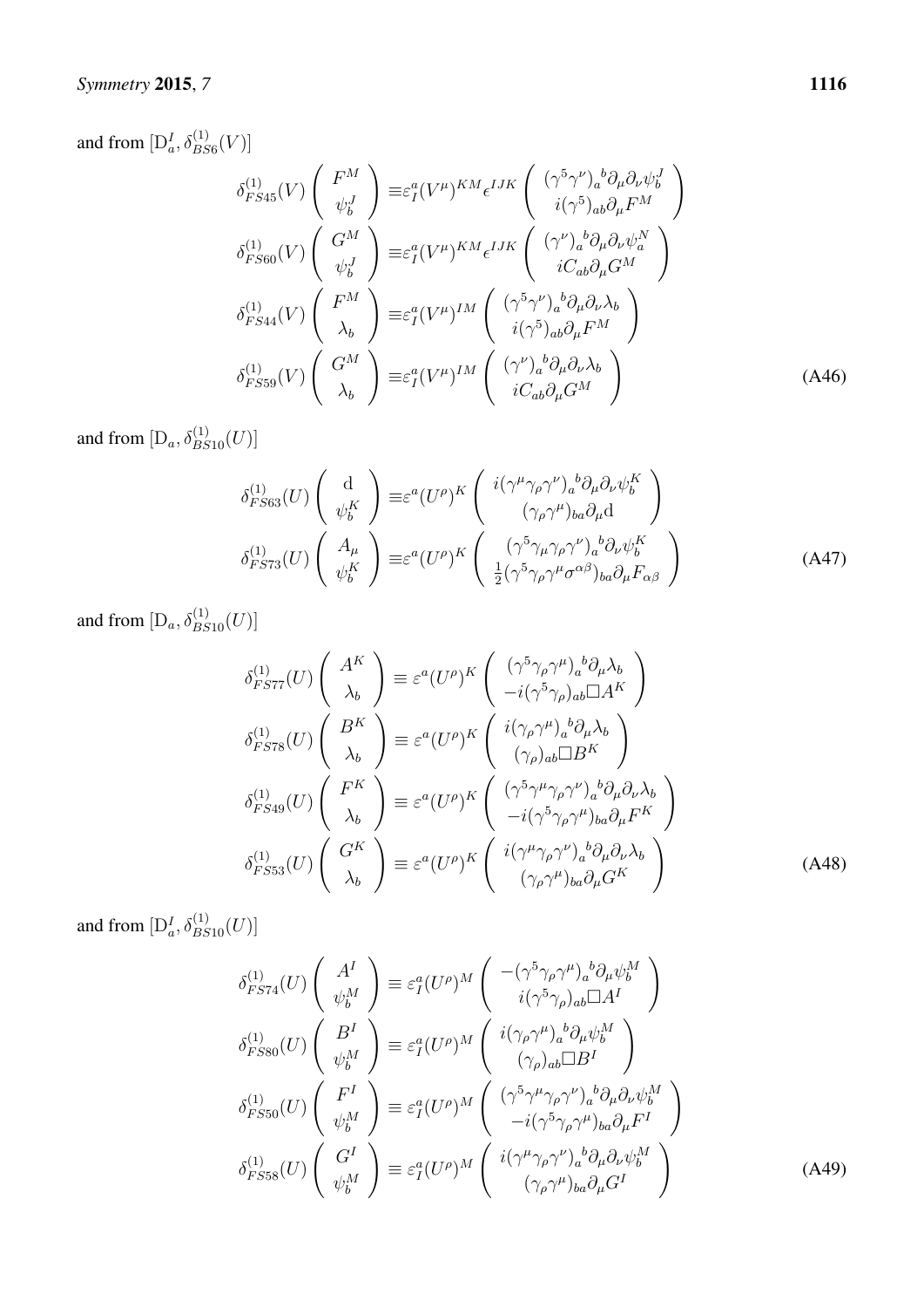and from $[\mathrm{D}_a^I, \delta_{BS6}^{(1)}(V)]$

$$
\begin{aligned}
\delta_{FS45}^{(1)}(V)\begin{pmatrix} F^M \\ \psi_b^J \end{pmatrix} &\equiv \varepsilon_I^a (V^\mu)^{KM} \epsilon^{IJK} \begin{pmatrix} (\gamma^5\gamma^\nu)_a{}^b \partial_\mu\partial_\nu \psi_b^J \\ i(\gamma^5)_{ab}\partial_\mu F^M \end{pmatrix} \\
\delta_{FS60}^{(1)}(V)\begin{pmatrix} G^M \\ \psi_b^J \end{pmatrix} &\equiv \varepsilon_I^a (V^\mu)^{KM} \epsilon^{IJK} \begin{pmatrix} (\gamma^\nu)_a{}^b \partial_\mu\partial_\nu \psi_a^N \\ iC_{ab}\partial_\mu G^M \end{pmatrix} \\
\delta_{FS44}^{(1)}(V)\begin{pmatrix} F^M \\ \lambda_b \end{pmatrix} &\equiv \varepsilon_I^a (V^\mu)^{IM} \begin{pmatrix} (\gamma^5\gamma^\nu)_a{}^b \partial_\mu\partial_\nu \lambda_b \\ i(\gamma^5)_{ab}\partial_\mu F^M \end{pmatrix} \\
\delta_{FS59}^{(1)}(V)\begin{pmatrix} G^M \\ \lambda_b \end{pmatrix} &\equiv \varepsilon_I^a (V^\mu)^{IM} \begin{pmatrix} (\gamma^\nu)_a{}^b \partial_\mu\partial_\nu \lambda_b \\ iC_{ab}\partial_\mu G^M \end{pmatrix}
\end{aligned} \tag{A46}
$$

and from $[\mathrm{D}_a, \delta_{BS10}^{(1)}(U)]$

$$
\begin{aligned}
\delta_{FS63}^{(1)}(U)\begin{pmatrix} \mathrm{d} \\ \psi_b^K \end{pmatrix} &\equiv \varepsilon^a (U^\rho)^K \begin{pmatrix} i(\gamma^\mu\gamma_\rho\gamma^\nu)_a{}^b \partial_\mu\partial_\nu \psi_b^K \\ (\gamma_\rho\gamma^\mu)_{ba}\partial_\mu \mathrm{d} \end{pmatrix} \\
\delta_{FS73}^{(1)}(U)\begin{pmatrix} A_\mu \\ \psi_b^K \end{pmatrix} &\equiv \varepsilon^a (U^\rho)^K \begin{pmatrix} (\gamma^5\gamma_\mu\gamma_\rho\gamma^\nu)_a{}^b \partial_\nu \psi_b^K \\ \frac{1}{2}(\gamma^5\gamma_\rho\gamma^\mu\sigma^{\alpha\beta})_{ba}\partial_\mu F_{\alpha\beta} \end{pmatrix}
\end{aligned} \tag{A47}
$$

and from $[\mathrm{D}_a, \delta_{BS10}^{(1)}(U)]$

$$
\begin{aligned}
\delta_{FS77}^{(1)}(U)\begin{pmatrix} A^K \\ \lambda_b \end{pmatrix} &\equiv \varepsilon^a (U^\rho)^K \begin{pmatrix} (\gamma^5\gamma_\rho\gamma^\mu)_a{}^b \partial_\mu \lambda_b \\ -i(\gamma^5\gamma_\rho)_{ab}\Box A^K \end{pmatrix} \\
\delta_{FS78}^{(1)}(U)\begin{pmatrix} B^K \\ \lambda_b \end{pmatrix} &\equiv \varepsilon^a (U^\rho)^K \begin{pmatrix} i(\gamma_\rho\gamma^\mu)_a{}^b \partial_\mu \lambda_b \\ (\gamma_\rho)_{ab}\Box B^K \end{pmatrix} \\
\delta_{FS49}^{(1)}(U)\begin{pmatrix} F^K \\ \lambda_b \end{pmatrix} &\equiv \varepsilon^a (U^\rho)^K \begin{pmatrix} (\gamma^5\gamma^\mu\gamma_\rho\gamma^\nu)_a{}^b \partial_\mu\partial_\nu \lambda_b \\ -i(\gamma^5\gamma_\rho\gamma^\mu)_{ba}\partial_\mu F^K \end{pmatrix} \\
\delta_{FS53}^{(1)}(U)\begin{pmatrix} G^K \\ \lambda_b \end{pmatrix} &\equiv \varepsilon^a (U^\rho)^K \begin{pmatrix} i(\gamma^\mu\gamma_\rho\gamma^\nu)_a{}^b \partial_\mu\partial_\nu \lambda_b \\ (\gamma_\rho\gamma^\mu)_{ba}\partial_\mu G^K \end{pmatrix}
\end{aligned} \tag{A48}
$$

and from $[\mathrm{D}_a^I, \delta_{BS10}^{(1)}(U)]$

$$
\begin{aligned}
\delta_{FS74}^{(1)}(U)\begin{pmatrix} A^I \\ \psi_b^M \end{pmatrix} &\equiv \varepsilon_I^a (U^\rho)^M \begin{pmatrix} -(\gamma^5\gamma_\rho\gamma^\mu)_a{}^b \partial_\mu \psi_b^M \\ i(\gamma^5\gamma_\rho)_{ab}\Box A^I \end{pmatrix} \\
\delta_{FS80}^{(1)}(U)\begin{pmatrix} B^I \\ \psi_b^M \end{pmatrix} &\equiv \varepsilon_I^a (U^\rho)^M \begin{pmatrix} i(\gamma_\rho\gamma^\mu)_a{}^b \partial_\mu \psi_b^M \\ (\gamma_\rho)_{ab}\Box B^I \end{pmatrix} \\
\delta_{FS50}^{(1)}(U)\begin{pmatrix} F^I \\ \psi_b^M \end{pmatrix} &\equiv \varepsilon_I^a (U^\rho)^M \begin{pmatrix} (\gamma^5\gamma^\mu\gamma_\rho\gamma^\nu)_a{}^b \partial_\mu\partial_\nu \psi_b^M \\ -i(\gamma^5\gamma_\rho\gamma^\mu)_{ba}\partial_\mu F^I \end{pmatrix} \\
\delta_{FS58}^{(1)}(U)\begin{pmatrix} G^I \\ \psi_b^M \end{pmatrix} &\equiv \varepsilon_I^a (U^\rho)^M \begin{pmatrix} i(\gamma^\mu\gamma_\rho\gamma^\nu)_a{}^b \partial_\mu\partial_\nu \psi_b^M \\ (\gamma_\rho\gamma^\mu)_{ba}\partial_\mu G^I \end{pmatrix}
\end{aligned} \tag{A49}
$$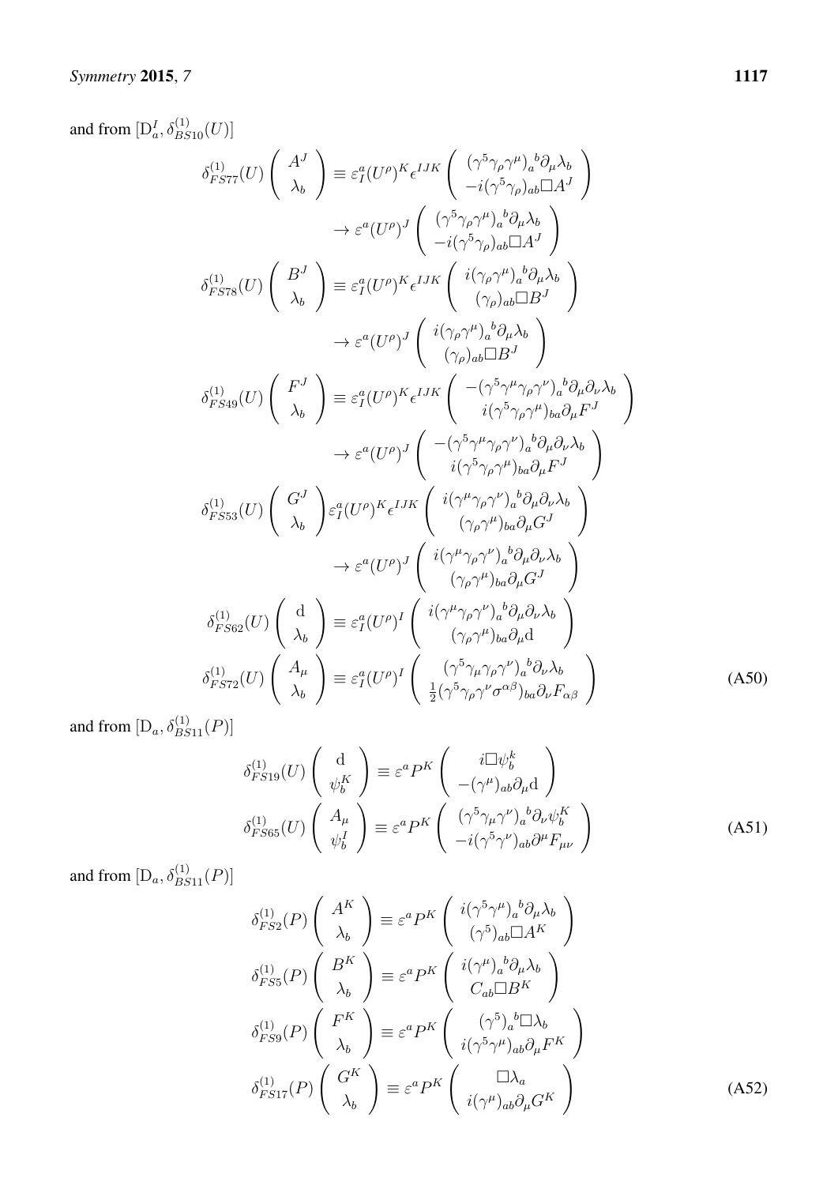and from $[\mathrm{D}_a^I, \delta_{BS10}^{(1)}(U)]$

$$
\begin{aligned}
\delta_{FS77}^{(1)}(U)\left(\begin{array}{c} A^J \\ \lambda_b \end{array}\right) &\equiv \varepsilon_I^a (U^\rho)^K \epsilon^{IJK} \left(\begin{array}{c} (\gamma^5\gamma_\rho\gamma^\mu)_a{}^b \partial_\mu \lambda_b \\ -i(\gamma^5\gamma_\rho)_{ab} \Box A^J \end{array}\right) \\
&\to \varepsilon^a (U^\rho)^J \left(\begin{array}{c} (\gamma^5\gamma_\rho\gamma^\mu)_a{}^b \partial_\mu \lambda_b \\ -i(\gamma^5\gamma_\rho)_{ab} \Box A^J \end{array}\right) \\
\delta_{FS78}^{(1)}(U)\left(\begin{array}{c} B^J \\ \lambda_b \end{array}\right) &\equiv \varepsilon_I^a (U^\rho)^K \epsilon^{IJK} \left(\begin{array}{c} i(\gamma_\rho\gamma^\mu)_a{}^b \partial_\mu \lambda_b \\ (\gamma_\rho)_{ab} \Box B^J \end{array}\right) \\
&\to \varepsilon^a (U^\rho)^J \left(\begin{array}{c} i(\gamma_\rho\gamma^\mu)_a{}^b \partial_\mu \lambda_b \\ (\gamma_\rho)_{ab} \Box B^J \end{array}\right) \\
\delta_{FS49}^{(1)}(U)\left(\begin{array}{c} F^J \\ \lambda_b \end{array}\right) &\equiv \varepsilon_I^a (U^\rho)^K \epsilon^{IJK} \left(\begin{array}{c} -(\gamma^5\gamma^\mu\gamma_\rho\gamma^\nu)_a{}^b \partial_\mu\partial_\nu \lambda_b \\ i(\gamma^5\gamma_\rho\gamma^\mu)_{ba} \partial_\mu F^J \end{array}\right) \\
&\to \varepsilon^a (U^\rho)^J \left(\begin{array}{c} -(\gamma^5\gamma^\mu\gamma_\rho\gamma^\nu)_a{}^b \partial_\mu\partial_\nu \lambda_b \\ i(\gamma^5\gamma_\rho\gamma^\mu)_{ba} \partial_\mu F^J \end{array}\right) \\
\delta_{FS53}^{(1)}(U)\left(\begin{array}{c} G^J \\ \lambda_b \end{array}\right) & \varepsilon_I^a (U^\rho)^K \epsilon^{IJK} \left(\begin{array}{c} i(\gamma^\mu\gamma_\rho\gamma^\nu)_a{}^b \partial_\mu\partial_\nu \lambda_b \\ (\gamma_\rho\gamma^\mu)_{ba} \partial_\mu G^J \end{array}\right) \\
&\to \varepsilon^a (U^\rho)^J \left(\begin{array}{c} i(\gamma^\mu\gamma_\rho\gamma^\nu)_a{}^b \partial_\mu\partial_\nu \lambda_b \\ (\gamma_\rho\gamma^\mu)_{ba} \partial_\mu G^J \end{array}\right) \\
\delta_{FS62}^{(1)}(U)\left(\begin{array}{c} \mathrm{d} \\ \lambda_b \end{array}\right) &\equiv \varepsilon_I^a (U^\rho)^I \left(\begin{array}{c} i(\gamma^\mu\gamma_\rho\gamma^\nu)_a{}^b \partial_\mu\partial_\nu \lambda_b \\ (\gamma_\rho\gamma^\mu)_{ba} \partial_\mu \mathrm{d} \end{array}\right) \\
\delta_{FS72}^{(1)}(U)\left(\begin{array}{c} A_\mu \\ \lambda_b \end{array}\right) &\equiv \varepsilon_I^a (U^\rho)^I \left(\begin{array}{c} (\gamma^5\gamma_\mu\gamma_\rho\gamma^\nu)_a{}^b \partial_\nu \lambda_b \\ \frac{1}{2}(\gamma^5\gamma_\rho\gamma^\nu\sigma^{\alpha\beta})_{ba} \partial_\nu F_{\alpha\beta} \end{array}\right)
\end{aligned}
\tag{A50}
$$

and from $[\mathrm{D}_a, \delta_{BS11}^{(1)}(P)]$

$$
\begin{aligned}
\delta_{FS19}^{(1)}(U)\left(\begin{array}{c} \mathrm{d} \\ \psi_b^K \end{array}\right) &\equiv \varepsilon^a P^K \left(\begin{array}{c} i\Box\psi_b^k \\ -(\gamma^\mu)_{ab} \partial_\mu \mathrm{d} \end{array}\right) \\
\delta_{FS65}^{(1)}(U)\left(\begin{array}{c} A_\mu \\ \psi_b^I \end{array}\right) &\equiv \varepsilon^a P^K \left(\begin{array}{c} (\gamma^5\gamma_\mu\gamma^\nu)_a{}^b \partial_\nu \psi_b^K \\ -i(\gamma^5\gamma^\nu)_{ab} \partial^\mu F_{\mu\nu} \end{array}\right)
\end{aligned}
\tag{A51}
$$

and from $[\mathrm{D}_a, \delta_{BS11}^{(1)}(P)]$

$$
\begin{aligned}
\delta_{FS2}^{(1)}(P)\left(\begin{array}{c} A^K \\ \lambda_b \end{array}\right) &\equiv \varepsilon^a P^K \left(\begin{array}{c} i(\gamma^5\gamma^\mu)_a{}^b \partial_\mu \lambda_b \\ (\gamma^5)_{ab} \Box A^K \end{array}\right) \\
\delta_{FS5}^{(1)}(P)\left(\begin{array}{c} B^K \\ \lambda_b \end{array}\right) &\equiv \varepsilon^a P^K \left(\begin{array}{c} i(\gamma^\mu)_a{}^b \partial_\mu \lambda_b \\ C_{ab} \Box B^K \end{array}\right) \\
\delta_{FS9}^{(1)}(P)\left(\begin{array}{c} F^K \\ \lambda_b \end{array}\right) &\equiv \varepsilon^a P^K \left(\begin{array}{c} (\gamma^5)_a{}^b \Box \lambda_b \\ i(\gamma^5\gamma^\mu)_{ab} \partial_\mu F^K \end{array}\right) \\
\delta_{FS17}^{(1)}(P)\left(\begin{array}{c} G^K \\ \lambda_b \end{array}\right) &\equiv \varepsilon^a P^K \left(\begin{array}{c} \Box \lambda_a \\ i(\gamma^\mu)_{ab} \partial_\mu G^K \end{array}\right)
\end{aligned}
\tag{A52}
$$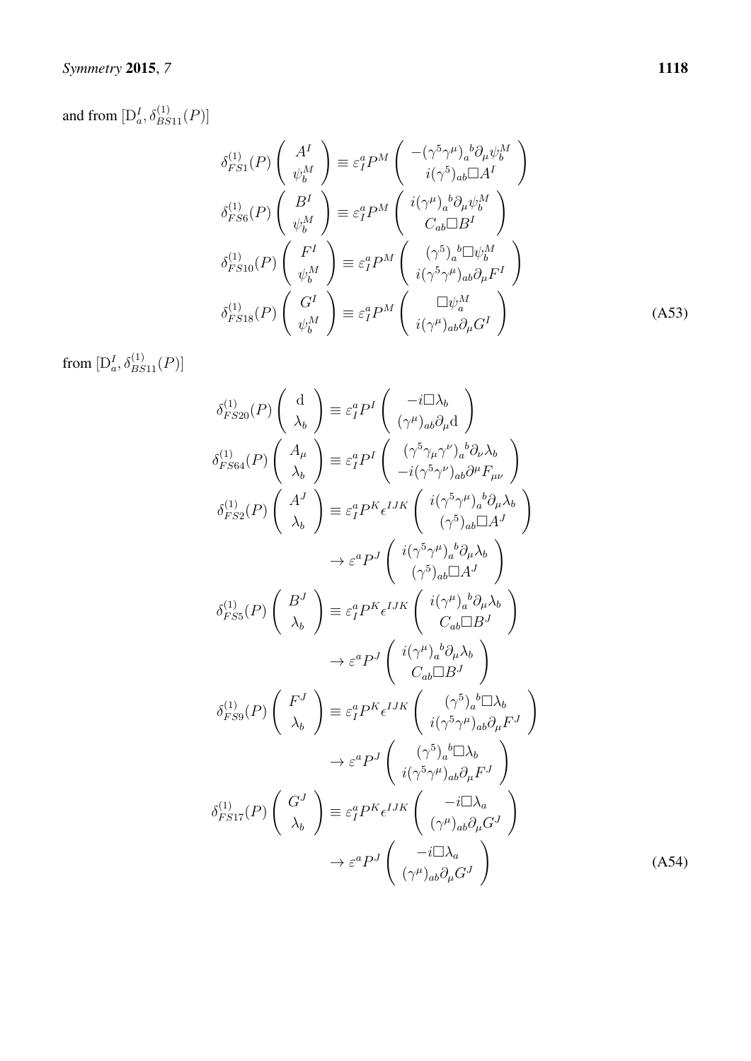and from $[\mathrm{D}_a^I, \delta_{BS11}^{(1)}(P)]$

$$
\begin{aligned}
\delta_{FS1}^{(1)}(P) \begin{pmatrix} A^I \\ \psi_b^M \end{pmatrix} &\equiv \varepsilon_I^a P^M \begin{pmatrix} -(\gamma^5\gamma^\mu)_a{}^b \partial_\mu \psi_b^M \\ i(\gamma^5)_{ab} \Box A^I \end{pmatrix} \\
\delta_{FS6}^{(1)}(P) \begin{pmatrix} B^I \\ \psi_b^M \end{pmatrix} &\equiv \varepsilon_I^a P^M \begin{pmatrix} i(\gamma^\mu)_a{}^b \partial_\mu \psi_b^M \\ C_{ab} \Box B^I \end{pmatrix} \\
\delta_{FS10}^{(1)}(P) \begin{pmatrix} F^I \\ \psi_b^M \end{pmatrix} &\equiv \varepsilon_I^a P^M \begin{pmatrix} (\gamma^5)_a{}^b \Box \psi_b^M \\ i(\gamma^5\gamma^\mu)_{ab} \partial_\mu F^I \end{pmatrix} \\
\delta_{FS18}^{(1)}(P) \begin{pmatrix} G^I \\ \psi_b^M \end{pmatrix} &\equiv \varepsilon_I^a P^M \begin{pmatrix} \Box \psi_a^M \\ i(\gamma^\mu)_{ab} \partial_\mu G^I \end{pmatrix}
\end{aligned} \tag{A53}
$$

from $[\mathrm{D}_a^I, \delta_{BS11}^{(1)}(P)]$

$$
\begin{aligned}
\delta_{FS20}^{(1)}(P) \begin{pmatrix} \mathrm{d} \\ \lambda_b \end{pmatrix} &\equiv \varepsilon_I^a P^I \begin{pmatrix} -i\Box \lambda_b \\ (\gamma^\mu)_{ab} \partial_\mu \mathrm{d} \end{pmatrix} \\
\delta_{FS64}^{(1)}(P) \begin{pmatrix} A_\mu \\ \lambda_b \end{pmatrix} &\equiv \varepsilon_I^a P^I \begin{pmatrix} (\gamma^5\gamma_\mu\gamma^\nu)_a{}^b \partial_\nu \lambda_b \\ -i(\gamma^5\gamma^\nu)_{ab} \partial^\mu F_{\mu\nu} \end{pmatrix} \\
\delta_{FS2}^{(1)}(P) \begin{pmatrix} A^J \\ \lambda_b \end{pmatrix} &\equiv \varepsilon_I^a P^K \epsilon^{IJK} \begin{pmatrix} i(\gamma^5\gamma^\mu)_a{}^b \partial_\mu \lambda_b \\ (\gamma^5)_{ab} \Box A^J \end{pmatrix} \\
&\to \varepsilon^a P^J \begin{pmatrix} i(\gamma^5\gamma^\mu)_a{}^b \partial_\mu \lambda_b \\ (\gamma^5)_{ab} \Box A^J \end{pmatrix} \\
\delta_{FS5}^{(1)}(P) \begin{pmatrix} B^J \\ \lambda_b \end{pmatrix} &\equiv \varepsilon_I^a P^K \epsilon^{IJK} \begin{pmatrix} i(\gamma^\mu)_a{}^b \partial_\mu \lambda_b \\ C_{ab} \Box B^J \end{pmatrix} \\
&\to \varepsilon^a P^J \begin{pmatrix} i(\gamma^\mu)_a{}^b \partial_\mu \lambda_b \\ C_{ab} \Box B^J \end{pmatrix} \\
\delta_{FS9}^{(1)}(P) \begin{pmatrix} F^J \\ \lambda_b \end{pmatrix} &\equiv \varepsilon_I^a P^K \epsilon^{IJK} \begin{pmatrix} (\gamma^5)_a{}^b \Box \lambda_b \\ i(\gamma^5\gamma^\mu)_{ab} \partial_\mu F^J \end{pmatrix} \\
&\to \varepsilon^a P^J \begin{pmatrix} (\gamma^5)_a{}^b \Box \lambda_b \\ i(\gamma^5\gamma^\mu)_{ab} \partial_\mu F^J \end{pmatrix} \\
\delta_{FS17}^{(1)}(P) \begin{pmatrix} G^J \\ \lambda_b \end{pmatrix} &\equiv \varepsilon_I^a P^K \epsilon^{IJK} \begin{pmatrix} -i\Box \lambda_a \\ (\gamma^\mu)_{ab} \partial_\mu G^J \end{pmatrix} \\
&\to \varepsilon^a P^J \begin{pmatrix} -i\Box \lambda_a \\ (\gamma^\mu)_{ab} \partial_\mu G^J \end{pmatrix}
\end{aligned} \tag{A54}
$$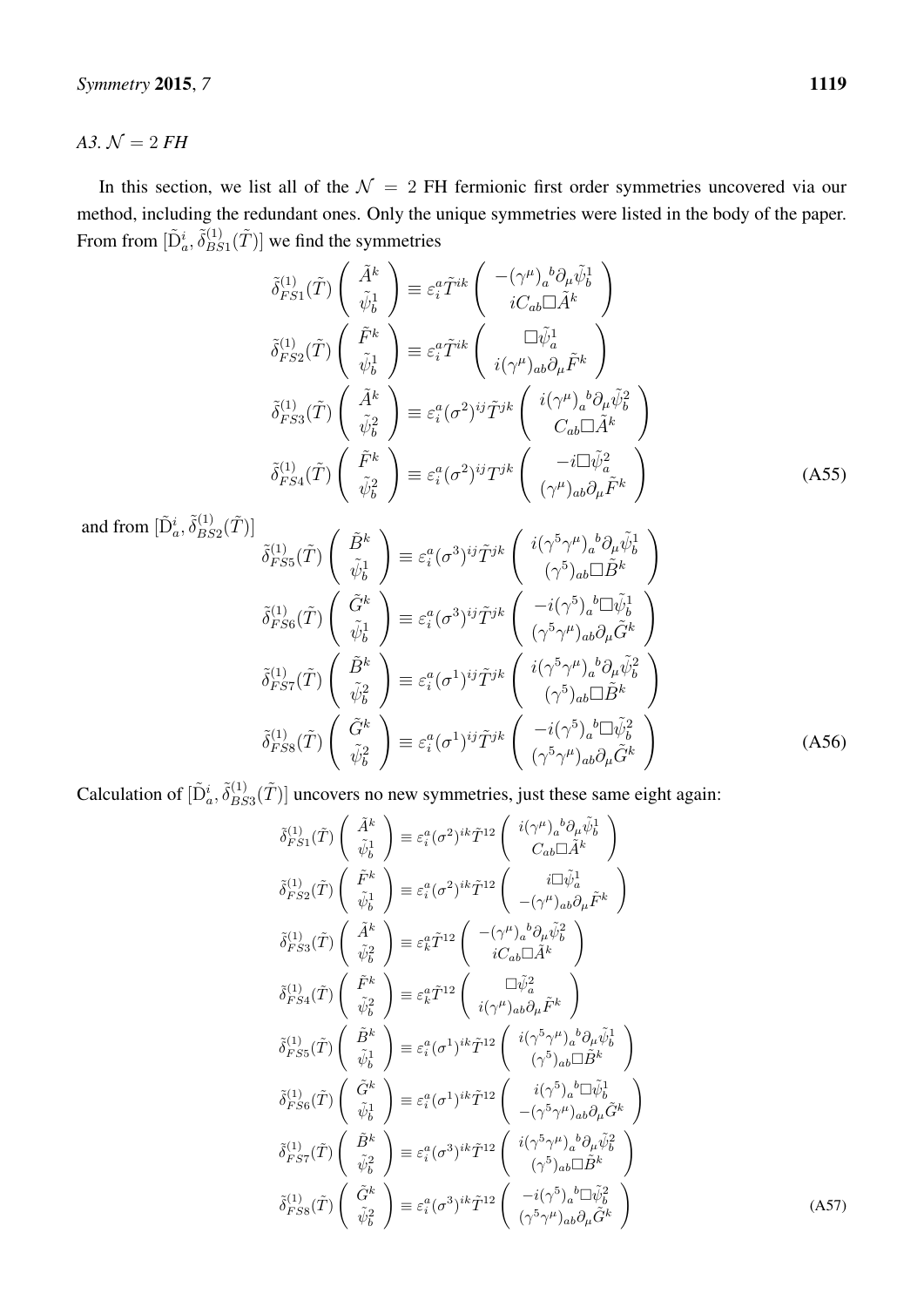*A3.* $\mathcal{N}=2$ *FH*

In this section, we list all of the $\mathcal{N}=2$ FH fermionic first order symmetries uncovered via our method, including the redundant ones. Only the unique symmetries were listed in the body of the paper. From from $[\tilde{\mathrm{D}}_a^i, \tilde{\delta}_{BS1}^{(1)}(\tilde{T})]$ we find the symmetries

$$
\begin{aligned}
\tilde{\delta}_{FS1}^{(1)}(\tilde{T})\begin{pmatrix}\tilde{A}^k\\ \tilde{\psi}_b^1\end{pmatrix} &\equiv \varepsilon_i^a \tilde{T}^{ik}\begin{pmatrix}-(\gamma^\mu)_a{}^b\partial_\mu\tilde{\psi}_b^1\\ iC_{ab}\Box\tilde{A}^k\end{pmatrix}\\
\tilde{\delta}_{FS2}^{(1)}(\tilde{T})\begin{pmatrix}\tilde{F}^k\\ \tilde{\psi}_b^1\end{pmatrix} &\equiv \varepsilon_i^a \tilde{T}^{ik}\begin{pmatrix}\Box\tilde{\psi}_a^1\\ i(\gamma^\mu)_{ab}\partial_\mu\tilde{F}^k\end{pmatrix}\\
\tilde{\delta}_{FS3}^{(1)}(\tilde{T})\begin{pmatrix}\tilde{A}^k\\ \tilde{\psi}_b^2\end{pmatrix} &\equiv \varepsilon_i^a (\sigma^2)^{ij}\tilde{T}^{jk}\begin{pmatrix}i(\gamma^\mu)_a{}^b\partial_\mu\tilde{\psi}_b^2\\ C_{ab}\Box\tilde{A}^k\end{pmatrix}\\
\tilde{\delta}_{FS4}^{(1)}(\tilde{T})\begin{pmatrix}\tilde{F}^k\\ \tilde{\psi}_b^2\end{pmatrix} &\equiv \varepsilon_i^a (\sigma^2)^{ij}T^{jk}\begin{pmatrix}-i\Box\tilde{\psi}_a^2\\ (\gamma^\mu)_{ab}\partial_\mu\tilde{F}^k\end{pmatrix}
\end{aligned}
\tag{A55}
$$

and from $[\tilde{\mathrm{D}}_a^i, \tilde{\delta}_{BS2}^{(1)}(\tilde{T})]$

$$
\begin{aligned}
\tilde{\delta}_{FS5}^{(1)}(\tilde{T})\begin{pmatrix}\tilde{B}^k\\ \tilde{\psi}_b^1\end{pmatrix} &\equiv \varepsilon_i^a (\sigma^3)^{ij}\tilde{T}^{jk}\begin{pmatrix}i(\gamma^5\gamma^\mu)_a{}^b\partial_\mu\tilde{\psi}_b^1\\ (\gamma^5)_{ab}\Box\tilde{B}^k\end{pmatrix}\\
\tilde{\delta}_{FS6}^{(1)}(\tilde{T})\begin{pmatrix}\tilde{G}^k\\ \tilde{\psi}_b^1\end{pmatrix} &\equiv \varepsilon_i^a (\sigma^3)^{ij}\tilde{T}^{jk}\begin{pmatrix}-i(\gamma^5)_a{}^b\Box\tilde{\psi}_b^1\\ (\gamma^5\gamma^\mu)_{ab}\partial_\mu\tilde{G}^k\end{pmatrix}\\
\tilde{\delta}_{FS7}^{(1)}(\tilde{T})\begin{pmatrix}\tilde{B}^k\\ \tilde{\psi}_b^2\end{pmatrix} &\equiv \varepsilon_i^a (\sigma^1)^{ij}\tilde{T}^{jk}\begin{pmatrix}i(\gamma^5\gamma^\mu)_a{}^b\partial_\mu\tilde{\psi}_b^2\\ (\gamma^5)_{ab}\Box\tilde{B}^k\end{pmatrix}\\
\tilde{\delta}_{FS8}^{(1)}(\tilde{T})\begin{pmatrix}\tilde{G}^k\\ \tilde{\psi}_b^2\end{pmatrix} &\equiv \varepsilon_i^a (\sigma^1)^{ij}\tilde{T}^{jk}\begin{pmatrix}-i(\gamma^5)_a{}^b\Box\tilde{\psi}_b^2\\ (\gamma^5\gamma^\mu)_{ab}\partial_\mu\tilde{G}^k\end{pmatrix}
\end{aligned}
\tag{A56}
$$

Calculation of $[\tilde{\mathrm{D}}_a^i, \tilde{\delta}_{BS3}^{(1)}(\tilde{T})]$ uncovers no new symmetries, just these same eight again:

$$
\begin{aligned}
\tilde{\delta}_{FS1}^{(1)}(\tilde{T})\begin{pmatrix}\tilde{A}^k\\ \tilde{\psi}_b^1\end{pmatrix} &\equiv \varepsilon_i^a (\sigma^2)^{ik}\tilde{T}^{12}\begin{pmatrix}i(\gamma^\mu)_a{}^b\partial_\mu\tilde{\psi}_b^1\\ C_{ab}\Box\tilde{A}^k\end{pmatrix}\\
\tilde{\delta}_{FS2}^{(1)}(\tilde{T})\begin{pmatrix}\tilde{F}^k\\ \tilde{\psi}_b^1\end{pmatrix} &\equiv \varepsilon_i^a (\sigma^2)^{ik}\tilde{T}^{12}\begin{pmatrix}i\Box\tilde{\psi}_a^1\\ -(\gamma^\mu)_{ab}\partial_\mu\tilde{F}^k\end{pmatrix}\\
\tilde{\delta}_{FS3}^{(1)}(\tilde{T})\begin{pmatrix}\tilde{A}^k\\ \tilde{\psi}_b^2\end{pmatrix} &\equiv \varepsilon_k^a \tilde{T}^{12}\begin{pmatrix}-(\gamma^\mu)_a{}^b\partial_\mu\tilde{\psi}_b^2\\ iC_{ab}\Box\tilde{A}^k\end{pmatrix}\\
\tilde{\delta}_{FS4}^{(1)}(\tilde{T})\begin{pmatrix}\tilde{F}^k\\ \tilde{\psi}_b^2\end{pmatrix} &\equiv \varepsilon_k^a \tilde{T}^{12}\begin{pmatrix}\Box\tilde{\psi}_a^2\\ i(\gamma^\mu)_{ab}\partial_\mu\tilde{F}^k\end{pmatrix}\\
\tilde{\delta}_{FS5}^{(1)}(\tilde{T})\begin{pmatrix}\tilde{B}^k\\ \tilde{\psi}_b^1\end{pmatrix} &\equiv \varepsilon_i^a (\sigma^1)^{ik}\tilde{T}^{12}\begin{pmatrix}i(\gamma^5\gamma^\mu)_a{}^b\partial_\mu\tilde{\psi}_b^1\\ (\gamma^5)_{ab}\Box\tilde{B}^k\end{pmatrix}\\
\tilde{\delta}_{FS6}^{(1)}(\tilde{T})\begin{pmatrix}\tilde{G}^k\\ \tilde{\psi}_b^1\end{pmatrix} &\equiv \varepsilon_i^a (\sigma^1)^{ik}\tilde{T}^{12}\begin{pmatrix}i(\gamma^5)_a{}^b\Box\tilde{\psi}_b^1\\ -(\gamma^5\gamma^\mu)_{ab}\partial_\mu\tilde{G}^k\end{pmatrix}\\
\tilde{\delta}_{FS7}^{(1)}(\tilde{T})\begin{pmatrix}\tilde{B}^k\\ \tilde{\psi}_b^2\end{pmatrix} &\equiv \varepsilon_i^a (\sigma^3)^{ik}\tilde{T}^{12}\begin{pmatrix}i(\gamma^5\gamma^\mu)_a{}^b\partial_\mu\tilde{\psi}_b^2\\ (\gamma^5)_{ab}\Box\tilde{B}^k\end{pmatrix}\\
\tilde{\delta}_{FS8}^{(1)}(\tilde{T})\begin{pmatrix}\tilde{G}^k\\ \tilde{\psi}_b^2\end{pmatrix} &\equiv \varepsilon_i^a (\sigma^3)^{ik}\tilde{T}^{12}\begin{pmatrix}-i(\gamma^5)_a{}^b\Box\tilde{\psi}_b^2\\ (\gamma^5\gamma^\mu)_{ab}\partial_\mu\tilde{G}^k\end{pmatrix}
\end{aligned}
\tag{A57}
$$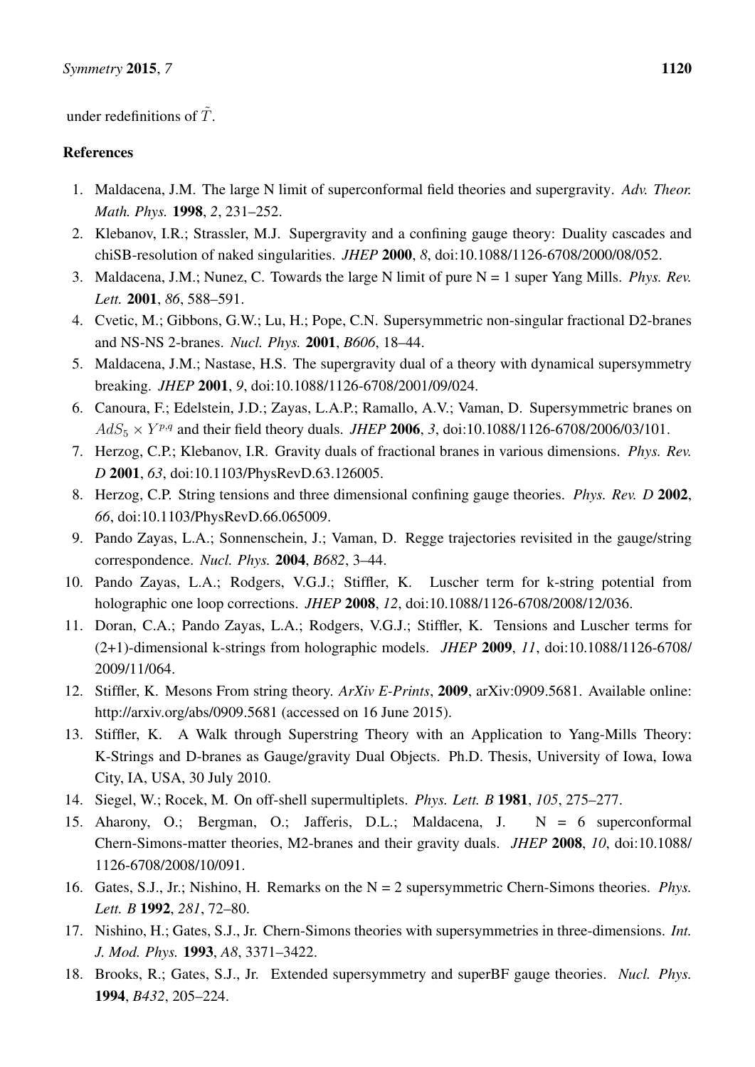under redefinitions of $\tilde{T}$.

## References

1. Maldacena, J.M. The large N limit of superconformal field theories and supergravity. *Adv. Theor. Math. Phys.* **1998**, *2*, 231–252.
2. Klebanov, I.R.; Strassler, M.J. Supergravity and a confining gauge theory: Duality cascades and chiSB-resolution of naked singularities. *JHEP* **2000**, *8*, doi:10.1088/1126-6708/2000/08/052.
3. Maldacena, J.M.; Nunez, C. Towards the large N limit of pure N = 1 super Yang Mills. *Phys. Rev. Lett.* **2001**, *86*, 588–591.
4. Cvetic, M.; Gibbons, G.W.; Lu, H.; Pope, C.N. Supersymmetric non-singular fractional D2-branes and NS-NS 2-branes. *Nucl. Phys.* **2001**, *B606*, 18–44.
5. Maldacena, J.M.; Nastase, H.S. The supergravity dual of a theory with dynamical supersymmetry breaking. *JHEP* **2001**, *9*, doi:10.1088/1126-6708/2001/09/024.
6. Canoura, F.; Edelstein, J.D.; Zayas, L.A.P.; Ramallo, A.V.; Vaman, D. Supersymmetric branes on $AdS_5 \times Y^{p,q}$ and their field theory duals. *JHEP* **2006**, *3*, doi:10.1088/1126-6708/2006/03/101.
7. Herzog, C.P.; Klebanov, I.R. Gravity duals of fractional branes in various dimensions. *Phys. Rev. D* **2001**, *63*, doi:10.1103/PhysRevD.63.126005.
8. Herzog, C.P. String tensions and three dimensional confining gauge theories. *Phys. Rev. D* **2002**, *66*, doi:10.1103/PhysRevD.66.065009.
9. Pando Zayas, L.A.; Sonnenschein, J.; Vaman, D. Regge trajectories revisited in the gauge/string correspondence. *Nucl. Phys.* **2004**, *B682*, 3–44.
10. Pando Zayas, L.A.; Rodgers, V.G.J.; Stiffler, K. Luscher term for k-string potential from holographic one loop corrections. *JHEP* **2008**, *12*, doi:10.1088/1126-6708/2008/12/036.
11. Doran, C.A.; Pando Zayas, L.A.; Rodgers, V.G.J.; Stiffler, K. Tensions and Luscher terms for (2+1)-dimensional k-strings from holographic models. *JHEP* **2009**, *11*, doi:10.1088/1126-6708/2009/11/064.
12. Stiffler, K. Mesons From string theory. *ArXiv E-Prints*, **2009**, arXiv:0909.5681. Available online: http://arxiv.org/abs/0909.5681 (accessed on 16 June 2015).
13. Stiffler, K. A Walk through Superstring Theory with an Application to Yang-Mills Theory: K-Strings and D-branes as Gauge/gravity Dual Objects. Ph.D. Thesis, University of Iowa, Iowa City, IA, USA, 30 July 2010.
14. Siegel, W.; Rocek, M. On off-shell supermultiplets. *Phys. Lett. B* **1981**, *105*, 275–277.
15. Aharony, O.; Bergman, O.; Jafferis, D.L.; Maldacena, J. N = 6 superconformal Chern-Simons-matter theories, M2-branes and their gravity duals. *JHEP* **2008**, *10*, doi:10.1088/1126-6708/2008/10/091.
16. Gates, S.J., Jr.; Nishino, H. Remarks on the N = 2 supersymmetric Chern-Simons theories. *Phys. Lett. B* **1992**, *281*, 72–80.
17. Nishino, H.; Gates, S.J., Jr. Chern-Simons theories with supersymmetries in three-dimensions. *Int. J. Mod. Phys.* **1993**, *A8*, 3371–3422.
18. Brooks, R.; Gates, S.J., Jr. Extended supersymmetry and superBF gauge theories. *Nucl. Phys.* **1994**, *B432*, 205–224.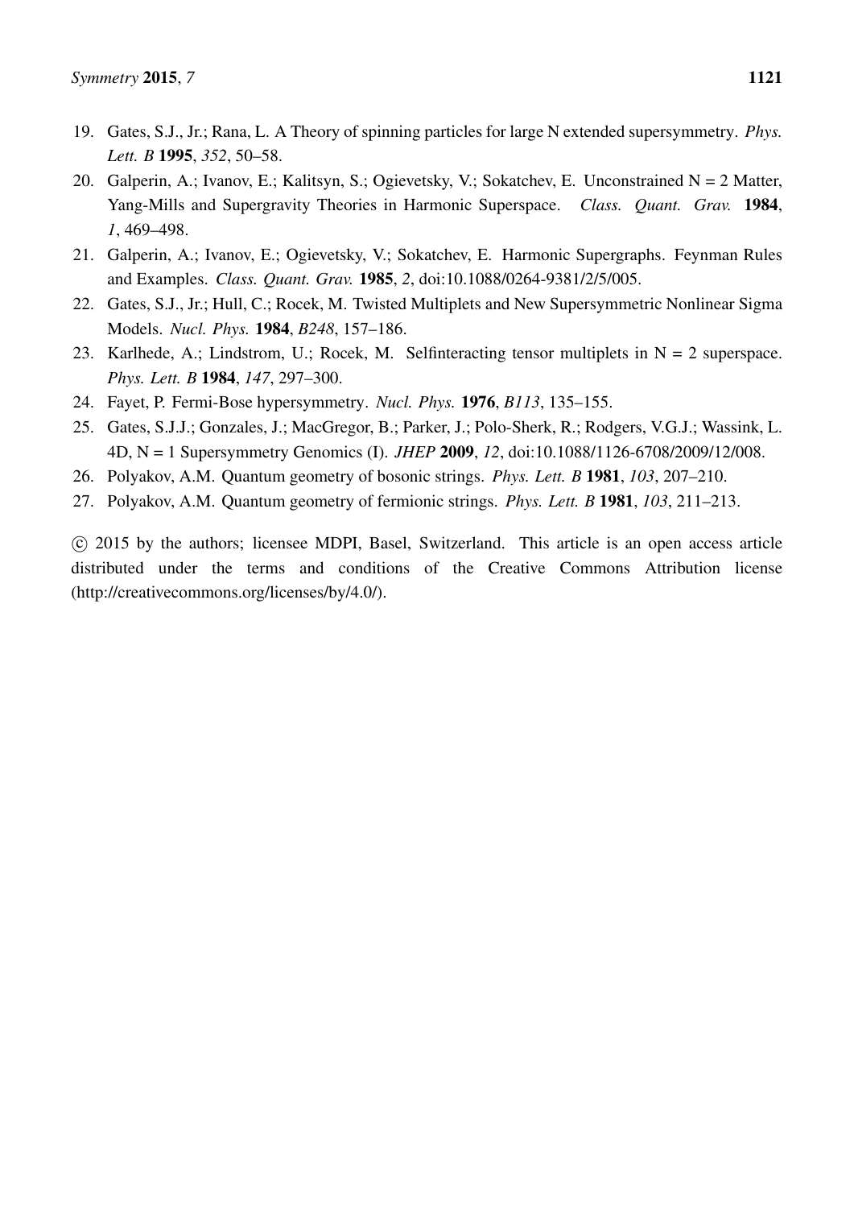19. Gates, S.J., Jr.; Rana, L. A Theory of spinning particles for large N extended supersymmetry. *Phys. Lett. B* **1995**, *352*, 50–58.
20. Galperin, A.; Ivanov, E.; Kalitsyn, S.; Ogievetsky, V.; Sokatchev, E. Unconstrained N = 2 Matter, Yang-Mills and Supergravity Theories in Harmonic Superspace. *Class. Quant. Grav.* **1984**, *1*, 469–498.
21. Galperin, A.; Ivanov, E.; Ogievetsky, V.; Sokatchev, E. Harmonic Supergraphs. Feynman Rules and Examples. *Class. Quant. Grav.* **1985**, *2*, doi:10.1088/0264-9381/2/5/005.
22. Gates, S.J., Jr.; Hull, C.; Rocek, M. Twisted Multiplets and New Supersymmetric Nonlinear Sigma Models. *Nucl. Phys.* **1984**, *B248*, 157–186.
23. Karlhede, A.; Lindstrom, U.; Rocek, M. Selfinteracting tensor multiplets in N = 2 superspace. *Phys. Lett. B* **1984**, *147*, 297–300.
24. Fayet, P. Fermi-Bose hypersymmetry. *Nucl. Phys.* **1976**, *B113*, 135–155.
25. Gates, S.J.J.; Gonzales, J.; MacGregor, B.; Parker, J.; Polo-Sherk, R.; Rodgers, V.G.J.; Wassink, L. 4D, N = 1 Supersymmetry Genomics (I). *JHEP* **2009**, *12*, doi:10.1088/1126-6708/2009/12/008.
26. Polyakov, A.M. Quantum geometry of bosonic strings. *Phys. Lett. B* **1981**, *103*, 207–210.
27. Polyakov, A.M. Quantum geometry of fermionic strings. *Phys. Lett. B* **1981**, *103*, 211–213.

© 2015 by the authors; licensee MDPI, Basel, Switzerland. This article is an open access article distributed under the terms and conditions of the Creative Commons Attribution license (http://creativecommons.org/licenses/by/4.0/).